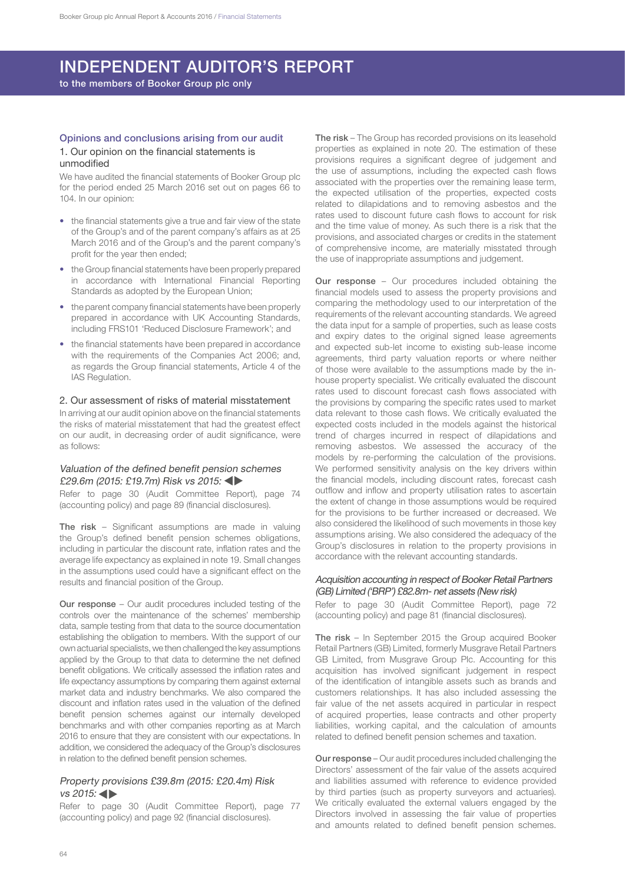# INDEPENDENT AUDITOR'S REPORT

to the members of Booker Group plc only

## Opinions and conclusions arising from our audit

### 1. Our opinion on the financial statements is unmodified

We have audited the financial statements of Booker Group plc for the period ended 25 March 2016 set out on pages 66 to 104. In our opinion:

- the financial statements give a true and fair view of the state of the Group's and of the parent company's affairs as at 25 March 2016 and of the Group's and the parent company's profit for the year then ended;
- the Group financial statements have been properly prepared in accordance with International Financial Reporting Standards as adopted by the European Union;
- the parent company financial statements have been properly prepared in accordance with UK Accounting Standards, including FRS101 'Reduced Disclosure Framework'; and
- the financial statements have been prepared in accordance with the requirements of the Companies Act 2006; and, as regards the Group financial statements, Article 4 of the IAS Regulation.

### 2. Our assessment of risks of material misstatement

In arriving at our audit opinion above on the financial statements the risks of material misstatement that had the greatest effect on our audit, in decreasing order of audit significance, were as follows:

#### *Valuation of the defined benefit pension schemes £29.6m (2015: £19.7m) Risk vs 2015:* ◀▶

Refer to page 30 (Audit Committee Report), page 74 (accounting policy) and page 89 (financial disclosures).

**The risk** – Significant assumptions are made in valuing the Group's defined benefit pension schemes obligations, including in particular the discount rate, inflation rates and the average life expectancy as explained in note 19. Small changes in the assumptions used could have a significant effect on the results and financial position of the Group.

**Our response** – Our audit procedures included testing of the controls over the maintenance of the schemes' membership data, sample testing from that data to the source documentation establishing the obligation to members. With the support of our own actuarial specialists, we then challenged the key assumptions applied by the Group to that data to determine the net defined benefit obligations. We critically assessed the inflation rates and life expectancy assumptions by comparing them against external market data and industry benchmarks. We also compared the discount and inflation rates used in the valuation of the defined benefit pension schemes against our internally developed benchmarks and with other companies reporting as at March 2016 to ensure that they are consistent with our expectations. In addition, we considered the adequacy of the Group's disclosures in relation to the defined benefit pension schemes.

#### *Property provisions £39.8m (2015: £20.4m) Risk vs 2015:* ◀▶

Refer to page 30 (Audit Committee Report), page 77 (accounting policy) and page 92 (financial disclosures).

**The risk** – The Group has recorded provisions on its leasehold properties as explained in note 20. The estimation of these provisions requires a significant degree of judgement and the use of assumptions, including the expected cash flows associated with the properties over the remaining lease term, the expected utilisation of the properties, expected costs related to dilapidations and to removing asbestos and the rates used to discount future cash flows to account for risk and the time value of money. As such there is a risk that the provisions, and associated charges or credits in the statement of comprehensive income, are materially misstated through the use of inappropriate assumptions and judgement.

**Our response** – Our procedures included obtaining the financial models used to assess the property provisions and comparing the methodology used to our interpretation of the requirements of the relevant accounting standards. We agreed the data input for a sample of properties, such as lease costs and expiry dates to the original signed lease agreements and expected sub-let income to existing sub-lease income agreements, third party valuation reports or where neither of those were available to the assumptions made by the in-house property specialist. We critically evaluated the discount rates used to discount forecast cash flows associated with the provisions by comparing the specific rates used to market data relevant to those cash flows. We critically evaluated the expected costs included in the models against the historical trend of charges incurred in respect of dilapidations and removing asbestos. We assessed the accuracy of the models by re-performing the calculation of the provisions. We performed sensitivity analysis on the key drivers within the financial models, including discount rates, forecast cash outflow and inflow and property utilisation rates to ascertain the extent of change in those assumptions would be required for the provisions to be further increased or decreased. We also considered the likelihood of such movements in those key assumptions arising. We also considered the adequacy of the Group's disclosures in relation to the property provisions in accordance with the relevant accounting standards.

#### *Acquisition accounting in respect of Booker Retail Partners (GB) Limited ('BRP') £82.8m- net assets (New risk)*

Refer to page 30 (Audit Committee Report), page 72 (accounting policy) and page 81 (financial disclosures).

**The risk** – In September 2015 the Group acquired Booker Retail Partners (GB) Limited, formerly Musgrave Retail Partners GB Limited, from Musgrave Group Plc. Accounting for this acquisition has involved significant judgement in respect of the identification of intangible assets such as brands and customers relationships. It has also included assessing the fair value of the net assets acquired in particular in respect of acquired properties, lease contracts and other property liabilities, working capital, and the calculation of amounts related to defined benefit pension schemes and taxation.

**Our response** – Our audit procedures included challenging the Directors' assessment of the fair value of the assets acquired and liabilities assumed with reference to evidence provided by third parties (such as property surveyors and actuaries). We critically evaluated the external valuers engaged by the Directors involved in assessing the fair value of properties and amounts related to defined benefit pension schemes.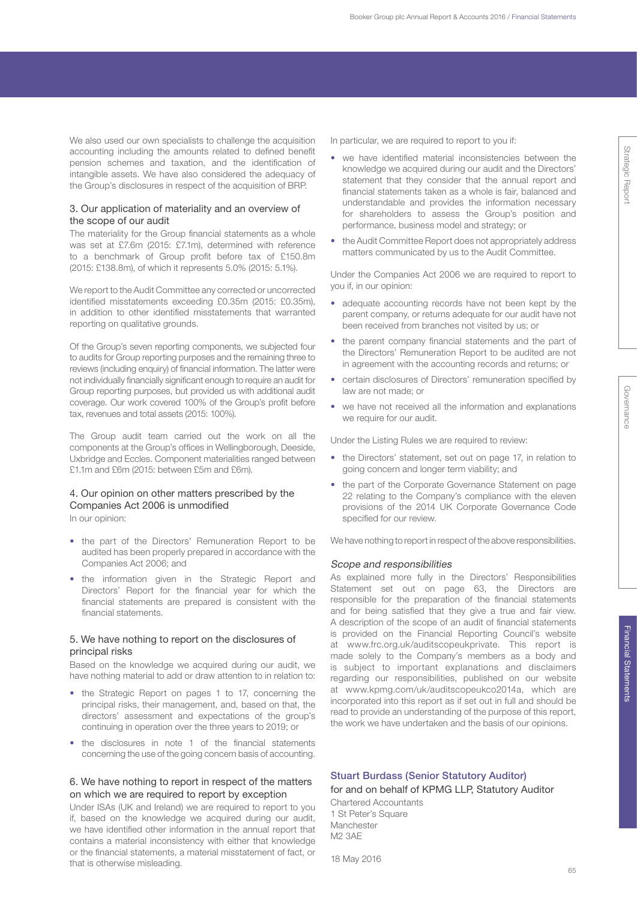We also used our own specialists to challenge the acquisition accounting including the amounts related to defined benefit pension schemes and taxation, and the identification of intangible assets. We have also considered the adequacy of the Group's disclosures in respect of the acquisition of BRP.

### 3. Our application of materiality and an overview of the scope of our audit

The materiality for the Group financial statements as a whole was set at £7.6m (2015: £7.1m), determined with reference to a benchmark of Group profit before tax of £150.8m (2015: £138.8m), of which it represents 5.0% (2015: 5.1%).

We report to the Audit Committee any corrected or uncorrected identified misstatements exceeding £0.35m (2015: £0.35m), in addition to other identified misstatements that warranted reporting on qualitative grounds.

Of the Group's seven reporting components, we subjected four to audits for Group reporting purposes and the remaining three to reviews (including enquiry) of financial information. The latter were not individually financially significant enough to require an audit for Group reporting purposes, but provided us with additional audit coverage. Our work covered 100% of the Group's profit before tax, revenues and total assets (2015: 100%).

The Group audit team carried out the work on all the components at the Group's offices in Wellingborough, Deeside, Uxbridge and Eccles. Component materialities ranged between £1.1m and £6m (2015: between £5m and £6m).

### 4. Our opinion on other matters prescribed by the Companies Act 2006 is unmodified

In our opinion:

- the part of the Directors' Remuneration Report to be audited has been properly prepared in accordance with the Companies Act 2006; and
- the information given in the Strategic Report and Directors' Report for the financial year for which the financial statements are prepared is consistent with the financial statements.

### 5. We have nothing to report on the disclosures of principal risks

Based on the knowledge we acquired during our audit, we have nothing material to add or draw attention to in relation to:

- the Strategic Report on pages 1 to 17, concerning the principal risks, their management, and, based on that, the directors' assessment and expectations of the group's continuing in operation over the three years to 2019; or
- the disclosures in note 1 of the financial statements concerning the use of the going concern basis of accounting.

### 6. We have nothing to report in respect of the matters on which we are required to report by exception

Under ISAs (UK and Ireland) we are required to report to you if, based on the knowledge we acquired during our audit, we have identified other information in the annual report that contains a material inconsistency with either that knowledge or the financial statements, a material misstatement of fact, or that is otherwise misleading.

In particular, we are required to report to you if:

- we have identified material inconsistencies between the knowledge we acquired during our audit and the Directors' statement that they consider that the annual report and financial statements taken as a whole is fair, balanced and understandable and provides the information necessary for shareholders to assess the Group's position and performance, business model and strategy; or
- the Audit Committee Report does not appropriately address matters communicated by us to the Audit Committee.

Under the Companies Act 2006 we are required to report to you if, in our opinion:

- adequate accounting records have not been kept by the parent company, or returns adequate for our audit have not been received from branches not visited by us; or
- the parent company financial statements and the part of the Directors' Remuneration Report to be audited are not in agreement with the accounting records and returns; or
- certain disclosures of Directors' remuneration specified by law are not made; or
- we have not received all the information and explanations we require for our audit.

Under the Listing Rules we are required to review:

- the Directors' statement, set out on page 17, in relation to going concern and longer term viability; and
- the part of the Corporate Governance Statement on page 22 relating to the Company's compliance with the eleven provisions of the 2014 UK Corporate Governance Code specified for our review.

We have nothing to report in respect of the above responsibilities.

*Scope and responsibilities*

As explained more fully in the Directors' Responsibilities Statement set out on page 63, the Directors are responsible for the preparation of the financial statements and for being satisfied that they give a true and fair view. A description of the scope of an audit of financial statements is provided on the Financial Reporting Council's website at www.frc.org.uk/auditscopeukprivate. This report is made solely to the Company's members as a body and is subject to important explanations and disclaimers regarding our responsibilities, published on our website at www.kpmg.com/uk/auditscopeukco2014a, which are incorporated into this report as if set out in full and should be read to provide an understanding of the purpose of this report, the work we have undertaken and the basis of our opinions.

**Stuart Burdass (Senior Statutory Auditor)**
for and on behalf of KPMG LLP, Statutory Auditor
Chartered Accountants
1 St Peter's Square
Manchester
M2 3AE

18 May 2016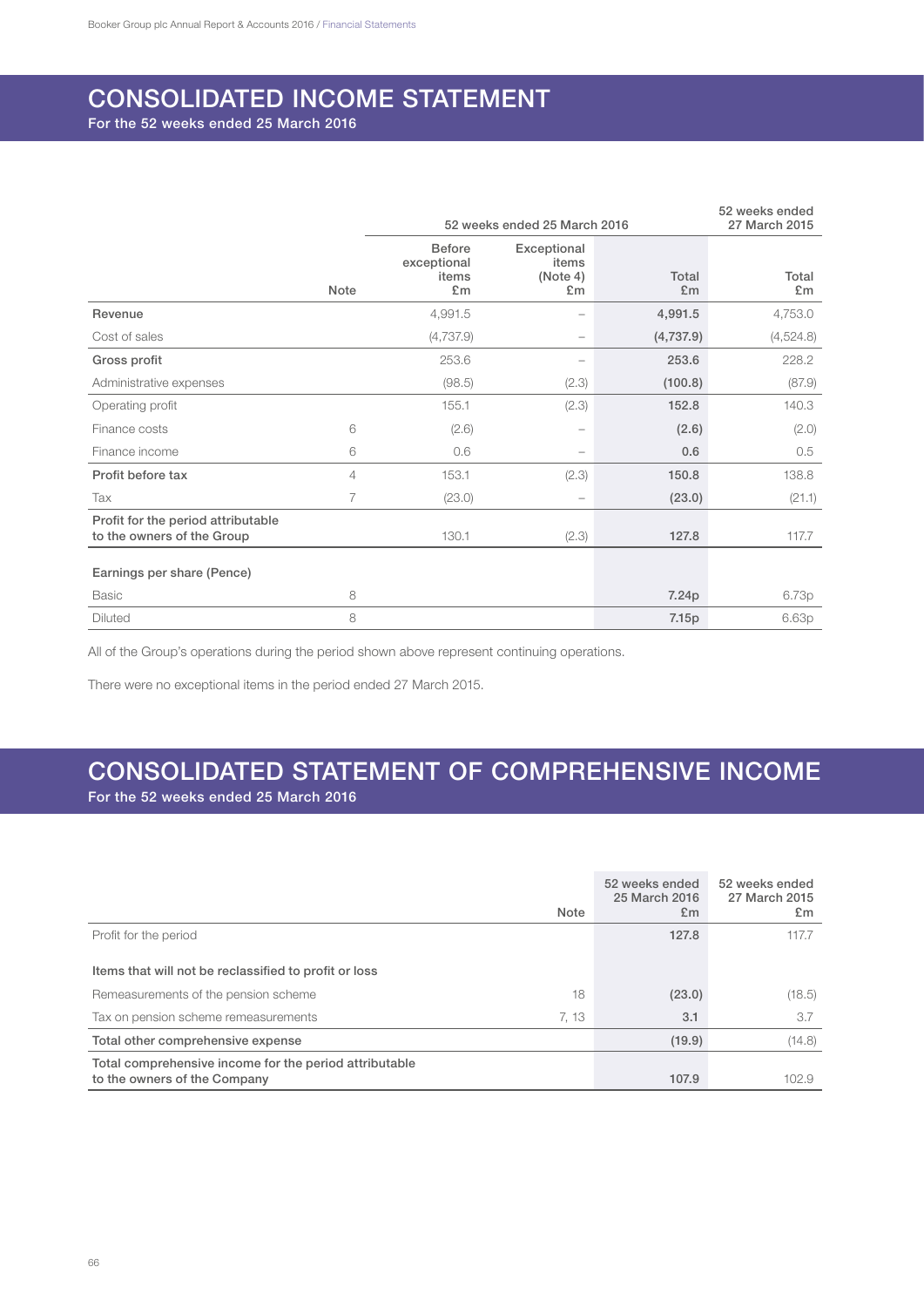# CONSOLIDATED INCOME STATEMENT

For the 52 weeks ended 25 March 2016

| | Note | 52 weeks ended 25 March 2016 | | | 52 weeks ended 27 March 2015 |
|---|---|---|---|---|---|
| | | Before exceptional items £m | Exceptional items (Note 4) £m | Total £m | Total £m |
| **Revenue** | | 4,991.5 | – | **4,991.5** | 4,753.0 |
| Cost of sales | | (4,737.9) | – | **(4,737.9)** | (4,524.8) |
| **Gross profit** | | 253.6 | – | **253.6** | 228.2 |
| Administrative expenses | | (98.5) | (2.3) | **(100.8)** | (87.9) |
| Operating profit | | 155.1 | (2.3) | **152.8** | 140.3 |
| Finance costs | 6 | (2.6) | – | **(2.6)** | (2.0) |
| Finance income | 6 | 0.6 | – | **0.6** | 0.5 |
| **Profit before tax** | 4 | 153.1 | (2.3) | **150.8** | 138.8 |
| Tax | 7 | (23.0) | – | **(23.0)** | (21.1) |
| **Profit for the period attributable to the owners of the Group** | | 130.1 | (2.3) | **127.8** | 117.7 |
| **Earnings per share (Pence)** | | | | | |
| Basic | 8 | | | **7.24p** | 6.73p |
| Diluted | 8 | | | **7.15p** | 6.63p |

All of the Group's operations during the period shown above represent continuing operations.

There were no exceptional items in the period ended 27 March 2015.

# CONSOLIDATED STATEMENT OF COMPREHENSIVE INCOME

For the 52 weeks ended 25 March 2016

| | Note | 52 weeks ended 25 March 2016 £m | 52 weeks ended 27 March 2015 £m |
|---|---|---|---|
| Profit for the period | | **127.8** | 117.7 |
| **Items that will not be reclassified to profit or loss** | | | |
| Remeasurements of the pension scheme | 18 | **(23.0)** | (18.5) |
| Tax on pension scheme remeasurements | 7, 13 | **3.1** | 3.7 |
| **Total other comprehensive expense** | | **(19.9)** | (14.8) |
| **Total comprehensive income for the period attributable to the owners of the Company** | | **107.9** | 102.9 |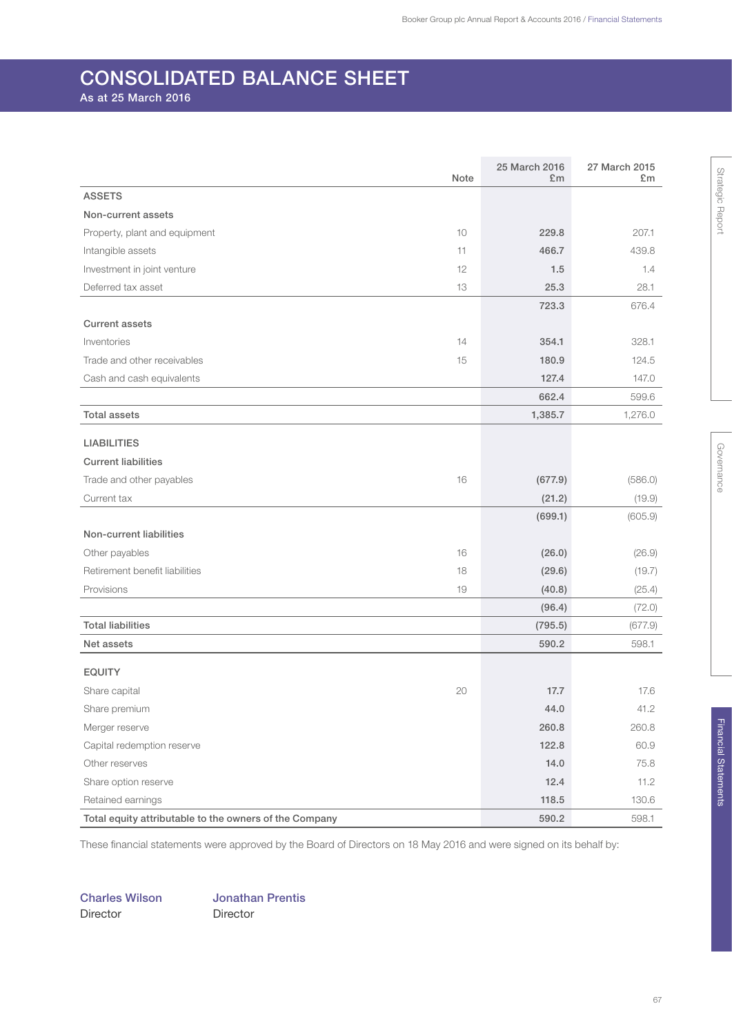# CONSOLIDATED BALANCE SHEET

As at 25 March 2016

| | Note | 25 March 2016 £m | 27 March 2015 £m |
|---|---|---|---|
| **ASSETS** | | | |
| **Non-current assets** | | | |
| Property, plant and equipment | 10 | **229.8** | 207.1 |
| Intangible assets | 11 | **466.7** | 439.8 |
| Investment in joint venture | 12 | **1.5** | 1.4 |
| Deferred tax asset | 13 | **25.3** | 28.1 |
| | | **723.3** | 676.4 |
| **Current assets** | | | |
| Inventories | 14 | **354.1** | 328.1 |
| Trade and other receivables | 15 | **180.9** | 124.5 |
| Cash and cash equivalents | | **127.4** | 147.0 |
| | | **662.4** | 599.6 |
| **Total assets** | | **1,385.7** | 1,276.0 |
| **LIABILITIES** | | | |
| **Current liabilities** | | | |
| Trade and other payables | 16 | **(677.9)** | (586.0) |
| Current tax | | **(21.2)** | (19.9) |
| | | **(699.1)** | (605.9) |
| **Non-current liabilities** | | | |
| Other payables | 16 | **(26.0)** | (26.9) |
| Retirement benefit liabilities | 18 | **(29.6)** | (19.7) |
| Provisions | 19 | **(40.8)** | (25.4) |
| | | **(96.4)** | (72.0) |
| **Total liabilities** | | **(795.5)** | (677.9) |
| **Net assets** | | **590.2** | 598.1 |
| **EQUITY** | | | |
| Share capital | 20 | **17.7** | 17.6 |
| Share premium | | **44.0** | 41.2 |
| Merger reserve | | **260.8** | 260.8 |
| Capital redemption reserve | | **122.8** | 60.9 |
| Other reserves | | **14.0** | 75.8 |
| Share option reserve | | **12.4** | 11.2 |
| Retained earnings | | **118.5** | 130.6 |
| **Total equity attributable to the owners of the Company** | | **590.2** | 598.1 |

These financial statements were approved by the Board of Directors on 18 May 2016 and were signed on its behalf by:

**Charles Wilson**
Director

**Jonathan Prentis**
Director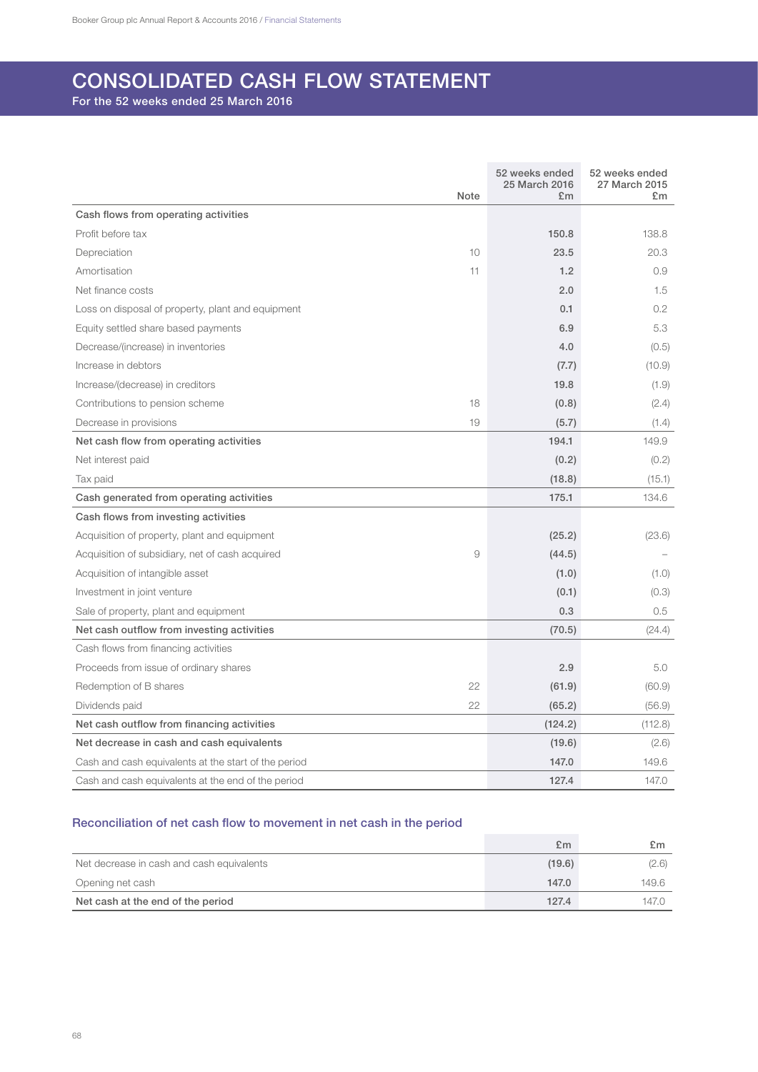# CONSOLIDATED CASH FLOW STATEMENT

For the 52 weeks ended 25 March 2016

| | Note | 52 weeks ended 25 March 2016 £m | 52 weeks ended 27 March 2015 £m |
|---|---|---|---|
| **Cash flows from operating activities** | | | |
| Profit before tax | | **150.8** | 138.8 |
| Depreciation | 10 | **23.5** | 20.3 |
| Amortisation | 11 | **1.2** | 0.9 |
| Net finance costs | | **2.0** | 1.5 |
| Loss on disposal of property, plant and equipment | | **0.1** | 0.2 |
| Equity settled share based payments | | **6.9** | 5.3 |
| Decrease/(increase) in inventories | | **4.0** | (0.5) |
| Increase in debtors | | **(7.7)** | (10.9) |
| Increase/(decrease) in creditors | | **19.8** | (1.9) |
| Contributions to pension scheme | 18 | **(0.8)** | (2.4) |
| Decrease in provisions | 19 | **(5.7)** | (1.4) |
| **Net cash flow from operating activities** | | **194.1** | 149.9 |
| Net interest paid | | **(0.2)** | (0.2) |
| Tax paid | | **(18.8)** | (15.1) |
| **Cash generated from operating activities** | | **175.1** | 134.6 |
| **Cash flows from investing activities** | | | |
| Acquisition of property, plant and equipment | | **(25.2)** | (23.6) |
| Acquisition of subsidiary, net of cash acquired | 9 | **(44.5)** | – |
| Acquisition of intangible asset | | **(1.0)** | (1.0) |
| Investment in joint venture | | **(0.1)** | (0.3) |
| Sale of property, plant and equipment | | **0.3** | 0.5 |
| **Net cash outflow from investing activities** | | **(70.5)** | (24.4) |
| Cash flows from financing activities | | | |
| Proceeds from issue of ordinary shares | | **2.9** | 5.0 |
| Redemption of B shares | 22 | **(61.9)** | (60.9) |
| Dividends paid | 22 | **(65.2)** | (56.9) |
| **Net cash outflow from financing activities** | | **(124.2)** | (112.8) |
| **Net decrease in cash and cash equivalents** | | **(19.6)** | (2.6) |
| Cash and cash equivalents at the start of the period | | **147.0** | 149.6 |
| Cash and cash equivalents at the end of the period | | **127.4** | 147.0 |

## Reconciliation of net cash flow to movement in net cash in the period

| | £m | £m |
|---|---|---|
| Net decrease in cash and cash equivalents | **(19.6)** | (2.6) |
| Opening net cash | **147.0** | 149.6 |
| **Net cash at the end of the period** | **127.4** | 147.0 |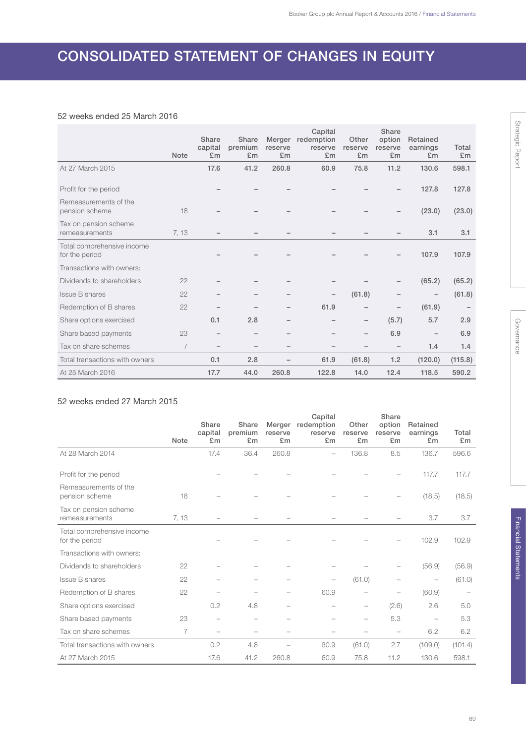# CONSOLIDATED STATEMENT OF CHANGES IN EQUITY

52 weeks ended 25 March 2016

| | Note | Share capital £m | Share premium £m | Merger reserve £m | Capital redemption reserve £m | Other reserve £m | Share option reserve £m | Retained earnings £m | Total £m |
|---|---|---|---|---|---|---|---|---|---|
| At 27 March 2015 | | **17.6** | **41.2** | **260.8** | **60.9** | **75.8** | **11.2** | **130.6** | **598.1** |
| Profit for the period | | – | – | – | – | – | – | **127.8** | **127.8** |
| Remeasurements of the pension scheme | 18 | – | – | – | – | – | – | **(23.0)** | **(23.0)** |
| Tax on pension scheme remeasurements | 7, 13 | – | – | – | – | – | – | **3.1** | **3.1** |
| Total comprehensive income for the period | | – | – | – | – | – | – | **107.9** | **107.9** |
| Transactions with owners: | | | | | | | | | |
| Dividends to shareholders | 22 | – | – | – | – | – | – | **(65.2)** | **(65.2)** |
| Issue B shares | 22 | – | – | – | – | **(61.8)** | – | – | **(61.8)** |
| Redemption of B shares | 22 | – | – | – | **61.9** | – | – | **(61.9)** | – |
| Share options exercised | | **0.1** | **2.8** | – | – | – | **(5.7)** | **5.7** | **2.9** |
| Share based payments | 23 | – | – | – | – | – | **6.9** | – | **6.9** |
| Tax on share schemes | 7 | – | – | – | – | – | – | **1.4** | **1.4** |
| Total transactions with owners | | **0.1** | **2.8** | – | **61.9** | **(61.8)** | **1.2** | **(120.0)** | **(115.8)** |
| At 25 March 2016 | | **17.7** | **44.0** | **260.8** | **122.8** | **14.0** | **12.4** | **118.5** | **590.2** |

52 weeks ended 27 March 2015

| | Note | Share capital £m | Share premium £m | Merger reserve £m | Capital redemption reserve £m | Other reserve £m | Share option reserve £m | Retained earnings £m | Total £m |
|---|---|---|---|---|---|---|---|---|---|
| At 28 March 2014 | | 17.4 | 36.4 | 260.8 | – | 136.8 | 8.5 | 136.7 | 596.6 |
| Profit for the period | | – | – | – | – | – | – | 117.7 | 117.7 |
| Remeasurements of the pension scheme | 18 | – | – | – | – | – | – | (18.5) | (18.5) |
| Tax on pension scheme remeasurements | 7, 13 | – | – | – | – | – | – | 3.7 | 3.7 |
| Total comprehensive income for the period | | – | – | – | – | – | – | 102.9 | 102.9 |
| Transactions with owners: | | | | | | | | | |
| Dividends to shareholders | 22 | – | – | – | – | – | – | (56.9) | (56.9) |
| Issue B shares | 22 | – | – | – | – | (61.0) | – | – | (61.0) |
| Redemption of B shares | 22 | – | – | – | 60.9 | – | – | (60.9) | – |
| Share options exercised | | 0.2 | 4.8 | – | – | – | (2.6) | 2.6 | 5.0 |
| Share based payments | 23 | – | – | – | – | – | 5.3 | – | 5.3 |
| Tax on share schemes | 7 | – | – | – | – | – | – | 6.2 | 6.2 |
| Total transactions with owners | | 0.2 | 4.8 | – | 60.9 | (61.0) | 2.7 | (109.0) | (101.4) |
| At 27 March 2015 | | 17.6 | 41.2 | 260.8 | 60.9 | 75.8 | 11.2 | 130.6 | 598.1 |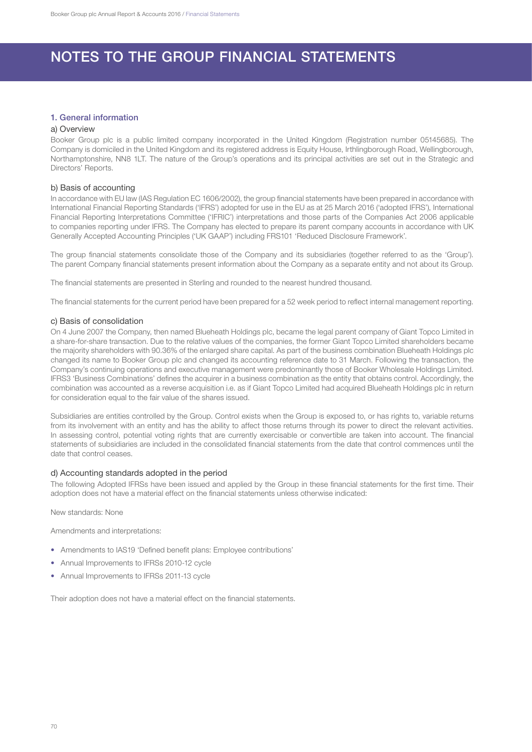# NOTES TO THE GROUP FINANCIAL STATEMENTS

## 1. General information

### a) Overview

Booker Group plc is a public limited company incorporated in the United Kingdom (Registration number 05145685). The Company is domiciled in the United Kingdom and its registered address is Equity House, Irthlingborough Road, Wellingborough, Northamptonshire, NN8 1LT. The nature of the Group's operations and its principal activities are set out in the Strategic and Directors' Reports.

### b) Basis of accounting

In accordance with EU law (IAS Regulation EC 1606/2002), the group financial statements have been prepared in accordance with International Financial Reporting Standards ('IFRS') adopted for use in the EU as at 25 March 2016 ('adopted IFRS'), International Financial Reporting Interpretations Committee ('IFRIC') interpretations and those parts of the Companies Act 2006 applicable to companies reporting under IFRS. The Company has elected to prepare its parent company accounts in accordance with UK Generally Accepted Accounting Principles ('UK GAAP') including FRS101 'Reduced Disclosure Framework'.

The group financial statements consolidate those of the Company and its subsidiaries (together referred to as the 'Group'). The parent Company financial statements present information about the Company as a separate entity and not about its Group.

The financial statements are presented in Sterling and rounded to the nearest hundred thousand.

The financial statements for the current period have been prepared for a 52 week period to reflect internal management reporting.

### c) Basis of consolidation

On 4 June 2007 the Company, then named Blueheath Holdings plc, became the legal parent company of Giant Topco Limited in a share-for-share transaction. Due to the relative values of the companies, the former Giant Topco Limited shareholders became the majority shareholders with 90.36% of the enlarged share capital. As part of the business combination Blueheath Holdings plc changed its name to Booker Group plc and changed its accounting reference date to 31 March. Following the transaction, the Company's continuing operations and executive management were predominantly those of Booker Wholesale Holdings Limited. IFRS3 'Business Combinations' defines the acquirer in a business combination as the entity that obtains control. Accordingly, the combination was accounted as a reverse acquisition i.e. as if Giant Topco Limited had acquired Blueheath Holdings plc in return for consideration equal to the fair value of the shares issued.

Subsidiaries are entities controlled by the Group. Control exists when the Group is exposed to, or has rights to, variable returns from its involvement with an entity and has the ability to affect those returns through its power to direct the relevant activities. In assessing control, potential voting rights that are currently exercisable or convertible are taken into account. The financial statements of subsidiaries are included in the consolidated financial statements from the date that control commences until the date that control ceases.

### d) Accounting standards adopted in the period

The following Adopted IFRSs have been issued and applied by the Group in these financial statements for the first time. Their adoption does not have a material effect on the financial statements unless otherwise indicated:

New standards: None

Amendments and interpretations:

- Amendments to IAS19 'Defined benefit plans: Employee contributions'
- Annual Improvements to IFRSs 2010-12 cycle
- Annual Improvements to IFRSs 2011-13 cycle

Their adoption does not have a material effect on the financial statements.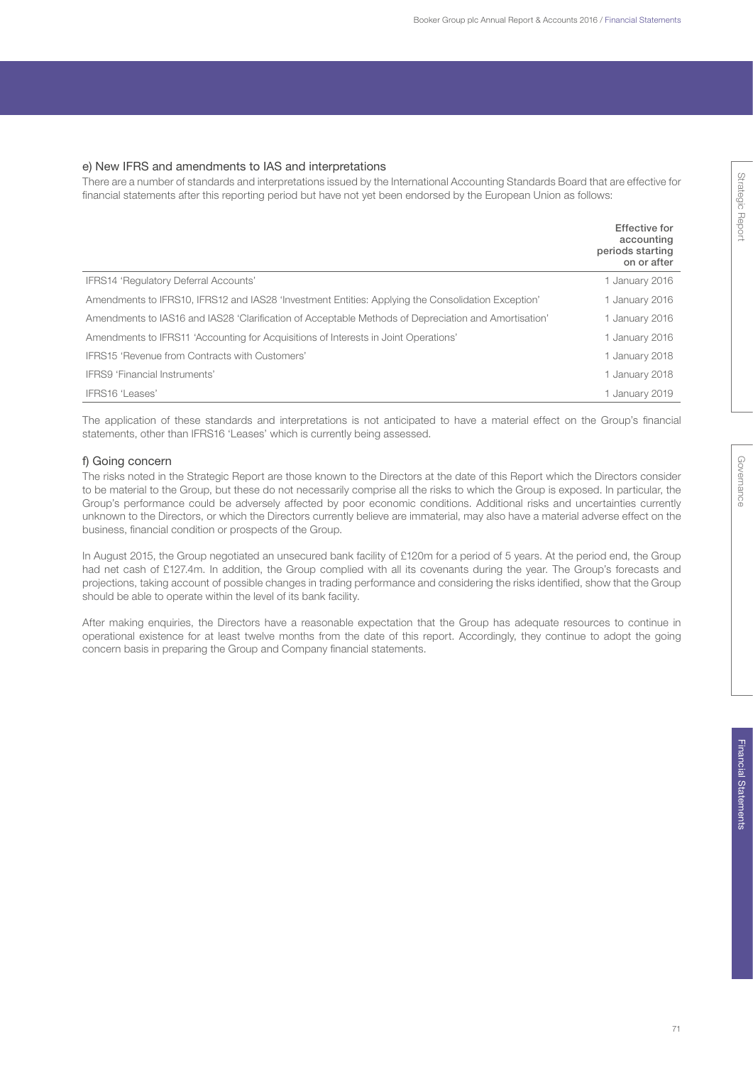### e) New IFRS and amendments to IAS and interpretations

There are a number of standards and interpretations issued by the International Accounting Standards Board that are effective for financial statements after this reporting period but have not yet been endorsed by the European Union as follows:

| | Effective for accounting periods starting on or after |
|---|---|
| IFRS14 'Regulatory Deferral Accounts' | 1 January 2016 |
| Amendments to IFRS10, IFRS12 and IAS28 'Investment Entities: Applying the Consolidation Exception' | 1 January 2016 |
| Amendments to IAS16 and IAS28 'Clarification of Acceptable Methods of Depreciation and Amortisation' | 1 January 2016 |
| Amendments to IFRS11 'Accounting for Acquisitions of Interests in Joint Operations' | 1 January 2016 |
| IFRS15 'Revenue from Contracts with Customers' | 1 January 2018 |
| IFRS9 'Financial Instruments' | 1 January 2018 |
| IFRS16 'Leases' | 1 January 2019 |

The application of these standards and interpretations is not anticipated to have a material effect on the Group's financial statements, other than IFRS16 'Leases' which is currently being assessed.

### f) Going concern

The risks noted in the Strategic Report are those known to the Directors at the date of this Report which the Directors consider to be material to the Group, but these do not necessarily comprise all the risks to which the Group is exposed. In particular, the Group's performance could be adversely affected by poor economic conditions. Additional risks and uncertainties currently unknown to the Directors, or which the Directors currently believe are immaterial, may also have a material adverse effect on the business, financial condition or prospects of the Group.

In August 2015, the Group negotiated an unsecured bank facility of £120m for a period of 5 years. At the period end, the Group had net cash of £127.4m. In addition, the Group complied with all its covenants during the year. The Group's forecasts and projections, taking account of possible changes in trading performance and considering the risks identified, show that the Group should be able to operate within the level of its bank facility.

After making enquiries, the Directors have a reasonable expectation that the Group has adequate resources to continue in operational existence for at least twelve months from the date of this report. Accordingly, they continue to adopt the going concern basis in preparing the Group and Company financial statements.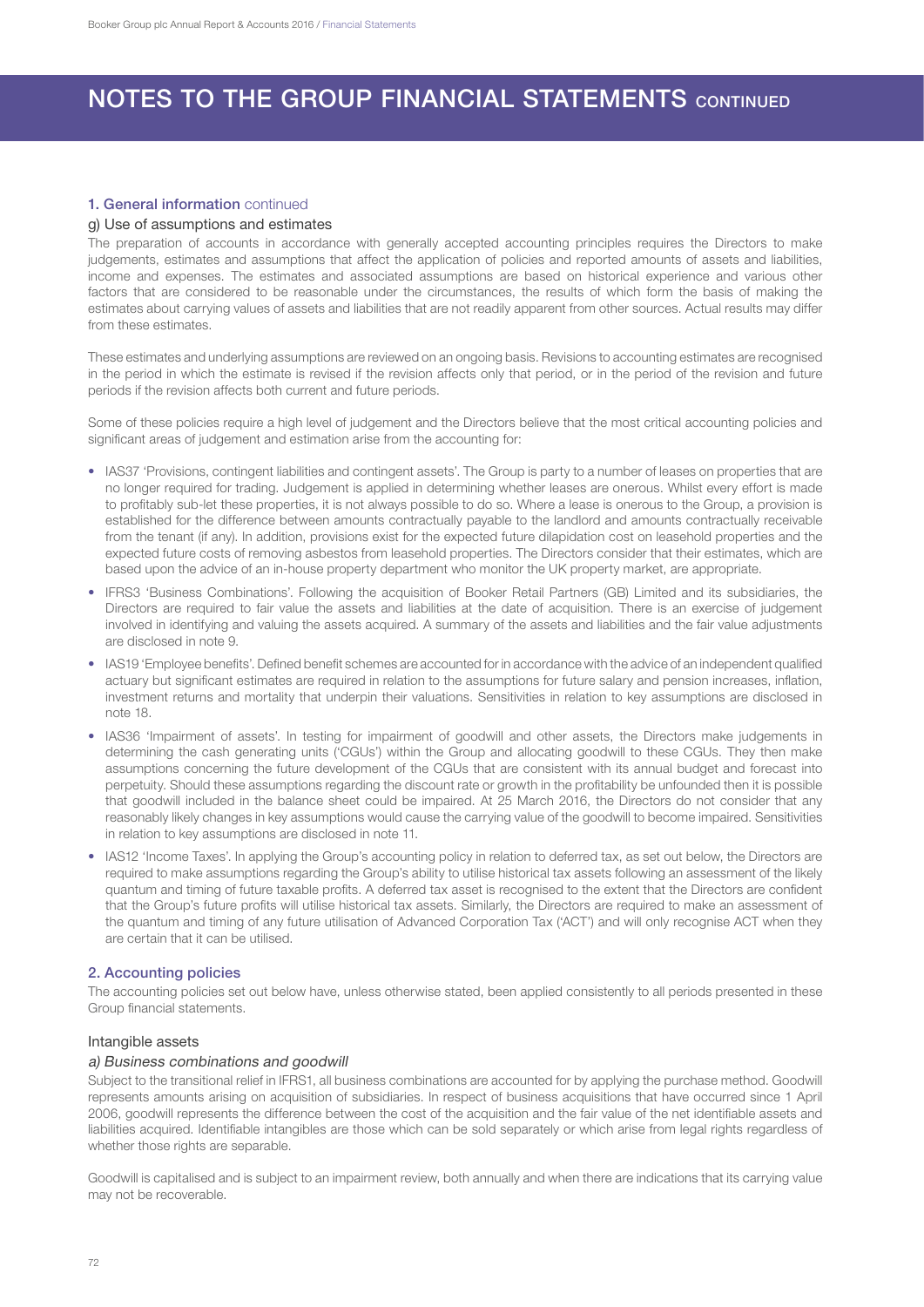# NOTES TO THE GROUP FINANCIAL STATEMENTS CONTINUED

## 1. General information continued

### g) Use of assumptions and estimates

The preparation of accounts in accordance with generally accepted accounting principles requires the Directors to make judgements, estimates and assumptions that affect the application of policies and reported amounts of assets and liabilities, income and expenses. The estimates and associated assumptions are based on historical experience and various other factors that are considered to be reasonable under the circumstances, the results of which form the basis of making the estimates about carrying values of assets and liabilities that are not readily apparent from other sources. Actual results may differ from these estimates.

These estimates and underlying assumptions are reviewed on an ongoing basis. Revisions to accounting estimates are recognised in the period in which the estimate is revised if the revision affects only that period, or in the period of the revision and future periods if the revision affects both current and future periods.

Some of these policies require a high level of judgement and the Directors believe that the most critical accounting policies and significant areas of judgement and estimation arise from the accounting for:

- IAS37 'Provisions, contingent liabilities and contingent assets'. The Group is party to a number of leases on properties that are no longer required for trading. Judgement is applied in determining whether leases are onerous. Whilst every effort is made to profitably sub-let these properties, it is not always possible to do so. Where a lease is onerous to the Group, a provision is established for the difference between amounts contractually payable to the landlord and amounts contractually receivable from the tenant (if any). In addition, provisions exist for the expected future dilapidation cost on leasehold properties and the expected future costs of removing asbestos from leasehold properties. The Directors consider that their estimates, which are based upon the advice of an in-house property department who monitor the UK property market, are appropriate.
- IFRS3 'Business Combinations'. Following the acquisition of Booker Retail Partners (GB) Limited and its subsidiaries, the Directors are required to fair value the assets and liabilities at the date of acquisition. There is an exercise of judgement involved in identifying and valuing the assets acquired. A summary of the assets and liabilities and the fair value adjustments are disclosed in note 9.
- IAS19 'Employee benefits'. Defined benefit schemes are accounted for in accordance with the advice of an independent qualified actuary but significant estimates are required in relation to the assumptions for future salary and pension increases, inflation, investment returns and mortality that underpin their valuations. Sensitivities in relation to key assumptions are disclosed in note 18.
- IAS36 'Impairment of assets'. In testing for impairment of goodwill and other assets, the Directors make judgements in determining the cash generating units ('CGUs') within the Group and allocating goodwill to these CGUs. They then make assumptions concerning the future development of the CGUs that are consistent with its annual budget and forecast into perpetuity. Should these assumptions regarding the discount rate or growth in the profitability be unfounded then it is possible that goodwill included in the balance sheet could be impaired. At 25 March 2016, the Directors do not consider that any reasonably likely changes in key assumptions would cause the carrying value of the goodwill to become impaired. Sensitivities in relation to key assumptions are disclosed in note 11.
- IAS12 'Income Taxes'. In applying the Group's accounting policy in relation to deferred tax, as set out below, the Directors are required to make assumptions regarding the Group's ability to utilise historical tax assets following an assessment of the likely quantum and timing of future taxable profits. A deferred tax asset is recognised to the extent that the Directors are confident that the Group's future profits will utilise historical tax assets. Similarly, the Directors are required to make an assessment of the quantum and timing of any future utilisation of Advanced Corporation Tax ('ACT') and will only recognise ACT when they are certain that it can be utilised.

## 2. Accounting policies

The accounting policies set out below have, unless otherwise stated, been applied consistently to all periods presented in these Group financial statements.

### Intangible assets

#### *a) Business combinations and goodwill*

Subject to the transitional relief in IFRS1, all business combinations are accounted for by applying the purchase method. Goodwill represents amounts arising on acquisition of subsidiaries. In respect of business acquisitions that have occurred since 1 April 2006, goodwill represents the difference between the cost of the acquisition and the fair value of the net identifiable assets and liabilities acquired. Identifiable intangibles are those which can be sold separately or which arise from legal rights regardless of whether those rights are separable.

Goodwill is capitalised and is subject to an impairment review, both annually and when there are indications that its carrying value may not be recoverable.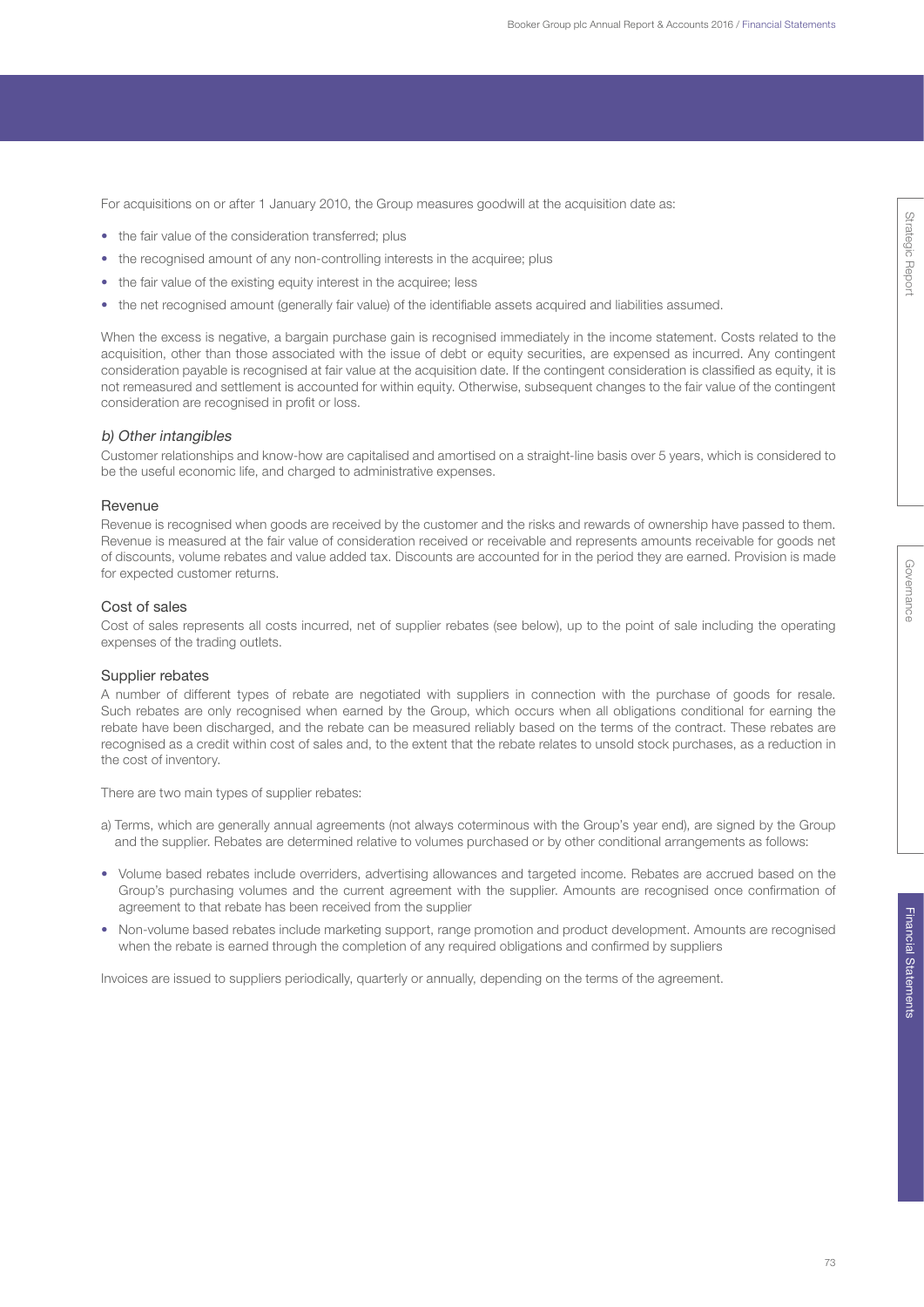For acquisitions on or after 1 January 2010, the Group measures goodwill at the acquisition date as:

- the fair value of the consideration transferred; plus
- the recognised amount of any non-controlling interests in the acquiree; plus
- the fair value of the existing equity interest in the acquiree; less
- the net recognised amount (generally fair value) of the identifiable assets acquired and liabilities assumed.

When the excess is negative, a bargain purchase gain is recognised immediately in the income statement. Costs related to the acquisition, other than those associated with the issue of debt or equity securities, are expensed as incurred. Any contingent consideration payable is recognised at fair value at the acquisition date. If the contingent consideration is classified as equity, it is not remeasured and settlement is accounted for within equity. Otherwise, subsequent changes to the fair value of the contingent consideration are recognised in profit or loss.

*b) Other intangibles*

Customer relationships and know-how are capitalised and amortised on a straight-line basis over 5 years, which is considered to be the useful economic life, and charged to administrative expenses.

## Revenue

Revenue is recognised when goods are received by the customer and the risks and rewards of ownership have passed to them. Revenue is measured at the fair value of consideration received or receivable and represents amounts receivable for goods net of discounts, volume rebates and value added tax. Discounts are accounted for in the period they are earned. Provision is made for expected customer returns.

## Cost of sales

Cost of sales represents all costs incurred, net of supplier rebates (see below), up to the point of sale including the operating expenses of the trading outlets.

## Supplier rebates

A number of different types of rebate are negotiated with suppliers in connection with the purchase of goods for resale. Such rebates are only recognised when earned by the Group, which occurs when all obligations conditional for earning the rebate have been discharged, and the rebate can be measured reliably based on the terms of the contract. These rebates are recognised as a credit within cost of sales and, to the extent that the rebate relates to unsold stock purchases, as a reduction in the cost of inventory.

There are two main types of supplier rebates:

a) Terms, which are generally annual agreements (not always coterminous with the Group's year end), are signed by the Group and the supplier. Rebates are determined relative to volumes purchased or by other conditional arrangements as follows:

- Volume based rebates include overriders, advertising allowances and targeted income. Rebates are accrued based on the Group's purchasing volumes and the current agreement with the supplier. Amounts are recognised once confirmation of agreement to that rebate has been received from the supplier
- Non-volume based rebates include marketing support, range promotion and product development. Amounts are recognised when the rebate is earned through the completion of any required obligations and confirmed by suppliers

Invoices are issued to suppliers periodically, quarterly or annually, depending on the terms of the agreement.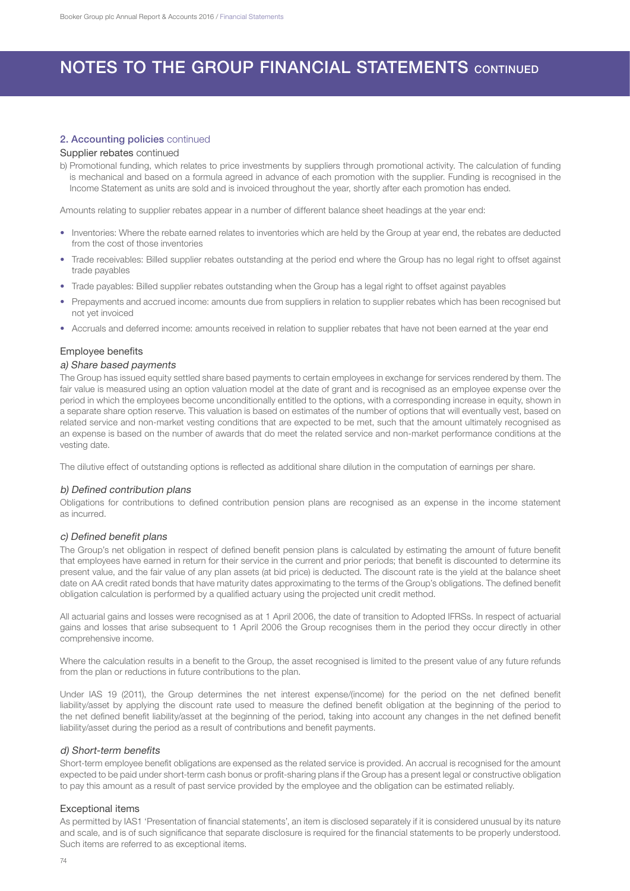# NOTES TO THE GROUP FINANCIAL STATEMENTS CONTINUED

## 2. Accounting policies continued

### Supplier rebates continued

b) Promotional funding, which relates to price investments by suppliers through promotional activity. The calculation of funding is mechanical and based on a formula agreed in advance of each promotion with the supplier. Funding is recognised in the Income Statement as units are sold and is invoiced throughout the year, shortly after each promotion has ended.

Amounts relating to supplier rebates appear in a number of different balance sheet headings at the year end:

- Inventories: Where the rebate earned relates to inventories which are held by the Group at year end, the rebates are deducted from the cost of those inventories
- Trade receivables: Billed supplier rebates outstanding at the period end where the Group has no legal right to offset against trade payables
- Trade payables: Billed supplier rebates outstanding when the Group has a legal right to offset against payables
- Prepayments and accrued income: amounts due from suppliers in relation to supplier rebates which has been recognised but not yet invoiced
- Accruals and deferred income: amounts received in relation to supplier rebates that have not been earned at the year end

### Employee benefits

*a) Share based payments*

The Group has issued equity settled share based payments to certain employees in exchange for services rendered by them. The fair value is measured using an option valuation model at the date of grant and is recognised as an employee expense over the period in which the employees become unconditionally entitled to the options, with a corresponding increase in equity, shown in a separate share option reserve. This valuation is based on estimates of the number of options that will eventually vest, based on related service and non-market vesting conditions that are expected to be met, such that the amount ultimately recognised as an expense is based on the number of awards that do meet the related service and non-market performance conditions at the vesting date.

The dilutive effect of outstanding options is reflected as additional share dilution in the computation of earnings per share.

*b) Defined contribution plans*

Obligations for contributions to defined contribution pension plans are recognised as an expense in the income statement as incurred.

*c) Defined benefit plans*

The Group's net obligation in respect of defined benefit pension plans is calculated by estimating the amount of future benefit that employees have earned in return for their service in the current and prior periods; that benefit is discounted to determine its present value, and the fair value of any plan assets (at bid price) is deducted. The discount rate is the yield at the balance sheet date on AA credit rated bonds that have maturity dates approximating to the terms of the Group's obligations. The defined benefit obligation calculation is performed by a qualified actuary using the projected unit credit method.

All actuarial gains and losses were recognised as at 1 April 2006, the date of transition to Adopted IFRSs. In respect of actuarial gains and losses that arise subsequent to 1 April 2006 the Group recognises them in the period they occur directly in other comprehensive income.

Where the calculation results in a benefit to the Group, the asset recognised is limited to the present value of any future refunds from the plan or reductions in future contributions to the plan.

Under IAS 19 (2011), the Group determines the net interest expense/(income) for the period on the net defined benefit liability/asset by applying the discount rate used to measure the defined benefit obligation at the beginning of the period to the net defined benefit liability/asset at the beginning of the period, taking into account any changes in the net defined benefit liability/asset during the period as a result of contributions and benefit payments.

*d) Short-term benefits*

Short-term employee benefit obligations are expensed as the related service is provided. An accrual is recognised for the amount expected to be paid under short-term cash bonus or profit-sharing plans if the Group has a present legal or constructive obligation to pay this amount as a result of past service provided by the employee and the obligation can be estimated reliably.

### Exceptional items

As permitted by IAS1 'Presentation of financial statements', an item is disclosed separately if it is considered unusual by its nature and scale, and is of such significance that separate disclosure is required for the financial statements to be properly understood. Such items are referred to as exceptional items.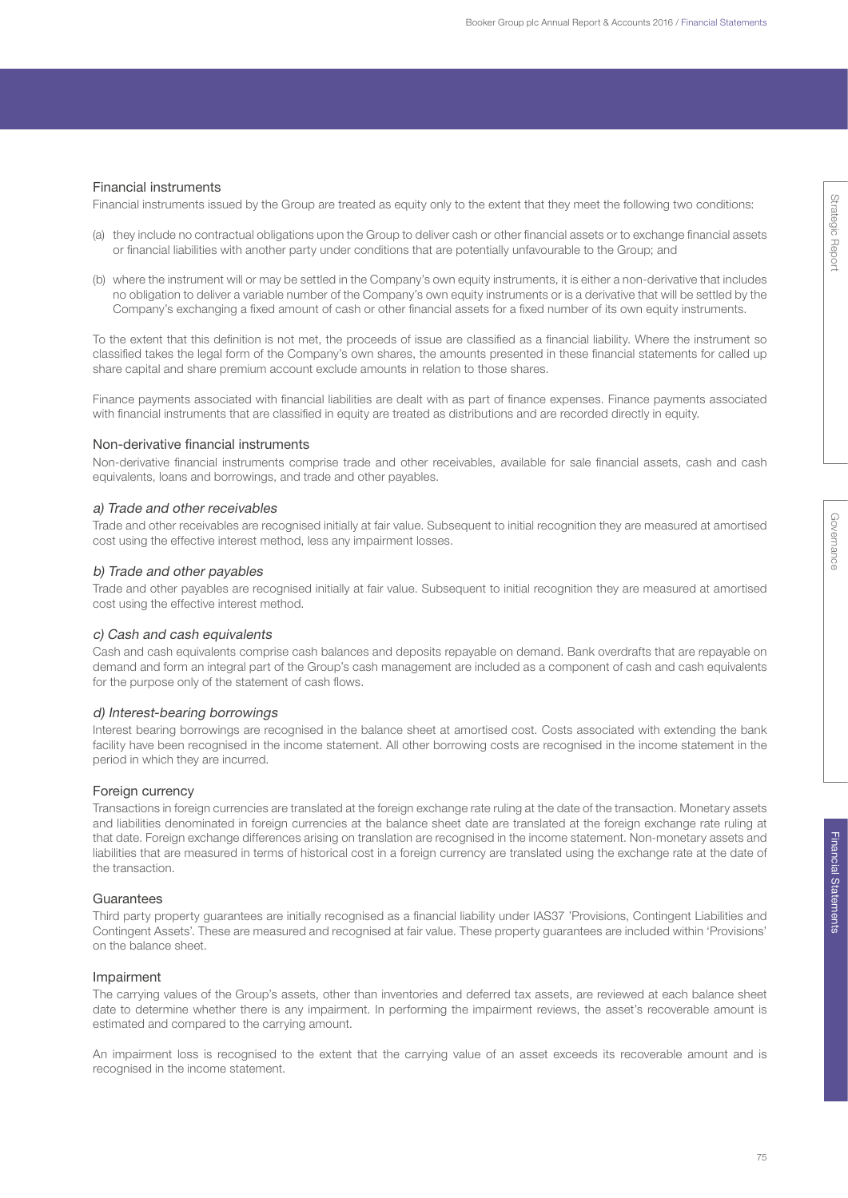## Financial instruments

Financial instruments issued by the Group are treated as equity only to the extent that they meet the following two conditions:

(a) they include no contractual obligations upon the Group to deliver cash or other financial assets or to exchange financial assets or financial liabilities with another party under conditions that are potentially unfavourable to the Group; and

(b) where the instrument will or may be settled in the Company's own equity instruments, it is either a non-derivative that includes no obligation to deliver a variable number of the Company's own equity instruments or is a derivative that will be settled by the Company's exchanging a fixed amount of cash or other financial assets for a fixed number of its own equity instruments.

To the extent that this definition is not met, the proceeds of issue are classified as a financial liability. Where the instrument so classified takes the legal form of the Company's own shares, the amounts presented in these financial statements for called up share capital and share premium account exclude amounts in relation to those shares.

Finance payments associated with financial liabilities are dealt with as part of finance expenses. Finance payments associated with financial instruments that are classified in equity are treated as distributions and are recorded directly in equity.

## Non-derivative financial instruments

Non-derivative financial instruments comprise trade and other receivables, available for sale financial assets, cash and cash equivalents, loans and borrowings, and trade and other payables.

### *a) Trade and other receivables*

Trade and other receivables are recognised initially at fair value. Subsequent to initial recognition they are measured at amortised cost using the effective interest method, less any impairment losses.

### *b) Trade and other payables*

Trade and other payables are recognised initially at fair value. Subsequent to initial recognition they are measured at amortised cost using the effective interest method.

### *c) Cash and cash equivalents*

Cash and cash equivalents comprise cash balances and deposits repayable on demand. Bank overdrafts that are repayable on demand and form an integral part of the Group's cash management are included as a component of cash and cash equivalents for the purpose only of the statement of cash flows.

### *d) Interest-bearing borrowings*

Interest bearing borrowings are recognised in the balance sheet at amortised cost. Costs associated with extending the bank facility have been recognised in the income statement. All other borrowing costs are recognised in the income statement in the period in which they are incurred.

## Foreign currency

Transactions in foreign currencies are translated at the foreign exchange rate ruling at the date of the transaction. Monetary assets and liabilities denominated in foreign currencies at the balance sheet date are translated at the foreign exchange rate ruling at that date. Foreign exchange differences arising on translation are recognised in the income statement. Non-monetary assets and liabilities that are measured in terms of historical cost in a foreign currency are translated using the exchange rate at the date of the transaction.

## Guarantees

Third party property guarantees are initially recognised as a financial liability under IAS37 'Provisions, Contingent Liabilities and Contingent Assets'. These are measured and recognised at fair value. These property guarantees are included within 'Provisions' on the balance sheet.

## Impairment

The carrying values of the Group's assets, other than inventories and deferred tax assets, are reviewed at each balance sheet date to determine whether there is any impairment. In performing the impairment reviews, the asset's recoverable amount is estimated and compared to the carrying amount.

An impairment loss is recognised to the extent that the carrying value of an asset exceeds its recoverable amount and is recognised in the income statement.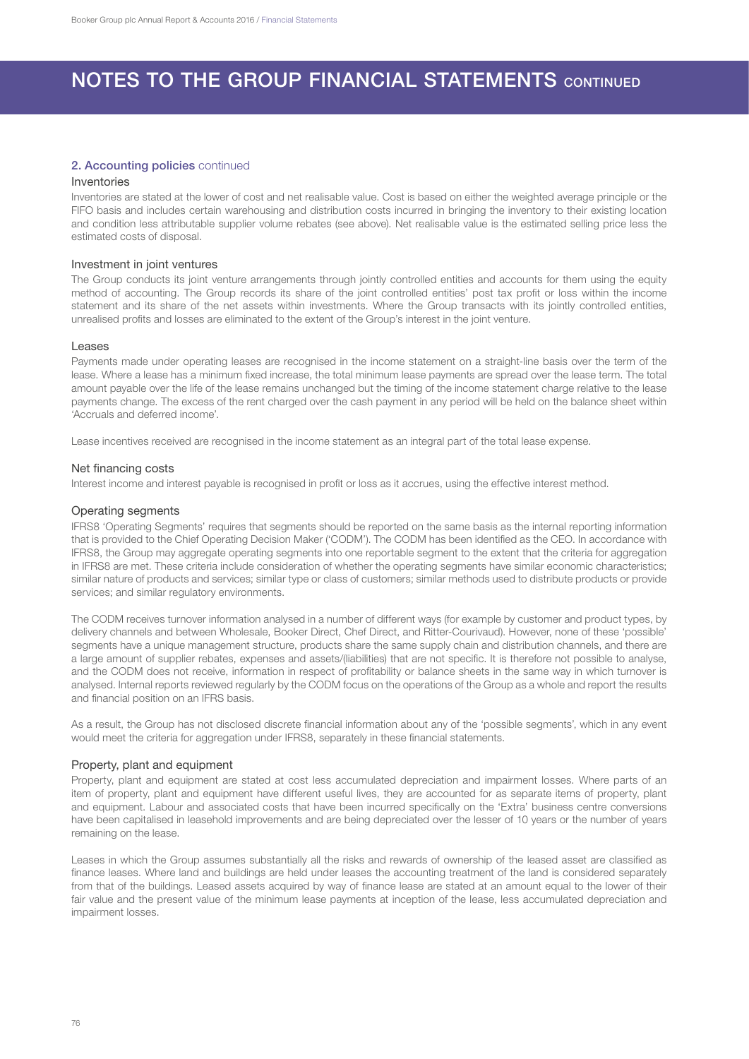# NOTES TO THE GROUP FINANCIAL STATEMENTS CONTINUED

## 2. Accounting policies continued

### Inventories

Inventories are stated at the lower of cost and net realisable value. Cost is based on either the weighted average principle or the FIFO basis and includes certain warehousing and distribution costs incurred in bringing the inventory to their existing location and condition less attributable supplier volume rebates (see above). Net realisable value is the estimated selling price less the estimated costs of disposal.

### Investment in joint ventures

The Group conducts its joint venture arrangements through jointly controlled entities and accounts for them using the equity method of accounting. The Group records its share of the joint controlled entities' post tax profit or loss within the income statement and its share of the net assets within investments. Where the Group transacts with its jointly controlled entities, unrealised profits and losses are eliminated to the extent of the Group's interest in the joint venture.

### Leases

Payments made under operating leases are recognised in the income statement on a straight-line basis over the term of the lease. Where a lease has a minimum fixed increase, the total minimum lease payments are spread over the lease term. The total amount payable over the life of the lease remains unchanged but the timing of the income statement charge relative to the lease payments change. The excess of the rent charged over the cash payment in any period will be held on the balance sheet within 'Accruals and deferred income'.

Lease incentives received are recognised in the income statement as an integral part of the total lease expense.

### Net financing costs

Interest income and interest payable is recognised in profit or loss as it accrues, using the effective interest method.

### Operating segments

IFRS8 'Operating Segments' requires that segments should be reported on the same basis as the internal reporting information that is provided to the Chief Operating Decision Maker ('CODM'). The CODM has been identified as the CEO. In accordance with IFRS8, the Group may aggregate operating segments into one reportable segment to the extent that the criteria for aggregation in IFRS8 are met. These criteria include consideration of whether the operating segments have similar economic characteristics; similar nature of products and services; similar type or class of customers; similar methods used to distribute products or provide services; and similar regulatory environments.

The CODM receives turnover information analysed in a number of different ways (for example by customer and product types, by delivery channels and between Wholesale, Booker Direct, Chef Direct, and Ritter-Courivaud). However, none of these 'possible' segments have a unique management structure, products share the same supply chain and distribution channels, and there are a large amount of supplier rebates, expenses and assets/(liabilities) that are not specific. It is therefore not possible to analyse, and the CODM does not receive, information in respect of profitability or balance sheets in the same way in which turnover is analysed. Internal reports reviewed regularly by the CODM focus on the operations of the Group as a whole and report the results and financial position on an IFRS basis.

As a result, the Group has not disclosed discrete financial information about any of the 'possible segments', which in any event would meet the criteria for aggregation under IFRS8, separately in these financial statements.

### Property, plant and equipment

Property, plant and equipment are stated at cost less accumulated depreciation and impairment losses. Where parts of an item of property, plant and equipment have different useful lives, they are accounted for as separate items of property, plant and equipment. Labour and associated costs that have been incurred specifically on the 'Extra' business centre conversions have been capitalised in leasehold improvements and are being depreciated over the lesser of 10 years or the number of years remaining on the lease.

Leases in which the Group assumes substantially all the risks and rewards of ownership of the leased asset are classified as finance leases. Where land and buildings are held under leases the accounting treatment of the land is considered separately from that of the buildings. Leased assets acquired by way of finance lease are stated at an amount equal to the lower of their fair value and the present value of the minimum lease payments at inception of the lease, less accumulated depreciation and impairment losses.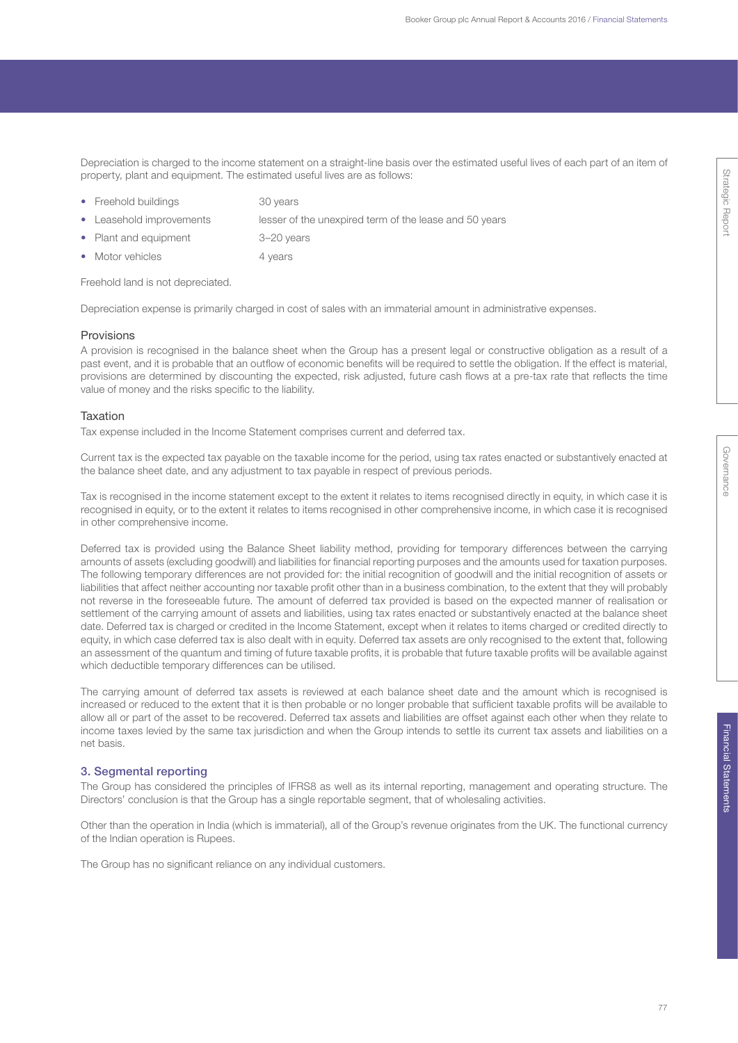Depreciation is charged to the income statement on a straight-line basis over the estimated useful lives of each part of an item of property, plant and equipment. The estimated useful lives are as follows:

| | |
|---|---|
| • Freehold buildings | 30 years |
| • Leasehold improvements | lesser of the unexpired term of the lease and 50 years |
| • Plant and equipment | 3–20 years |
| • Motor vehicles | 4 years |

Freehold land is not depreciated.

Depreciation expense is primarily charged in cost of sales with an immaterial amount in administrative expenses.

### Provisions

A provision is recognised in the balance sheet when the Group has a present legal or constructive obligation as a result of a past event, and it is probable that an outflow of economic benefits will be required to settle the obligation. If the effect is material, provisions are determined by discounting the expected, risk adjusted, future cash flows at a pre-tax rate that reflects the time value of money and the risks specific to the liability.

### Taxation

Tax expense included in the Income Statement comprises current and deferred tax.

Current tax is the expected tax payable on the taxable income for the period, using tax rates enacted or substantively enacted at the balance sheet date, and any adjustment to tax payable in respect of previous periods.

Tax is recognised in the income statement except to the extent it relates to items recognised directly in equity, in which case it is recognised in equity, or to the extent it relates to items recognised in other comprehensive income, in which case it is recognised in other comprehensive income.

Deferred tax is provided using the Balance Sheet liability method, providing for temporary differences between the carrying amounts of assets (excluding goodwill) and liabilities for financial reporting purposes and the amounts used for taxation purposes. The following temporary differences are not provided for: the initial recognition of goodwill and the initial recognition of assets or liabilities that affect neither accounting nor taxable profit other than in a business combination, to the extent that they will probably not reverse in the foreseeable future. The amount of deferred tax provided is based on the expected manner of realisation or settlement of the carrying amount of assets and liabilities, using tax rates enacted or substantively enacted at the balance sheet date. Deferred tax is charged or credited in the Income Statement, except when it relates to items charged or credited directly to equity, in which case deferred tax is also dealt with in equity. Deferred tax assets are only recognised to the extent that, following an assessment of the quantum and timing of future taxable profits, it is probable that future taxable profits will be available against which deductible temporary differences can be utilised.

The carrying amount of deferred tax assets is reviewed at each balance sheet date and the amount which is recognised is increased or reduced to the extent that it is then probable or no longer probable that sufficient taxable profits will be available to allow all or part of the asset to be recovered. Deferred tax assets and liabilities are offset against each other when they relate to income taxes levied by the same tax jurisdiction and when the Group intends to settle its current tax assets and liabilities on a net basis.

## 3. Segmental reporting

The Group has considered the principles of IFRS8 as well as its internal reporting, management and operating structure. The Directors' conclusion is that the Group has a single reportable segment, that of wholesaling activities.

Other than the operation in India (which is immaterial), all of the Group's revenue originates from the UK. The functional currency of the Indian operation is Rupees.

The Group has no significant reliance on any individual customers.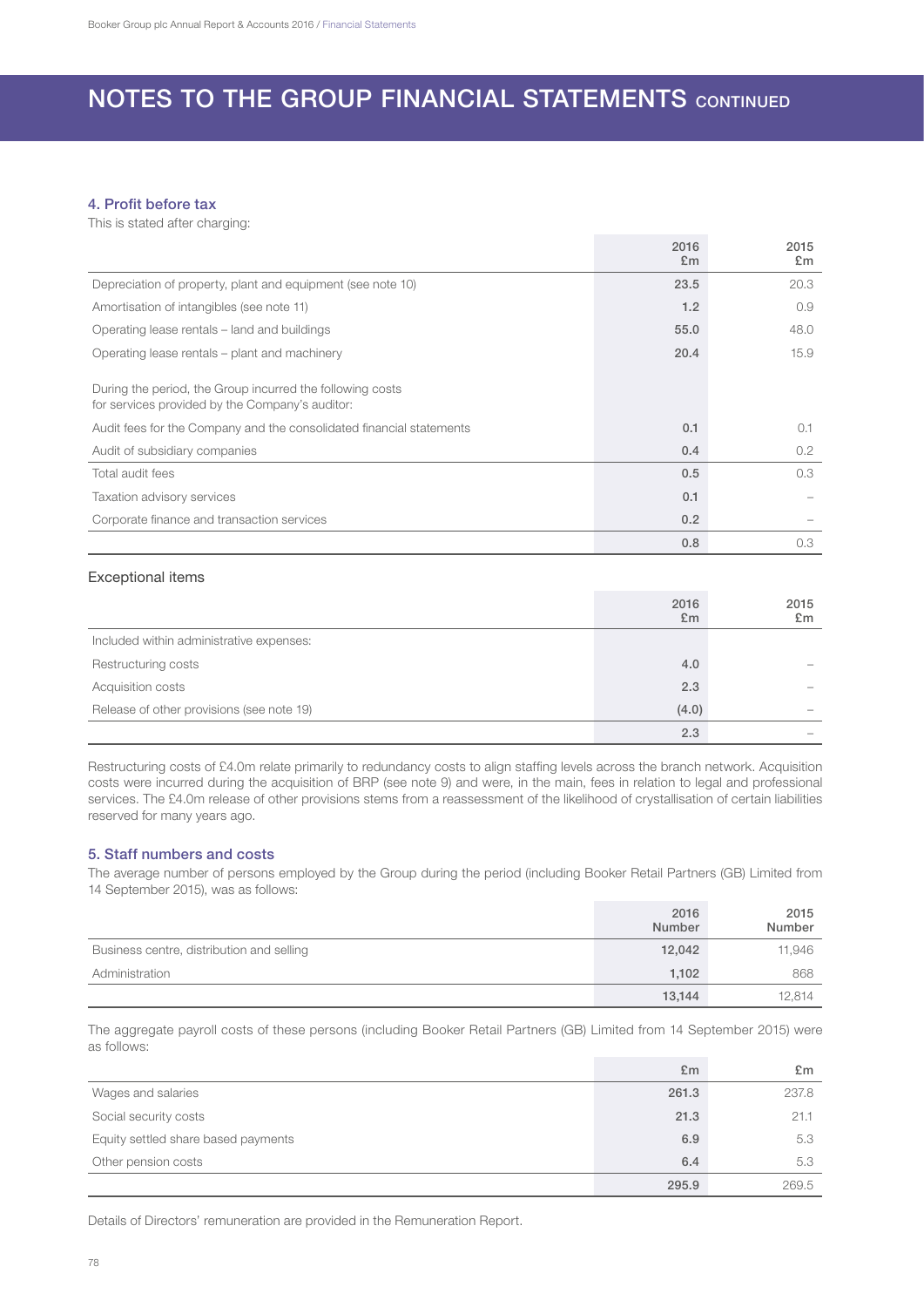# NOTES TO THE GROUP FINANCIAL STATEMENTS CONTINUED

## 4. Profit before tax

This is stated after charging:

| | 2016 £m | 2015 £m |
|---|---|---|
| Depreciation of property, plant and equipment (see note 10) | 23.5 | 20.3 |
| Amortisation of intangibles (see note 11) | 1.2 | 0.9 |
| Operating lease rentals – land and buildings | 55.0 | 48.0 |
| Operating lease rentals – plant and machinery | 20.4 | 15.9 |
| During the period, the Group incurred the following costs for services provided by the Company's auditor: | | |
| Audit fees for the Company and the consolidated financial statements | 0.1 | 0.1 |
| Audit of subsidiary companies | 0.4 | 0.2 |
| Total audit fees | 0.5 | 0.3 |
| Taxation advisory services | 0.1 | – |
| Corporate finance and transaction services | 0.2 | – |
| | 0.8 | 0.3 |

### Exceptional items

| | 2016 £m | 2015 £m |
|---|---|---|
| Included within administrative expenses: | | |
| Restructuring costs | 4.0 | – |
| Acquisition costs | 2.3 | – |
| Release of other provisions (see note 19) | (4.0) | – |
| | 2.3 | – |

Restructuring costs of £4.0m relate primarily to redundancy costs to align staffing levels across the branch network. Acquisition costs were incurred during the acquisition of BRP (see note 9) and were, in the main, fees in relation to legal and professional services. The £4.0m release of other provisions stems from a reassessment of the likelihood of crystallisation of certain liabilities reserved for many years ago.

## 5. Staff numbers and costs

The average number of persons employed by the Group during the period (including Booker Retail Partners (GB) Limited from 14 September 2015), was as follows:

| | 2016 Number | 2015 Number |
|---|---|---|
| Business centre, distribution and selling | 12,042 | 11,946 |
| Administration | 1,102 | 868 |
| | 13,144 | 12,814 |

The aggregate payroll costs of these persons (including Booker Retail Partners (GB) Limited from 14 September 2015) were as follows:

| | £m | £m |
|---|---|---|
| Wages and salaries | 261.3 | 237.8 |
| Social security costs | 21.3 | 21.1 |
| Equity settled share based payments | 6.9 | 5.3 |
| Other pension costs | 6.4 | 5.3 |
| | 295.9 | 269.5 |

Details of Directors' remuneration are provided in the Remuneration Report.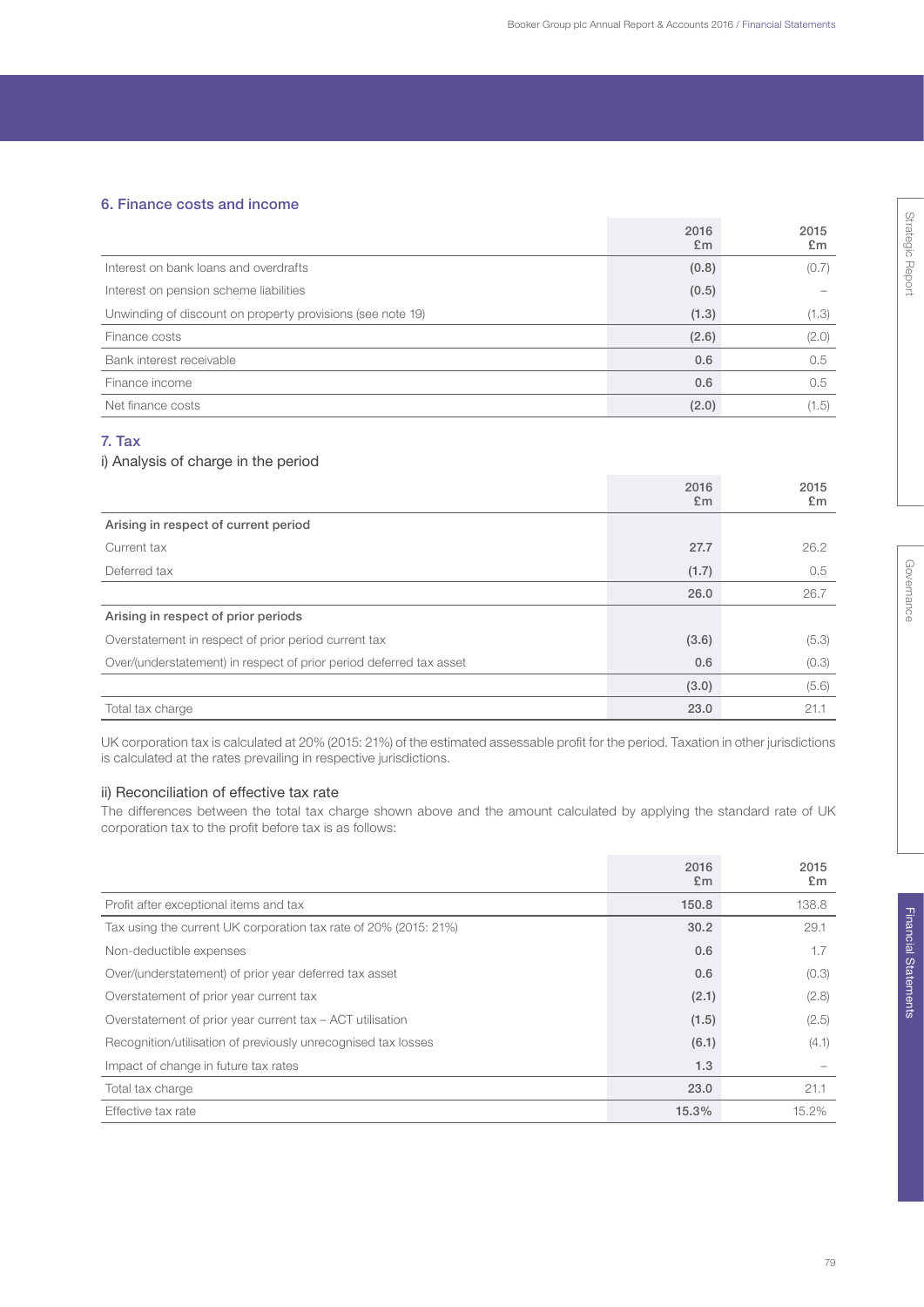## 6. Finance costs and income

| | 2016 £m | 2015 £m |
|---|---|---|
| Interest on bank loans and overdrafts | (0.8) | (0.7) |
| Interest on pension scheme liabilities | (0.5) | – |
| Unwinding of discount on property provisions (see note 19) | (1.3) | (1.3) |
| Finance costs | (2.6) | (2.0) |
| Bank interest receivable | 0.6 | 0.5 |
| Finance income | 0.6 | 0.5 |
| Net finance costs | (2.0) | (1.5) |

## 7. Tax

### i) Analysis of charge in the period

| | 2016 £m | 2015 £m |
|---|---|---|
| **Arising in respect of current period** | | |
| Current tax | 27.7 | 26.2 |
| Deferred tax | (1.7) | 0.5 |
| | 26.0 | 26.7 |
| **Arising in respect of prior periods** | | |
| Overstatement in respect of prior period current tax | (3.6) | (5.3) |
| Over/(understatement) in respect of prior period deferred tax asset | 0.6 | (0.3) |
| | (3.0) | (5.6) |
| Total tax charge | 23.0 | 21.1 |

UK corporation tax is calculated at 20% (2015: 21%) of the estimated assessable profit for the period. Taxation in other jurisdictions is calculated at the rates prevailing in respective jurisdictions.

### ii) Reconciliation of effective tax rate

The differences between the total tax charge shown above and the amount calculated by applying the standard rate of UK corporation tax to the profit before tax is as follows:

| | 2016 £m | 2015 £m |
|---|---|---|
| Profit after exceptional items and tax | 150.8 | 138.8 |
| Tax using the current UK corporation tax rate of 20% (2015: 21%) | 30.2 | 29.1 |
| Non-deductible expenses | 0.6 | 1.7 |
| Over/(understatement) of prior year deferred tax asset | 0.6 | (0.3) |
| Overstatement of prior year current tax | (2.1) | (2.8) |
| Overstatement of prior year current tax – ACT utilisation | (1.5) | (2.5) |
| Recognition/utilisation of previously unrecognised tax losses | (6.1) | (4.1) |
| Impact of change in future tax rates | 1.3 | – |
| Total tax charge | 23.0 | 21.1 |
| Effective tax rate | 15.3% | 15.2% |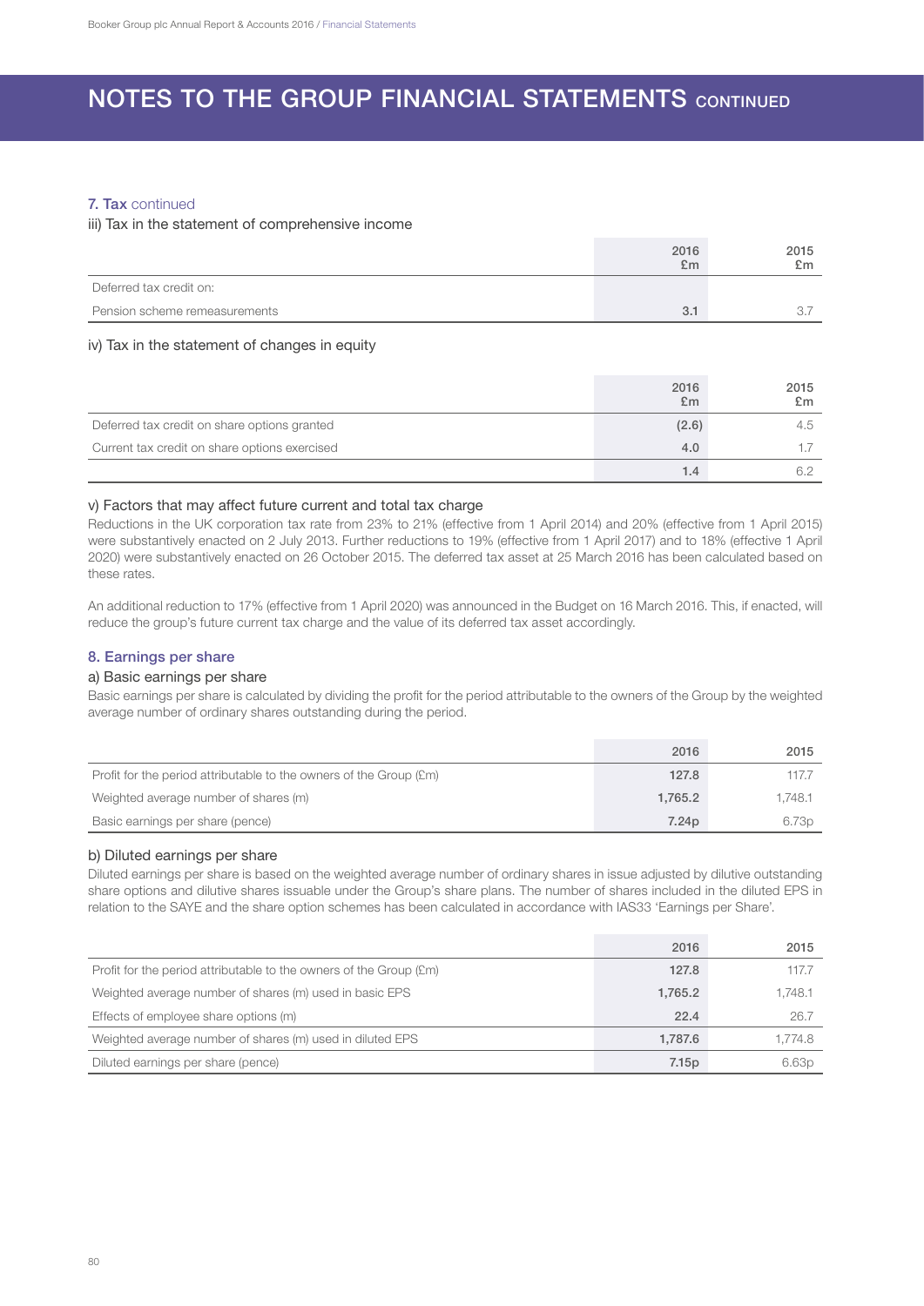# NOTES TO THE GROUP FINANCIAL STATEMENTS CONTINUED

### 7. Tax continued

#### iii) Tax in the statement of comprehensive income

| | 2016 £m | 2015 £m |
|---|---|---|
| Deferred tax credit on: | | |
| Pension scheme remeasurements | 3.1 | 3.7 |

#### iv) Tax in the statement of changes in equity

| | 2016 £m | 2015 £m |
|---|---|---|
| Deferred tax credit on share options granted | (2.6) | 4.5 |
| Current tax credit on share options exercised | 4.0 | 1.7 |
| | 1.4 | 6.2 |

#### v) Factors that may affect future current and total tax charge

Reductions in the UK corporation tax rate from 23% to 21% (effective from 1 April 2014) and 20% (effective from 1 April 2015) were substantively enacted on 2 July 2013. Further reductions to 19% (effective from 1 April 2017) and to 18% (effective 1 April 2020) were substantively enacted on 26 October 2015. The deferred tax asset at 25 March 2016 has been calculated based on these rates.

An additional reduction to 17% (effective from 1 April 2020) was announced in the Budget on 16 March 2016. This, if enacted, will reduce the group's future current tax charge and the value of its deferred tax asset accordingly.

### 8. Earnings per share

#### a) Basic earnings per share

Basic earnings per share is calculated by dividing the profit for the period attributable to the owners of the Group by the weighted average number of ordinary shares outstanding during the period.

| | 2016 | 2015 |
|---|---|---|
| Profit for the period attributable to the owners of the Group (£m) | 127.8 | 117.7 |
| Weighted average number of shares (m) | 1,765.2 | 1,748.1 |
| Basic earnings per share (pence) | 7.24p | 6.73p |

#### b) Diluted earnings per share

Diluted earnings per share is based on the weighted average number of ordinary shares in issue adjusted by dilutive outstanding share options and dilutive shares issuable under the Group's share plans. The number of shares included in the diluted EPS in relation to the SAYE and the share option schemes has been calculated in accordance with IAS33 'Earnings per Share'.

| | 2016 | 2015 |
|---|---|---|
| Profit for the period attributable to the owners of the Group (£m) | 127.8 | 117.7 |
| Weighted average number of shares (m) used in basic EPS | 1,765.2 | 1,748.1 |
| Effects of employee share options (m) | 22.4 | 26.7 |
| Weighted average number of shares (m) used in diluted EPS | 1,787.6 | 1,774.8 |
| Diluted earnings per share (pence) | 7.15p | 6.63p |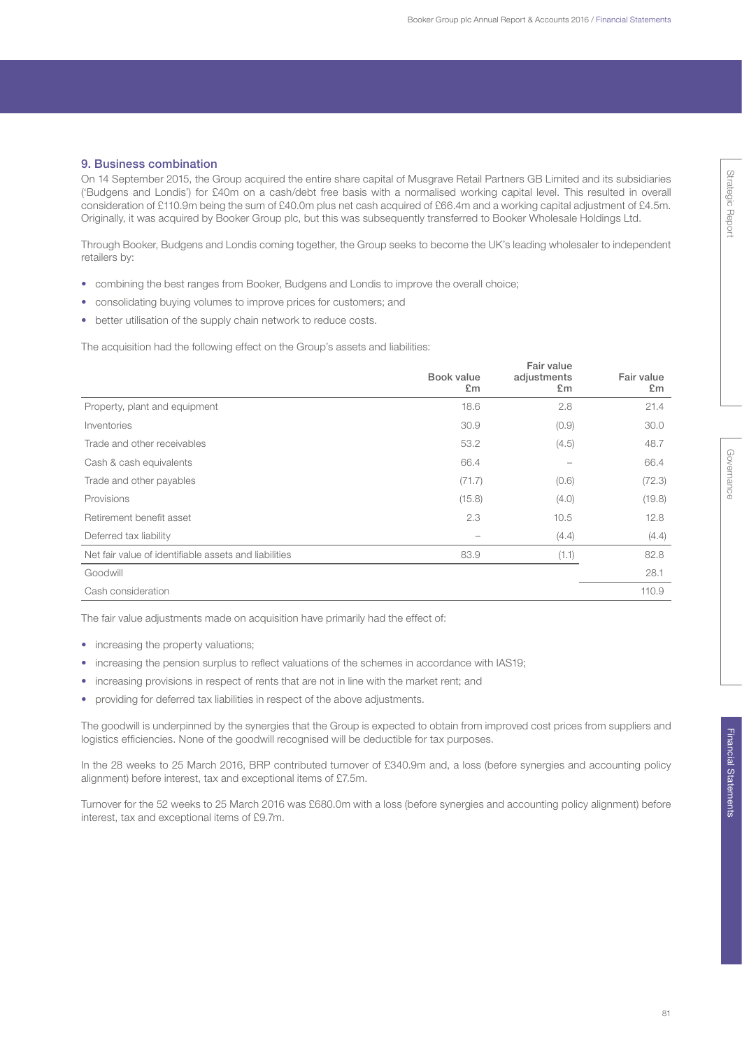## 9. Business combination

On 14 September 2015, the Group acquired the entire share capital of Musgrave Retail Partners GB Limited and its subsidiaries ('Budgens and Londis') for £40m on a cash/debt free basis with a normalised working capital level. This resulted in overall consideration of £110.9m being the sum of £40.0m plus net cash acquired of £66.4m and a working capital adjustment of £4.5m. Originally, it was acquired by Booker Group plc, but this was subsequently transferred to Booker Wholesale Holdings Ltd.

Through Booker, Budgens and Londis coming together, the Group seeks to become the UK's leading wholesaler to independent retailers by:

- combining the best ranges from Booker, Budgens and Londis to improve the overall choice;
- consolidating buying volumes to improve prices for customers; and
- better utilisation of the supply chain network to reduce costs.

The acquisition had the following effect on the Group's assets and liabilities:

| | Book value £m | Fair value adjustments £m | Fair value £m |
|---|---|---|---|
| Property, plant and equipment | 18.6 | 2.8 | 21.4 |
| Inventories | 30.9 | (0.9) | 30.0 |
| Trade and other receivables | 53.2 | (4.5) | 48.7 |
| Cash & cash equivalents | 66.4 | – | 66.4 |
| Trade and other payables | (71.7) | (0.6) | (72.3) |
| Provisions | (15.8) | (4.0) | (19.8) |
| Retirement benefit asset | 2.3 | 10.5 | 12.8 |
| Deferred tax liability | – | (4.4) | (4.4) |
| Net fair value of identifiable assets and liabilities | 83.9 | (1.1) | 82.8 |
| Goodwill | | | 28.1 |
| Cash consideration | | | 110.9 |

The fair value adjustments made on acquisition have primarily had the effect of:

- increasing the property valuations;
- increasing the pension surplus to reflect valuations of the schemes in accordance with IAS19;
- increasing provisions in respect of rents that are not in line with the market rent; and
- providing for deferred tax liabilities in respect of the above adjustments.

The goodwill is underpinned by the synergies that the Group is expected to obtain from improved cost prices from suppliers and logistics efficiencies. None of the goodwill recognised will be deductible for tax purposes.

In the 28 weeks to 25 March 2016, BRP contributed turnover of £340.9m and, a loss (before synergies and accounting policy alignment) before interest, tax and exceptional items of £7.5m.

Turnover for the 52 weeks to 25 March 2016 was £680.0m with a loss (before synergies and accounting policy alignment) before interest, tax and exceptional items of £9.7m.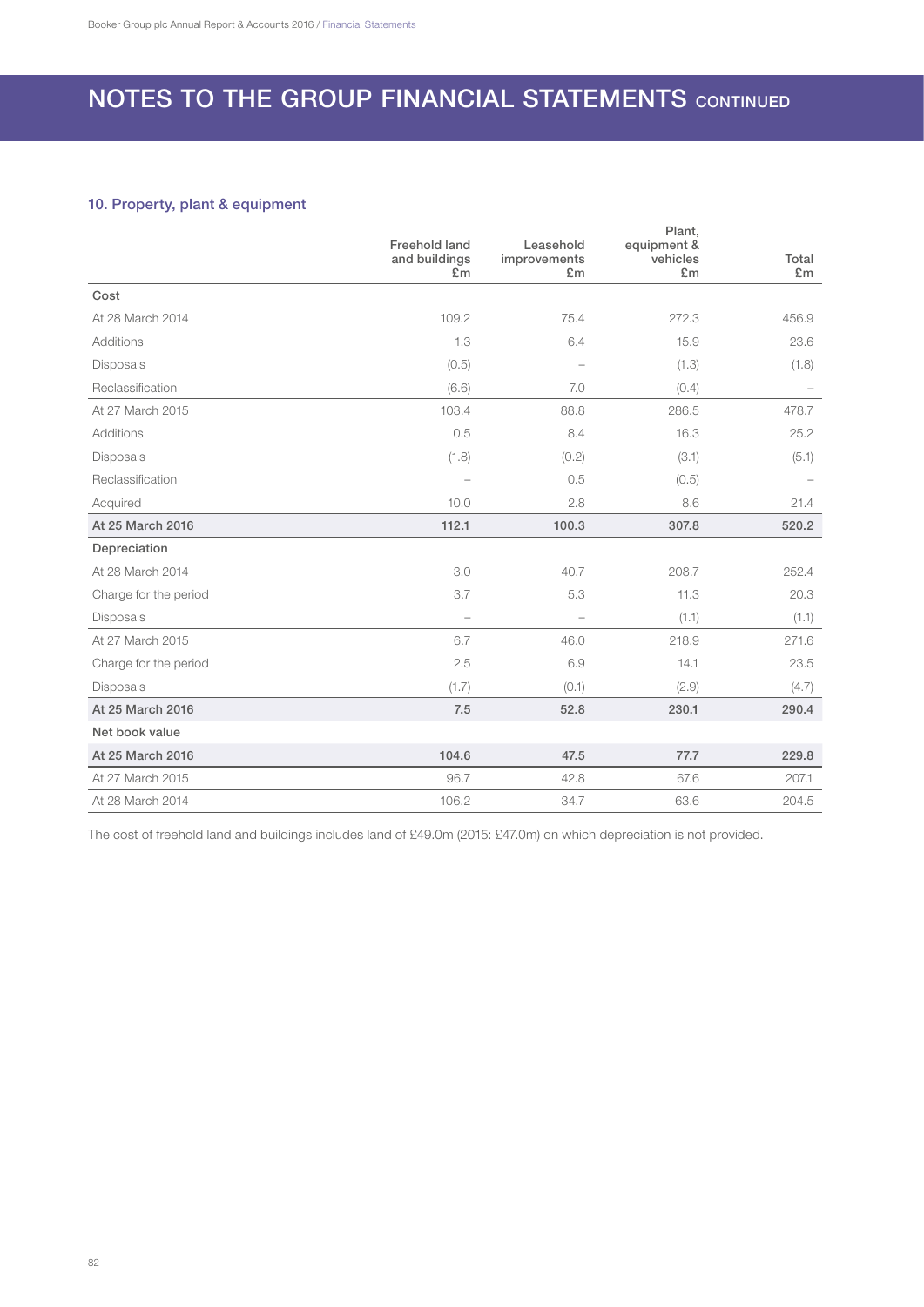# NOTES TO THE GROUP FINANCIAL STATEMENTS CONTINUED

## 10. Property, plant & equipment

| | Freehold land and buildings £m | Leasehold improvements £m | Plant, equipment & vehicles £m | Total £m |
|---|---|---|---|---|
| **Cost** | | | | |
| At 28 March 2014 | 109.2 | 75.4 | 272.3 | 456.9 |
| Additions | 1.3 | 6.4 | 15.9 | 23.6 |
| Disposals | (0.5) | – | (1.3) | (1.8) |
| Reclassification | (6.6) | 7.0 | (0.4) | – |
| At 27 March 2015 | 103.4 | 88.8 | 286.5 | 478.7 |
| Additions | 0.5 | 8.4 | 16.3 | 25.2 |
| Disposals | (1.8) | (0.2) | (3.1) | (5.1) |
| Reclassification | – | 0.5 | (0.5) | – |
| Acquired | 10.0 | 2.8 | 8.6 | 21.4 |
| **At 25 March 2016** | **112.1** | **100.3** | **307.8** | **520.2** |
| **Depreciation** | | | | |
| At 28 March 2014 | 3.0 | 40.7 | 208.7 | 252.4 |
| Charge for the period | 3.7 | 5.3 | 11.3 | 20.3 |
| Disposals | – | – | (1.1) | (1.1) |
| At 27 March 2015 | 6.7 | 46.0 | 218.9 | 271.6 |
| Charge for the period | 2.5 | 6.9 | 14.1 | 23.5 |
| Disposals | (1.7) | (0.1) | (2.9) | (4.7) |
| **At 25 March 2016** | **7.5** | **52.8** | **230.1** | **290.4** |
| **Net book value** | | | | |
| **At 25 March 2016** | **104.6** | **47.5** | **77.7** | **229.8** |
| At 27 March 2015 | 96.7 | 42.8 | 67.6 | 207.1 |
| At 28 March 2014 | 106.2 | 34.7 | 63.6 | 204.5 |

The cost of freehold land and buildings includes land of £49.0m (2015: £47.0m) on which depreciation is not provided.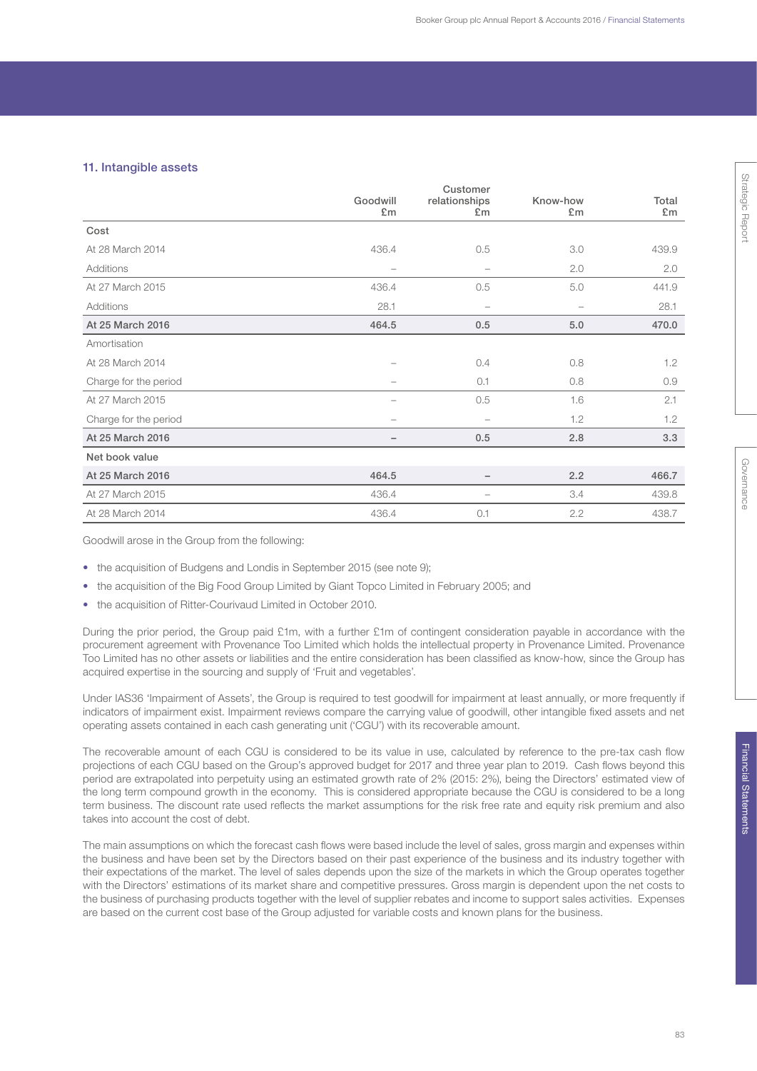## 11. Intangible assets

| | Goodwill £m | Customer relationships £m | Know-how £m | Total £m |
|---|---|---|---|---|
| **Cost** | | | | |
| At 28 March 2014 | 436.4 | 0.5 | 3.0 | 439.9 |
| Additions | – | – | 2.0 | 2.0 |
| At 27 March 2015 | 436.4 | 0.5 | 5.0 | 441.9 |
| Additions | 28.1 | – | – | 28.1 |
| **At 25 March 2016** | **464.5** | **0.5** | **5.0** | **470.0** |
| Amortisation | | | | |
| At 28 March 2014 | – | 0.4 | 0.8 | 1.2 |
| Charge for the period | – | 0.1 | 0.8 | 0.9 |
| At 27 March 2015 | – | 0.5 | 1.6 | 2.1 |
| Charge for the period | – | – | 1.2 | 1.2 |
| **At 25 March 2016** | **–** | **0.5** | **2.8** | **3.3** |
| **Net book value** | | | | |
| **At 25 March 2016** | **464.5** | **–** | **2.2** | **466.7** |
| At 27 March 2015 | 436.4 | – | 3.4 | 439.8 |
| At 28 March 2014 | 436.4 | 0.1 | 2.2 | 438.7 |

Goodwill arose in the Group from the following:

- the acquisition of Budgens and Londis in September 2015 (see note 9);
- the acquisition of the Big Food Group Limited by Giant Topco Limited in February 2005; and
- the acquisition of Ritter-Courivaud Limited in October 2010.

During the prior period, the Group paid £1m, with a further £1m of contingent consideration payable in accordance with the procurement agreement with Provenance Too Limited which holds the intellectual property in Provenance Limited. Provenance Too Limited has no other assets or liabilities and the entire consideration has been classified as know-how, since the Group has acquired expertise in the sourcing and supply of 'Fruit and vegetables'.

Under IAS36 'Impairment of Assets', the Group is required to test goodwill for impairment at least annually, or more frequently if indicators of impairment exist. Impairment reviews compare the carrying value of goodwill, other intangible fixed assets and net operating assets contained in each cash generating unit ('CGU') with its recoverable amount.

The recoverable amount of each CGU is considered to be its value in use, calculated by reference to the pre-tax cash flow projections of each CGU based on the Group's approved budget for 2017 and three year plan to 2019. Cash flows beyond this period are extrapolated into perpetuity using an estimated growth rate of 2% (2015: 2%), being the Directors' estimated view of the long term compound growth in the economy. This is considered appropriate because the CGU is considered to be a long term business. The discount rate used reflects the market assumptions for the risk free rate and equity risk premium and also takes into account the cost of debt.

The main assumptions on which the forecast cash flows were based include the level of sales, gross margin and expenses within the business and have been set by the Directors based on their past experience of the business and its industry together with their expectations of the market. The level of sales depends upon the size of the markets in which the Group operates together with the Directors' estimations of its market share and competitive pressures. Gross margin is dependent upon the net costs to the business of purchasing products together with the level of supplier rebates and income to support sales activities. Expenses are based on the current cost base of the Group adjusted for variable costs and known plans for the business.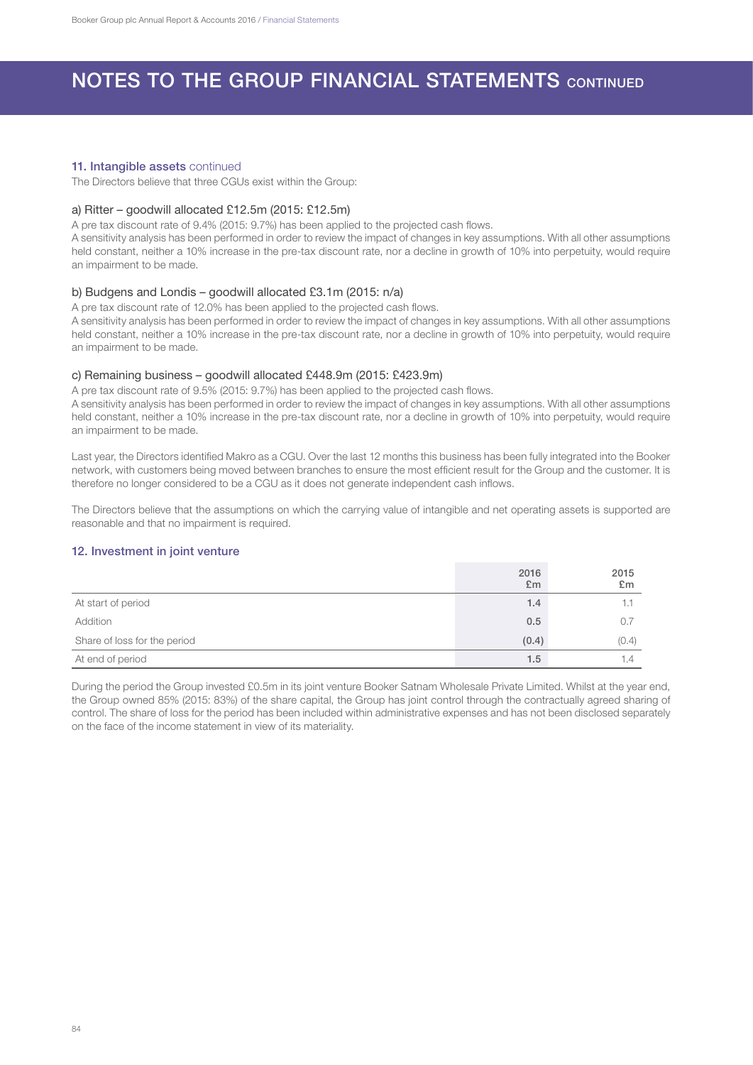# NOTES TO THE GROUP FINANCIAL STATEMENTS CONTINUED

### 11. Intangible assets continued

The Directors believe that three CGUs exist within the Group:

#### a) Ritter – goodwill allocated £12.5m (2015: £12.5m)

A pre tax discount rate of 9.4% (2015: 9.7%) has been applied to the projected cash flows.

A sensitivity analysis has been performed in order to review the impact of changes in key assumptions. With all other assumptions held constant, neither a 10% increase in the pre-tax discount rate, nor a decline in growth of 10% into perpetuity, would require an impairment to be made.

#### b) Budgens and Londis – goodwill allocated £3.1m (2015: n/a)

A pre tax discount rate of 12.0% has been applied to the projected cash flows.

A sensitivity analysis has been performed in order to review the impact of changes in key assumptions. With all other assumptions held constant, neither a 10% increase in the pre-tax discount rate, nor a decline in growth of 10% into perpetuity, would require an impairment to be made.

#### c) Remaining business – goodwill allocated £448.9m (2015: £423.9m)

A pre tax discount rate of 9.5% (2015: 9.7%) has been applied to the projected cash flows.

A sensitivity analysis has been performed in order to review the impact of changes in key assumptions. With all other assumptions held constant, neither a 10% increase in the pre-tax discount rate, nor a decline in growth of 10% into perpetuity, would require an impairment to be made.

Last year, the Directors identified Makro as a CGU. Over the last 12 months this business has been fully integrated into the Booker network, with customers being moved between branches to ensure the most efficient result for the Group and the customer. It is therefore no longer considered to be a CGU as it does not generate independent cash inflows.

The Directors believe that the assumptions on which the carrying value of intangible and net operating assets is supported are reasonable and that no impairment is required.

### 12. Investment in joint venture

| | 2016 £m | 2015 £m |
|---|---|---|
| At start of period | 1.4 | 1.1 |
| Addition | 0.5 | 0.7 |
| Share of loss for the period | (0.4) | (0.4) |
| At end of period | 1.5 | 1.4 |

During the period the Group invested £0.5m in its joint venture Booker Satnam Wholesale Private Limited. Whilst at the year end, the Group owned 85% (2015: 83%) of the share capital, the Group has joint control through the contractually agreed sharing of control. The share of loss for the period has been included within administrative expenses and has not been disclosed separately on the face of the income statement in view of its materiality.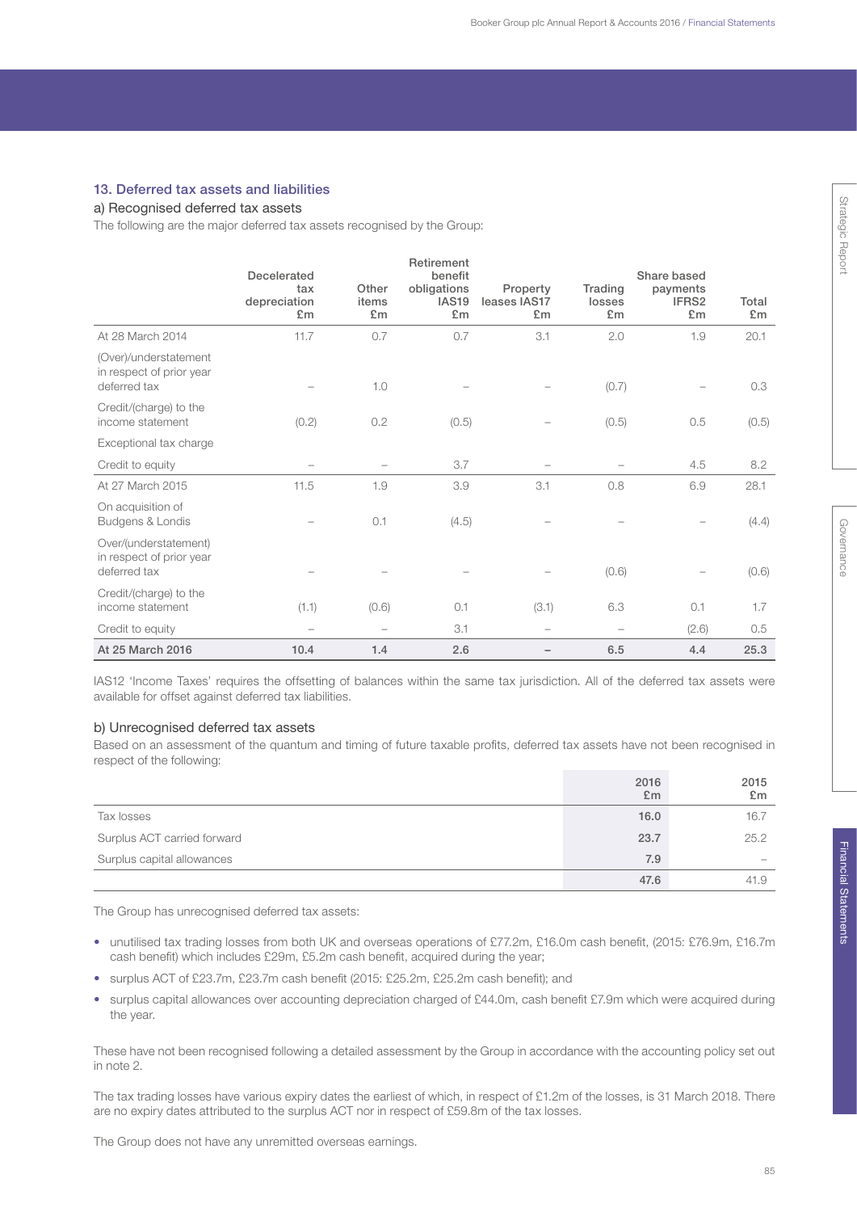## 13. Deferred tax assets and liabilities

### a) Recognised deferred tax assets

The following are the major deferred tax assets recognised by the Group:

| | Decelerated tax depreciation £m | Other items £m | Retirement benefit obligations IAS19 £m | Property leases IAS17 £m | Trading losses £m | Share based payments IFRS2 £m | Total £m |
|---|---|---|---|---|---|---|---|
| At 28 March 2014 | 11.7 | 0.7 | 0.7 | 3.1 | 2.0 | 1.9 | 20.1 |
| (Over)/understatement in respect of prior year deferred tax | – | 1.0 | – | – | (0.7) | – | 0.3 |
| Credit/(charge) to the income statement | (0.2) | 0.2 | (0.5) | – | (0.5) | 0.5 | (0.5) |
| Exceptional tax charge | | | | | | | |
| Credit to equity | – | – | 3.7 | – | – | 4.5 | 8.2 |
| At 27 March 2015 | 11.5 | 1.9 | 3.9 | 3.1 | 0.8 | 6.9 | 28.1 |
| On acquisition of Budgens & Londis | – | 0.1 | (4.5) | – | – | – | (4.4) |
| Over/(understatement) in respect of prior year deferred tax | – | – | – | – | (0.6) | – | (0.6) |
| Credit/(charge) to the income statement | (1.1) | (0.6) | 0.1 | (3.1) | 6.3 | 0.1 | 1.7 |
| Credit to equity | – | – | 3.1 | – | – | (2.6) | 0.5 |
| **At 25 March 2016** | **10.4** | **1.4** | **2.6** | **–** | **6.5** | **4.4** | **25.3** |

IAS12 'Income Taxes' requires the offsetting of balances within the same tax jurisdiction. All of the deferred tax assets were available for offset against deferred tax liabilities.

### b) Unrecognised deferred tax assets

Based on an assessment of the quantum and timing of future taxable profits, deferred tax assets have not been recognised in respect of the following:

| | 2016 £m | 2015 £m |
|---|---|---|
| Tax losses | **16.0** | 16.7 |
| Surplus ACT carried forward | **23.7** | 25.2 |
| Surplus capital allowances | **7.9** | – |
| | **47.6** | 41.9 |

The Group has unrecognised deferred tax assets:

- unutilised tax trading losses from both UK and overseas operations of £77.2m, £16.0m cash benefit, (2015: £76.9m, £16.7m cash benefit) which includes £29m, £5.2m cash benefit, acquired during the year;
- surplus ACT of £23.7m, £23.7m cash benefit (2015: £25.2m, £25.2m cash benefit); and
- surplus capital allowances over accounting depreciation charged of £44.0m, cash benefit £7.9m which were acquired during the year.

These have not been recognised following a detailed assessment by the Group in accordance with the accounting policy set out in note 2.

The tax trading losses have various expiry dates the earliest of which, in respect of £1.2m of the losses, is 31 March 2018. There are no expiry dates attributed to the surplus ACT nor in respect of £59.8m of the tax losses.

The Group does not have any unremitted overseas earnings.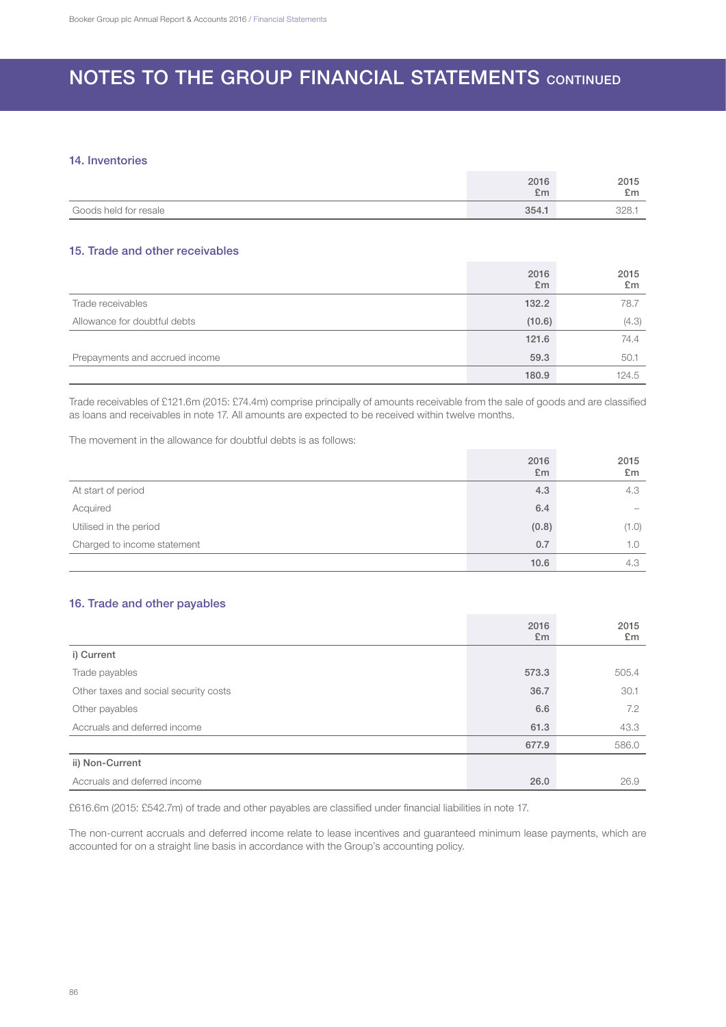# NOTES TO THE GROUP FINANCIAL STATEMENTS CONTINUED

## 14. Inventories

| | 2016 £m | 2015 £m |
|---|---|---|
| Goods held for resale | **354.1** | 328.1 |

## 15. Trade and other receivables

| | 2016 £m | 2015 £m |
|---|---|---|
| Trade receivables | **132.2** | 78.7 |
| Allowance for doubtful debts | **(10.6)** | (4.3) |
| | **121.6** | 74.4 |
| Prepayments and accrued income | **59.3** | 50.1 |
| | **180.9** | 124.5 |

Trade receivables of £121.6m (2015: £74.4m) comprise principally of amounts receivable from the sale of goods and are classified as loans and receivables in note 17. All amounts are expected to be received within twelve months.

The movement in the allowance for doubtful debts is as follows:

| | 2016 £m | 2015 £m |
|---|---|---|
| At start of period | **4.3** | 4.3 |
| Acquired | **6.4** | – |
| Utilised in the period | **(0.8)** | (1.0) |
| Charged to income statement | **0.7** | 1.0 |
| | **10.6** | 4.3 |

## 16. Trade and other payables

| | 2016 £m | 2015 £m |
|---|---|---|
| i) Current | | |
| Trade payables | **573.3** | 505.4 |
| Other taxes and social security costs | **36.7** | 30.1 |
| Other payables | **6.6** | 7.2 |
| Accruals and deferred income | **61.3** | 43.3 |
| | **677.9** | 586.0 |
| ii) Non-Current | | |
| Accruals and deferred income | **26.0** | 26.9 |

£616.6m (2015: £542.7m) of trade and other payables are classified under financial liabilities in note 17.

The non-current accruals and deferred income relate to lease incentives and guaranteed minimum lease payments, which are accounted for on a straight line basis in accordance with the Group's accounting policy.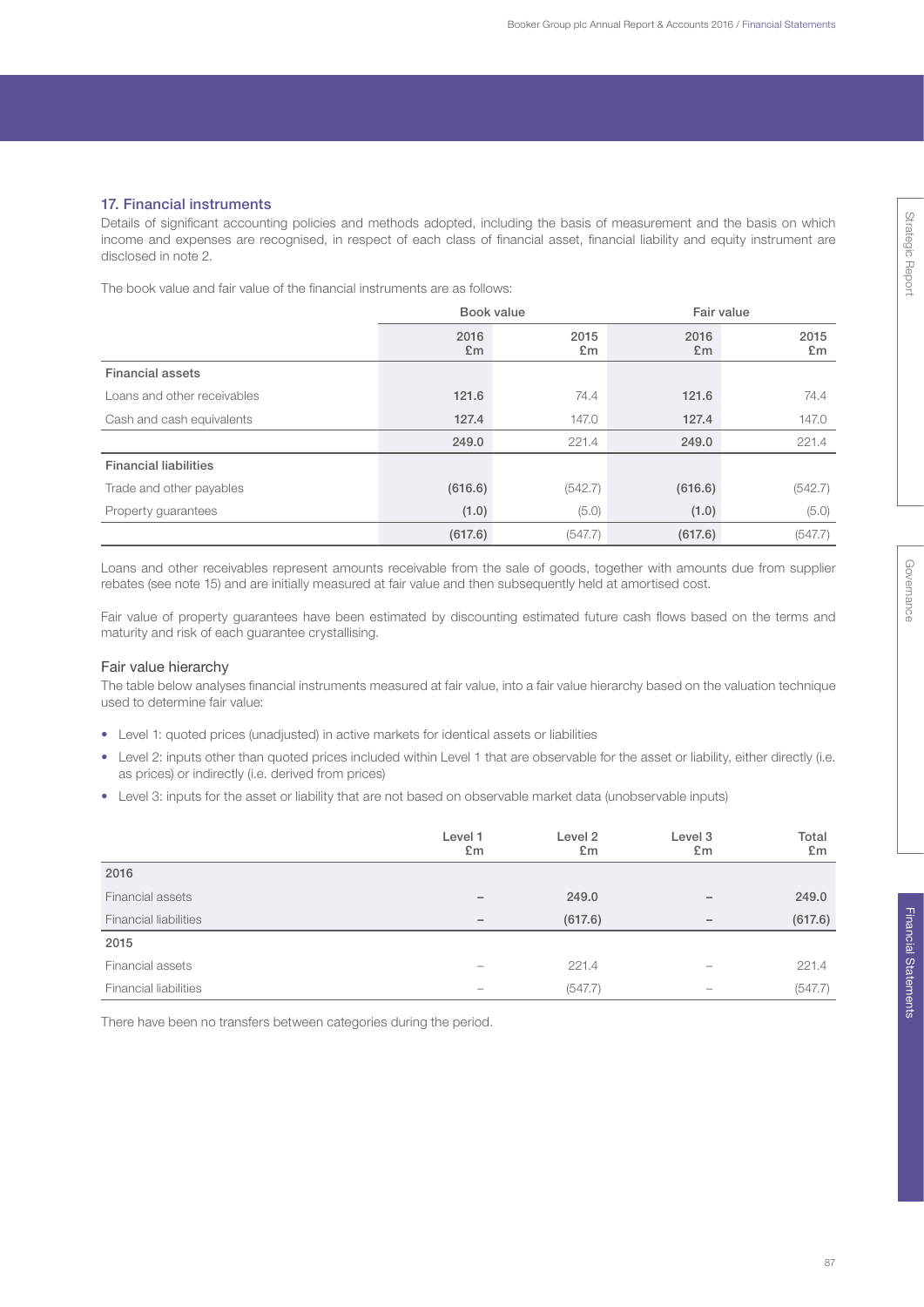## 17. Financial instruments

Details of significant accounting policies and methods adopted, including the basis of measurement and the basis on which income and expenses are recognised, in respect of each class of financial asset, financial liability and equity instrument are disclosed in note 2.

The book value and fair value of the financial instruments are as follows:

| | Book value | | Fair value | |
|---|---|---|---|---|
| | 2016 £m | 2015 £m | 2016 £m | 2015 £m |
| **Financial assets** | | | | |
| Loans and other receivables | **121.6** | 74.4 | **121.6** | 74.4 |
| Cash and cash equivalents | **127.4** | 147.0 | **127.4** | 147.0 |
| | **249.0** | 221.4 | **249.0** | 221.4 |
| **Financial liabilities** | | | | |
| Trade and other payables | **(616.6)** | (542.7) | **(616.6)** | (542.7) |
| Property guarantees | **(1.0)** | (5.0) | **(1.0)** | (5.0) |
| | **(617.6)** | (547.7) | **(617.6)** | (547.7) |

Loans and other receivables represent amounts receivable from the sale of goods, together with amounts due from supplier rebates (see note 15) and are initially measured at fair value and then subsequently held at amortised cost.

Fair value of property guarantees have been estimated by discounting estimated future cash flows based on the terms and maturity and risk of each guarantee crystallising.

### Fair value hierarchy

The table below analyses financial instruments measured at fair value, into a fair value hierarchy based on the valuation technique used to determine fair value:

- Level 1: quoted prices (unadjusted) in active markets for identical assets or liabilities
- Level 2: inputs other than quoted prices included within Level 1 that are observable for the asset or liability, either directly (i.e. as prices) or indirectly (i.e. derived from prices)
- Level 3: inputs for the asset or liability that are not based on observable market data (unobservable inputs)

| | Level 1 £m | Level 2 £m | Level 3 £m | Total £m |
|---|---|---|---|---|
| **2016** | | | | |
| Financial assets | **–** | **249.0** | **–** | **249.0** |
| Financial liabilities | **–** | **(617.6)** | **–** | **(617.6)** |
| 2015 | | | | |
| Financial assets | – | 221.4 | – | 221.4 |
| Financial liabilities | – | (547.7) | – | (547.7) |

There have been no transfers between categories during the period.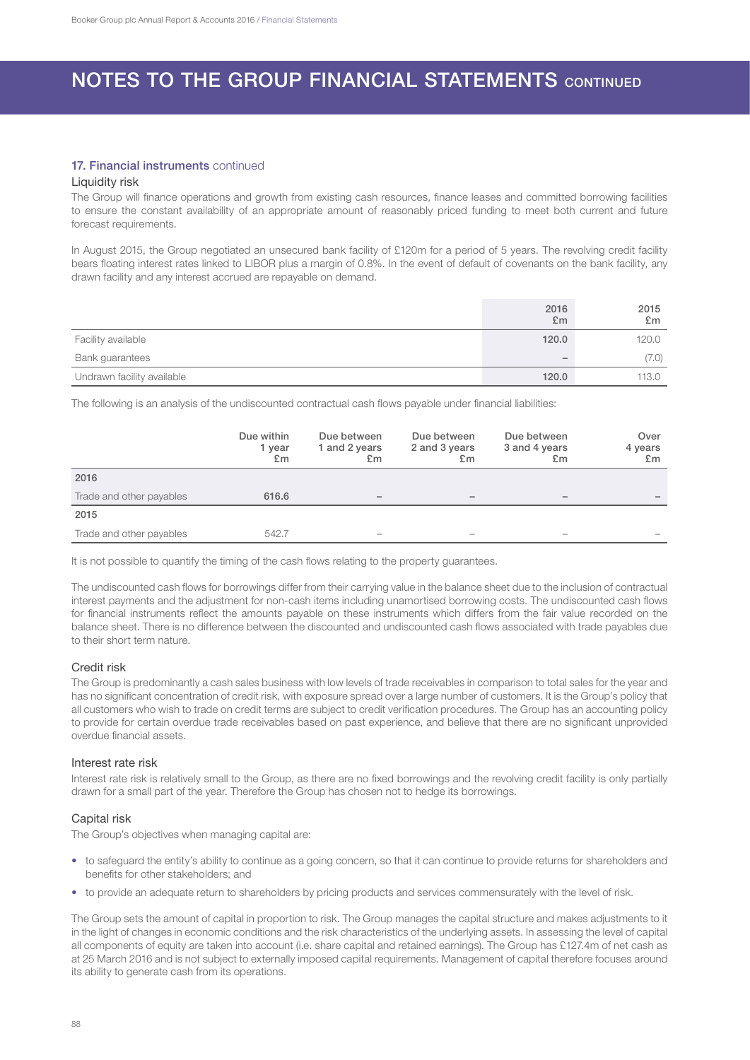# NOTES TO THE GROUP FINANCIAL STATEMENTS CONTINUED

## 17. Financial instruments continued

### Liquidity risk

The Group will finance operations and growth from existing cash resources, finance leases and committed borrowing facilities to ensure the constant availability of an appropriate amount of reasonably priced funding to meet both current and future forecast requirements.

In August 2015, the Group negotiated an unsecured bank facility of £120m for a period of 5 years. The revolving credit facility bears floating interest rates linked to LIBOR plus a margin of 0.8%. In the event of default of covenants on the bank facility, any drawn facility and any interest accrued are repayable on demand.

| | 2016 £m | 2015 £m |
|---|---|---|
| Facility available | **120.0** | 120.0 |
| Bank guarantees | **–** | (7.0) |
| Undrawn facility available | **120.0** | 113.0 |

The following is an analysis of the undiscounted contractual cash flows payable under financial liabilities:

| | Due within 1 year £m | Due between 1 and 2 years £m | Due between 2 and 3 years £m | Due between 3 and 4 years £m | Over 4 years £m |
|---|---|---|---|---|---|
| **2016** | | | | | |
| Trade and other payables | **616.6** | **–** | **–** | **–** | **–** |
| **2015** | | | | | |
| Trade and other payables | 542.7 | – | – | – | – |

It is not possible to quantify the timing of the cash flows relating to the property guarantees.

The undiscounted cash flows for borrowings differ from their carrying value in the balance sheet due to the inclusion of contractual interest payments and the adjustment for non-cash items including unamortised borrowing costs. The undiscounted cash flows for financial instruments reflect the amounts payable on these instruments which differs from the fair value recorded on the balance sheet. There is no difference between the discounted and undiscounted cash flows associated with trade payables due to their short term nature.

### Credit risk

The Group is predominantly a cash sales business with low levels of trade receivables in comparison to total sales for the year and has no significant concentration of credit risk, with exposure spread over a large number of customers. It is the Group's policy that all customers who wish to trade on credit terms are subject to credit verification procedures. The Group has an accounting policy to provide for certain overdue trade receivables based on past experience, and believe that there are no significant unprovided overdue financial assets.

### Interest rate risk

Interest rate risk is relatively small to the Group, as there are no fixed borrowings and the revolving credit facility is only partially drawn for a small part of the year. Therefore the Group has chosen not to hedge its borrowings.

### Capital risk

The Group's objectives when managing capital are:

- to safeguard the entity's ability to continue as a going concern, so that it can continue to provide returns for shareholders and benefits for other stakeholders; and
- to provide an adequate return to shareholders by pricing products and services commensurately with the level of risk.

The Group sets the amount of capital in proportion to risk. The Group manages the capital structure and makes adjustments to it in the light of changes in economic conditions and the risk characteristics of the underlying assets. In assessing the level of capital all components of equity are taken into account (i.e. share capital and retained earnings). The Group has £127.4m of net cash as at 25 March 2016 and is not subject to externally imposed capital requirements. Management of capital therefore focuses around its ability to generate cash from its operations.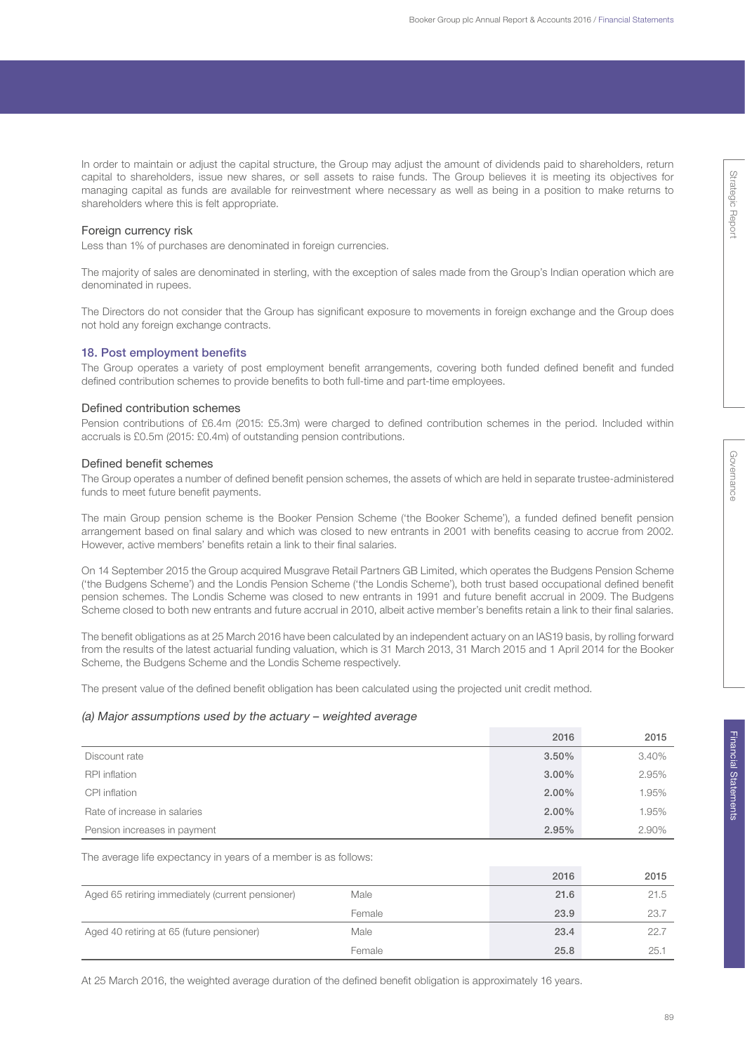In order to maintain or adjust the capital structure, the Group may adjust the amount of dividends paid to shareholders, return capital to shareholders, issue new shares, or sell assets to raise funds. The Group believes it is meeting its objectives for managing capital as funds are available for reinvestment where necessary as well as being in a position to make returns to shareholders where this is felt appropriate.

### Foreign currency risk

Less than 1% of purchases are denominated in foreign currencies.

The majority of sales are denominated in sterling, with the exception of sales made from the Group's Indian operation which are denominated in rupees.

The Directors do not consider that the Group has significant exposure to movements in foreign exchange and the Group does not hold any foreign exchange contracts.

## 18. Post employment benefits

The Group operates a variety of post employment benefit arrangements, covering both funded defined benefit and funded defined contribution schemes to provide benefits to both full-time and part-time employees.

### Defined contribution schemes

Pension contributions of £6.4m (2015: £5.3m) were charged to defined contribution schemes in the period. Included within accruals is £0.5m (2015: £0.4m) of outstanding pension contributions.

### Defined benefit schemes

The Group operates a number of defined benefit pension schemes, the assets of which are held in separate trustee-administered funds to meet future benefit payments.

The main Group pension scheme is the Booker Pension Scheme ('the Booker Scheme'), a funded defined benefit pension arrangement based on final salary and which was closed to new entrants in 2001 with benefits ceasing to accrue from 2002. However, active members' benefits retain a link to their final salaries.

On 14 September 2015 the Group acquired Musgrave Retail Partners GB Limited, which operates the Budgens Pension Scheme ('the Budgens Scheme') and the Londis Pension Scheme ('the Londis Scheme'), both trust based occupational defined benefit pension schemes. The Londis Scheme was closed to new entrants in 1991 and future benefit accrual in 2009. The Budgens Scheme closed to both new entrants and future accrual in 2010, albeit active member's benefits retain a link to their final salaries.

The benefit obligations as at 25 March 2016 have been calculated by an independent actuary on an IAS19 basis, by rolling forward from the results of the latest actuarial funding valuation, which is 31 March 2013, 31 March 2015 and 1 April 2014 for the Booker Scheme, the Budgens Scheme and the Londis Scheme respectively.

The present value of the defined benefit obligation has been calculated using the projected unit credit method.

*(a) Major assumptions used by the actuary – weighted average*

| | 2016 | 2015 |
|---|---|---|
| Discount rate | **3.50%** | 3.40% |
| RPI inflation | **3.00%** | 2.95% |
| CPI inflation | **2.00%** | 1.95% |
| Rate of increase in salaries | **2.00%** | 1.95% |
| Pension increases in payment | **2.95%** | 2.90% |

The average life expectancy in years of a member is as follows:

| | | 2016 | 2015 |
|---|---|---|---|
| Aged 65 retiring immediately (current pensioner) | Male | **21.6** | 21.5 |
| | Female | **23.9** | 23.7 |
| Aged 40 retiring at 65 (future pensioner) | Male | **23.4** | 22.7 |
| | Female | **25.8** | 25.1 |

At 25 March 2016, the weighted average duration of the defined benefit obligation is approximately 16 years.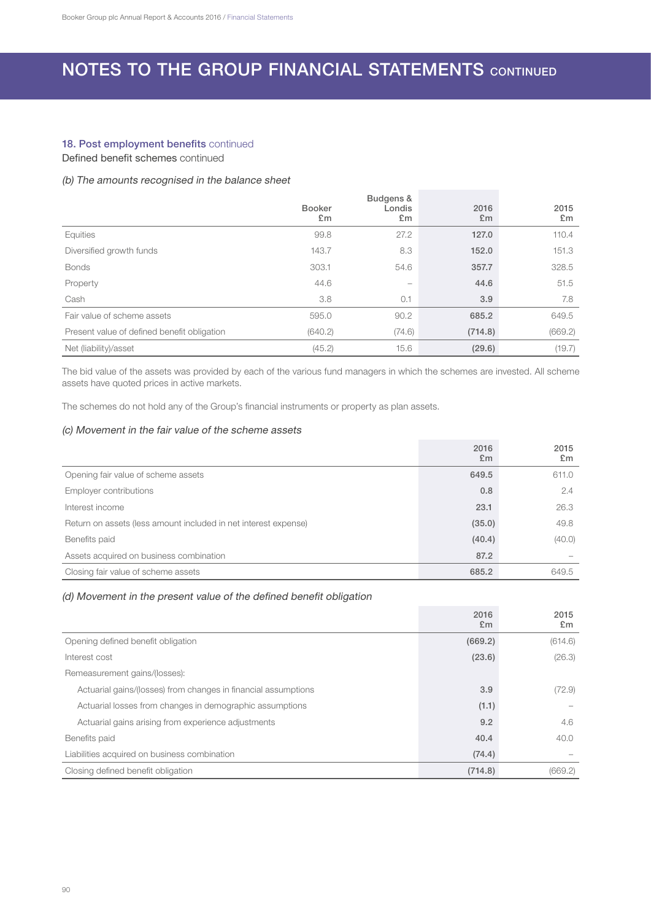# NOTES TO THE GROUP FINANCIAL STATEMENTS CONTINUED

## 18. Post employment benefits continued

### Defined benefit schemes continued

*(b) The amounts recognised in the balance sheet*

| | Booker £m | Budgens & Londis £m | 2016 £m | 2015 £m |
|---|---|---|---|---|
| Equities | 99.8 | 27.2 | **127.0** | 110.4 |
| Diversified growth funds | 143.7 | 8.3 | **152.0** | 151.3 |
| Bonds | 303.1 | 54.6 | **357.7** | 328.5 |
| Property | 44.6 | – | **44.6** | 51.5 |
| Cash | 3.8 | 0.1 | **3.9** | 7.8 |
| Fair value of scheme assets | 595.0 | 90.2 | **685.2** | 649.5 |
| Present value of defined benefit obligation | (640.2) | (74.6) | **(714.8)** | (669.2) |
| Net (liability)/asset | (45.2) | 15.6 | **(29.6)** | (19.7) |

The bid value of the assets was provided by each of the various fund managers in which the schemes are invested. All scheme assets have quoted prices in active markets.

The schemes do not hold any of the Group's financial instruments or property as plan assets.

*(c) Movement in the fair value of the scheme assets*

| | 2016 £m | 2015 £m |
|---|---|---|
| Opening fair value of scheme assets | **649.5** | 611.0 |
| Employer contributions | **0.8** | 2.4 |
| Interest income | **23.1** | 26.3 |
| Return on assets (less amount included in net interest expense) | **(35.0)** | 49.8 |
| Benefits paid | **(40.4)** | (40.0) |
| Assets acquired on business combination | **87.2** | – |
| Closing fair value of scheme assets | **685.2** | 649.5 |

*(d) Movement in the present value of the defined benefit obligation*

| | 2016 £m | 2015 £m |
|---|---|---|
| Opening defined benefit obligation | **(669.2)** | (614.6) |
| Interest cost | **(23.6)** | (26.3) |
| Remeasurement gains/(losses): | | |
| Actuarial gains/(losses) from changes in financial assumptions | **3.9** | (72.9) |
| Actuarial losses from changes in demographic assumptions | **(1.1)** | – |
| Actuarial gains arising from experience adjustments | **9.2** | 4.6 |
| Benefits paid | **40.4** | 40.0 |
| Liabilities acquired on business combination | **(74.4)** | – |
| Closing defined benefit obligation | **(714.8)** | (669.2) |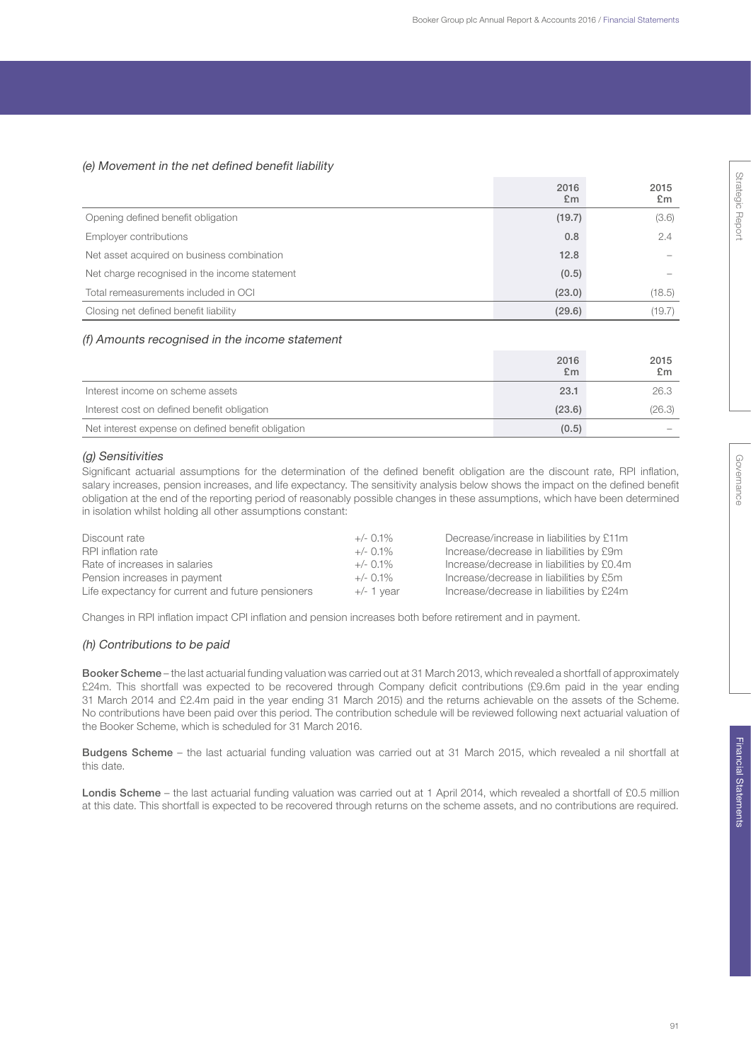*(e) Movement in the net defined benefit liability*

| | 2016 £m | 2015 £m |
|---|---|---|
| Opening defined benefit obligation | **(19.7)** | (3.6) |
| Employer contributions | **0.8** | 2.4 |
| Net asset acquired on business combination | **12.8** | – |
| Net charge recognised in the income statement | **(0.5)** | – |
| Total remeasurements included in OCI | **(23.0)** | (18.5) |
| Closing net defined benefit liability | **(29.6)** | (19.7) |

*(f) Amounts recognised in the income statement*

| | 2016 £m | 2015 £m |
|---|---|---|
| Interest income on scheme assets | **23.1** | 26.3 |
| Interest cost on defined benefit obligation | **(23.6)** | (26.3) |
| Net interest expense on defined benefit obligation | **(0.5)** | – |

*(g) Sensitivities*

Significant actuarial assumptions for the determination of the defined benefit obligation are the discount rate, RPI inflation, salary increases, pension increases, and life expectancy. The sensitivity analysis below shows the impact on the defined benefit obligation at the end of the reporting period of reasonably possible changes in these assumptions, which have been determined in isolation whilst holding all other assumptions constant:

| | | |
|---|---|---|
| Discount rate | +/- 0.1% | Decrease/increase in liabilities by £11m |
| RPI inflation rate | +/- 0.1% | Increase/decrease in liabilities by £9m |
| Rate of increases in salaries | +/- 0.1% | Increase/decrease in liabilities by £0.4m |
| Pension increases in payment | +/- 0.1% | Increase/decrease in liabilities by £5m |
| Life expectancy for current and future pensioners | +/- 1 year | Increase/decrease in liabilities by £24m |

Changes in RPI inflation impact CPI inflation and pension increases both before retirement and in payment.

*(h) Contributions to be paid*

**Booker Scheme** – the last actuarial funding valuation was carried out at 31 March 2013, which revealed a shortfall of approximately £24m. This shortfall was expected to be recovered through Company deficit contributions (£9.6m paid in the year ending 31 March 2014 and £2.4m paid in the year ending 31 March 2015) and the returns achievable on the assets of the Scheme. No contributions have been paid over this period. The contribution schedule will be reviewed following next actuarial valuation of the Booker Scheme, which is scheduled for 31 March 2016.

**Budgens Scheme** – the last actuarial funding valuation was carried out at 31 March 2015, which revealed a nil shortfall at this date.

**Londis Scheme** – the last actuarial funding valuation was carried out at 1 April 2014, which revealed a shortfall of £0.5 million at this date. This shortfall is expected to be recovered through returns on the scheme assets, and no contributions are required.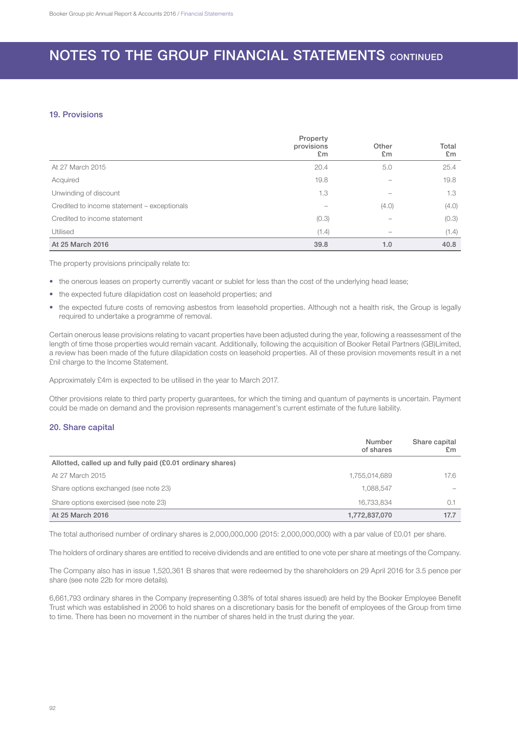# NOTES TO THE GROUP FINANCIAL STATEMENTS CONTINUED

## 19. Provisions

| | Property provisions £m | Other £m | Total £m |
|---|---|---|---|
| At 27 March 2015 | 20.4 | 5.0 | 25.4 |
| Acquired | 19.8 | – | 19.8 |
| Unwinding of discount | 1.3 | – | 1.3 |
| Credited to income statement – exceptionals | – | (4.0) | (4.0) |
| Credited to income statement | (0.3) | – | (0.3) |
| Utilised | (1.4) | – | (1.4) |
| **At 25 March 2016** | **39.8** | **1.0** | **40.8** |

The property provisions principally relate to:

- the onerous leases on property currently vacant or sublet for less than the cost of the underlying head lease;
- the expected future dilapidation cost on leasehold properties; and
- the expected future costs of removing asbestos from leasehold properties. Although not a health risk, the Group is legally required to undertake a programme of removal.

Certain onerous lease provisions relating to vacant properties have been adjusted during the year, following a reassessment of the length of time those properties would remain vacant. Additionally, following the acquisition of Booker Retail Partners (GB)Limited, a review has been made of the future dilapidation costs on leasehold properties. All of these provision movements result in a net £nil charge to the Income Statement.

Approximately £4m is expected to be utilised in the year to March 2017.

Other provisions relate to third party property guarantees, for which the timing and quantum of payments is uncertain. Payment could be made on demand and the provision represents management's current estimate of the future liability.

## 20. Share capital

| | Number of shares | Share capital £m |
|---|---|---|
| **Allotted, called up and fully paid (£0.01 ordinary shares)** | | |
| At 27 March 2015 | 1,755,014,689 | 17.6 |
| Share options exchanged (see note 23) | 1,088,547 | – |
| Share options exercised (see note 23) | 16,733,834 | 0.1 |
| **At 25 March 2016** | **1,772,837,070** | **17.7** |

The total authorised number of ordinary shares is 2,000,000,000 (2015: 2,000,000,000) with a par value of £0.01 per share.

The holders of ordinary shares are entitled to receive dividends and are entitled to one vote per share at meetings of the Company.

The Company also has in issue 1,520,361 B shares that were redeemed by the shareholders on 29 April 2016 for 3.5 pence per share (see note 22b for more details).

6,661,793 ordinary shares in the Company (representing 0.38% of total shares issued) are held by the Booker Employee Benefit Trust which was established in 2006 to hold shares on a discretionary basis for the benefit of employees of the Group from time to time. There has been no movement in the number of shares held in the trust during the year.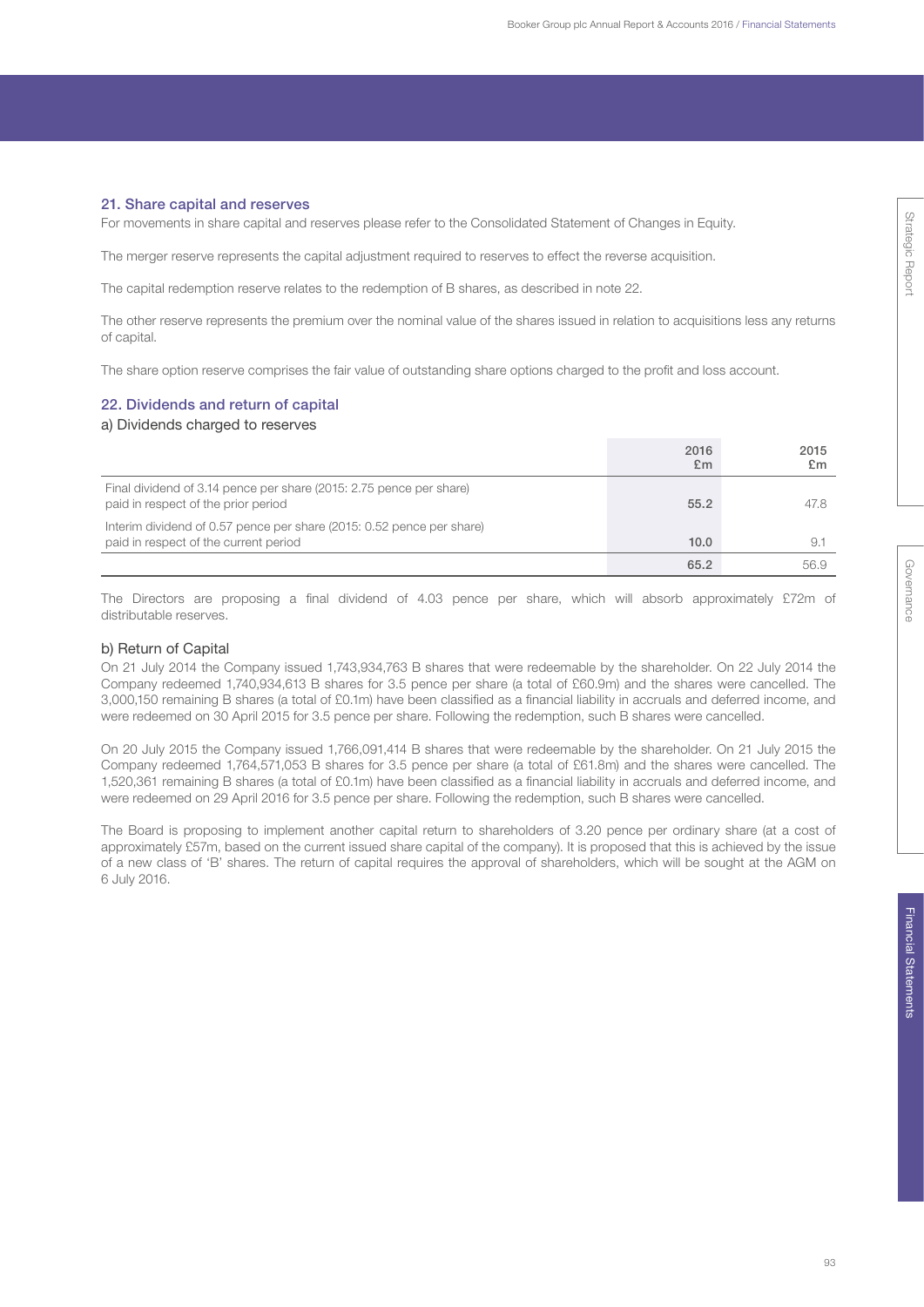## 21. Share capital and reserves

For movements in share capital and reserves please refer to the Consolidated Statement of Changes in Equity.

The merger reserve represents the capital adjustment required to reserves to effect the reverse acquisition.

The capital redemption reserve relates to the redemption of B shares, as described in note 22.

The other reserve represents the premium over the nominal value of the shares issued in relation to acquisitions less any returns of capital.

The share option reserve comprises the fair value of outstanding share options charged to the profit and loss account.

## 22. Dividends and return of capital

### a) Dividends charged to reserves

| | 2016 £m | 2015 £m |
|---|---|---|
| Final dividend of 3.14 pence per share (2015: 2.75 pence per share) paid in respect of the prior period | 55.2 | 47.8 |
| Interim dividend of 0.57 pence per share (2015: 0.52 pence per share) paid in respect of the current period | 10.0 | 9.1 |
| | 65.2 | 56.9 |

The Directors are proposing a final dividend of 4.03 pence per share, which will absorb approximately £72m of distributable reserves.

### b) Return of Capital

On 21 July 2014 the Company issued 1,743,934,763 B shares that were redeemable by the shareholder. On 22 July 2014 the Company redeemed 1,740,934,613 B shares for 3.5 pence per share (a total of £60.9m) and the shares were cancelled. The 3,000,150 remaining B shares (a total of £0.1m) have been classified as a financial liability in accruals and deferred income, and were redeemed on 30 April 2015 for 3.5 pence per share. Following the redemption, such B shares were cancelled.

On 20 July 2015 the Company issued 1,766,091,414 B shares that were redeemable by the shareholder. On 21 July 2015 the Company redeemed 1,764,571,053 B shares for 3.5 pence per share (a total of £61.8m) and the shares were cancelled. The 1,520,361 remaining B shares (a total of £0.1m) have been classified as a financial liability in accruals and deferred income, and were redeemed on 29 April 2016 for 3.5 pence per share. Following the redemption, such B shares were cancelled.

The Board is proposing to implement another capital return to shareholders of 3.20 pence per ordinary share (at a cost of approximately £57m, based on the current issued share capital of the company). It is proposed that this is achieved by the issue of a new class of 'B' shares. The return of capital requires the approval of shareholders, which will be sought at the AGM on 6 July 2016.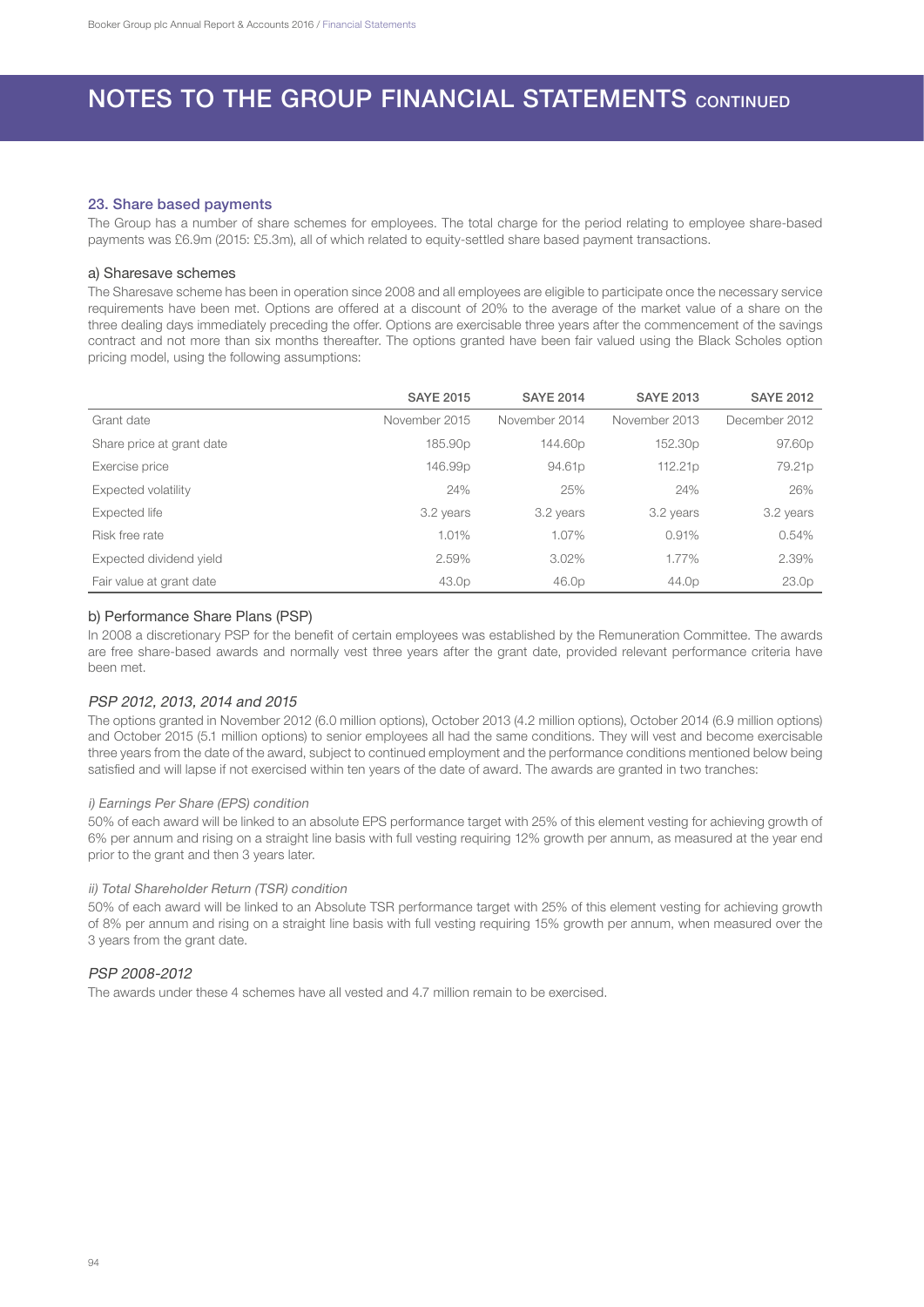# NOTES TO THE GROUP FINANCIAL STATEMENTS CONTINUED

## 23. Share based payments

The Group has a number of share schemes for employees. The total charge for the period relating to employee share-based payments was £6.9m (2015: £5.3m), all of which related to equity-settled share based payment transactions.

### a) Sharesave schemes

The Sharesave scheme has been in operation since 2008 and all employees are eligible to participate once the necessary service requirements have been met. Options are offered at a discount of 20% to the average of the market value of a share on the three dealing days immediately preceding the offer. Options are exercisable three years after the commencement of the savings contract and not more than six months thereafter. The options granted have been fair valued using the Black Scholes option pricing model, using the following assumptions:

| | SAYE 2015 | SAYE 2014 | SAYE 2013 | SAYE 2012 |
|---|---|---|---|---|
| Grant date | November 2015 | November 2014 | November 2013 | December 2012 |
| Share price at grant date | 185.90p | 144.60p | 152.30p | 97.60p |
| Exercise price | 146.99p | 94.61p | 112.21p | 79.21p |
| Expected volatility | 24% | 25% | 24% | 26% |
| Expected life | 3.2 years | 3.2 years | 3.2 years | 3.2 years |
| Risk free rate | 1.01% | 1.07% | 0.91% | 0.54% |
| Expected dividend yield | 2.59% | 3.02% | 1.77% | 2.39% |
| Fair value at grant date | 43.0p | 46.0p | 44.0p | 23.0p |

### b) Performance Share Plans (PSP)

In 2008 a discretionary PSP for the benefit of certain employees was established by the Remuneration Committee. The awards are free share-based awards and normally vest three years after the grant date, provided relevant performance criteria have been met.

#### *PSP 2012, 2013, 2014 and 2015*

The options granted in November 2012 (6.0 million options), October 2013 (4.2 million options), October 2014 (6.9 million options) and October 2015 (5.1 million options) to senior employees all had the same conditions. They will vest and become exercisable three years from the date of the award, subject to continued employment and the performance conditions mentioned below being satisfied and will lapse if not exercised within ten years of the date of award. The awards are granted in two tranches:

*i) Earnings Per Share (EPS) condition*

50% of each award will be linked to an absolute EPS performance target with 25% of this element vesting for achieving growth of 6% per annum and rising on a straight line basis with full vesting requiring 12% growth per annum, as measured at the year end prior to the grant and then 3 years later.

*ii) Total Shareholder Return (TSR) condition*

50% of each award will be linked to an Absolute TSR performance target with 25% of this element vesting for achieving growth of 8% per annum and rising on a straight line basis with full vesting requiring 15% growth per annum, when measured over the 3 years from the grant date.

#### *PSP 2008-2012*

The awards under these 4 schemes have all vested and 4.7 million remain to be exercised.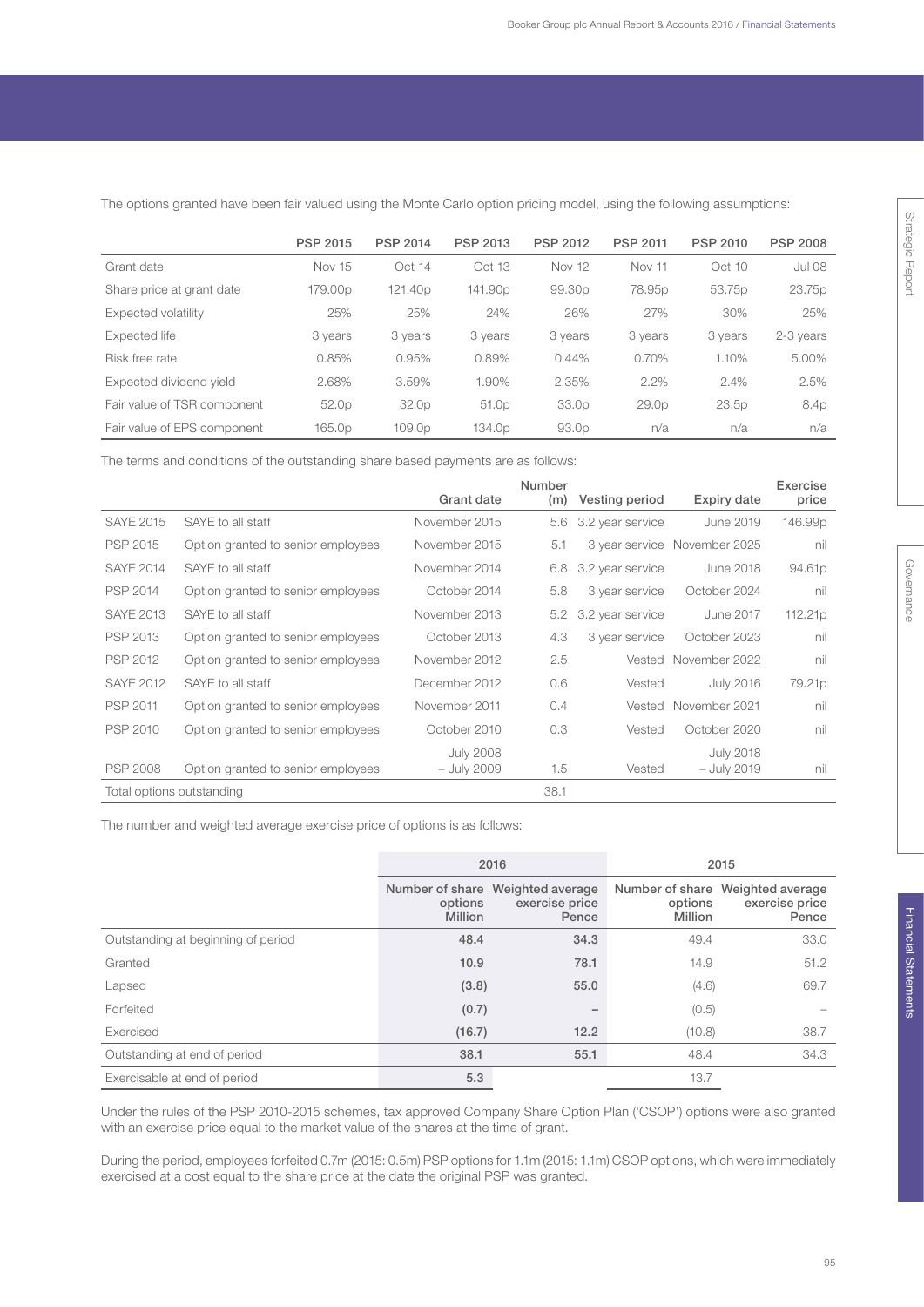The options granted have been fair valued using the Monte Carlo option pricing model, using the following assumptions:

| | PSP 2015 | PSP 2014 | PSP 2013 | PSP 2012 | PSP 2011 | PSP 2010 | PSP 2008 |
|---|---|---|---|---|---|---|---|
| Grant date | Nov 15 | Oct 14 | Oct 13 | Nov 12 | Nov 11 | Oct 10 | Jul 08 |
| Share price at grant date | 179.00p | 121.40p | 141.90p | 99.30p | 78.95p | 53.75p | 23.75p |
| Expected volatility | 25% | 25% | 24% | 26% | 27% | 30% | 25% |
| Expected life | 3 years | 3 years | 3 years | 3 years | 3 years | 3 years | 2-3 years |
| Risk free rate | 0.85% | 0.95% | 0.89% | 0.44% | 0.70% | 1.10% | 5.00% |
| Expected dividend yield | 2.68% | 3.59% | 1.90% | 2.35% | 2.2% | 2.4% | 2.5% |
| Fair value of TSR component | 52.0p | 32.0p | 51.0p | 33.0p | 29.0p | 23.5p | 8.4p |
| Fair value of EPS component | 165.0p | 109.0p | 134.0p | 93.0p | n/a | n/a | n/a |

The terms and conditions of the outstanding share based payments are as follows:

| | | Grant date | Number (m) | Vesting period | Expiry date | Exercise price |
|---|---|---|---|---|---|---|
| SAYE 2015 | SAYE to all staff | November 2015 | 5.6 | 3.2 year service | June 2019 | 146.99p |
| PSP 2015 | Option granted to senior employees | November 2015 | 5.1 | 3 year service | November 2025 | nil |
| SAYE 2014 | SAYE to all staff | November 2014 | 6.8 | 3.2 year service | June 2018 | 94.61p |
| PSP 2014 | Option granted to senior employees | October 2014 | 5.8 | 3 year service | October 2024 | nil |
| SAYE 2013 | SAYE to all staff | November 2013 | 5.2 | 3.2 year service | June 2017 | 112.21p |
| PSP 2013 | Option granted to senior employees | October 2013 | 4.3 | 3 year service | October 2023 | nil |
| PSP 2012 | Option granted to senior employees | November 2012 | 2.5 | Vested | November 2022 | nil |
| SAYE 2012 | SAYE to all staff | December 2012 | 0.6 | Vested | July 2016 | 79.21p |
| PSP 2011 | Option granted to senior employees | November 2011 | 0.4 | Vested | November 2021 | nil |
| PSP 2010 | Option granted to senior employees | October 2010 | 0.3 | Vested | October 2020 | nil |
| PSP 2008 | Option granted to senior employees | July 2008 – July 2009 | 1.5 | Vested | July 2018 – July 2019 | nil |
| Total options outstanding | | | 38.1 | | | |

The number and weighted average exercise price of options is as follows:

| | 2016 | | 2015 | |
|---|---|---|---|---|
| | Number of share options Million | Weighted average exercise price Pence | Number of share options Million | Weighted average exercise price Pence |
| Outstanding at beginning of period | 48.4 | 34.3 | 49.4 | 33.0 |
| Granted | 10.9 | 78.1 | 14.9 | 51.2 |
| Lapsed | (3.8) | 55.0 | (4.6) | 69.7 |
| Forfeited | (0.7) | – | (0.5) | – |
| Exercised | (16.7) | 12.2 | (10.8) | 38.7 |
| Outstanding at end of period | 38.1 | 55.1 | 48.4 | 34.3 |
| Exercisable at end of period | 5.3 | | 13.7 | |

Under the rules of the PSP 2010-2015 schemes, tax approved Company Share Option Plan ('CSOP') options were also granted with an exercise price equal to the market value of the shares at the time of grant.

During the period, employees forfeited 0.7m (2015: 0.5m) PSP options for 1.1m (2015: 1.1m) CSOP options, which were immediately exercised at a cost equal to the share price at the date the original PSP was granted.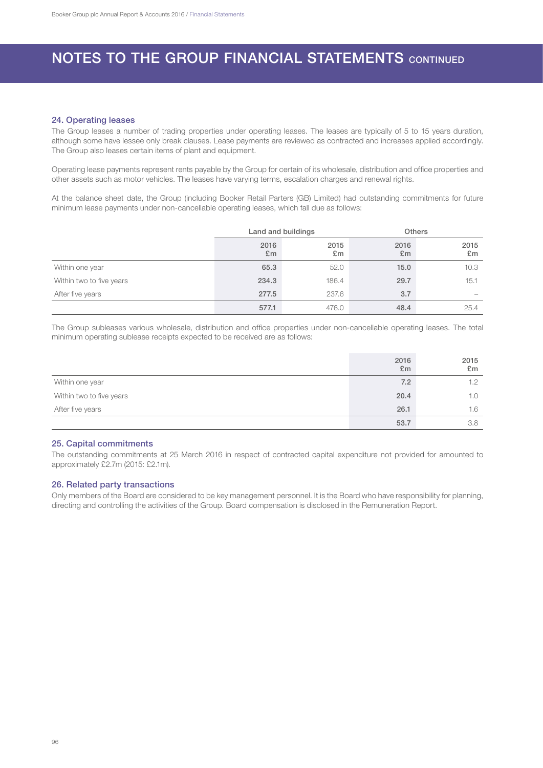# NOTES TO THE GROUP FINANCIAL STATEMENTS CONTINUED

## 24. Operating leases

The Group leases a number of trading properties under operating leases. The leases are typically of 5 to 15 years duration, although some have lessee only break clauses. Lease payments are reviewed as contracted and increases applied accordingly. The Group also leases certain items of plant and equipment.

Operating lease payments represent rents payable by the Group for certain of its wholesale, distribution and office properties and other assets such as motor vehicles. The leases have varying terms, escalation charges and renewal rights.

At the balance sheet date, the Group (including Booker Retail Parters (GB) Limited) had outstanding commitments for future minimum lease payments under non-cancellable operating leases, which fall due as follows:

| | Land and buildings | | Others | |
|---|---|---|---|---|
| | 2016 £m | 2015 £m | 2016 £m | 2015 £m |
| Within one year | 65.3 | 52.0 | 15.0 | 10.3 |
| Within two to five years | 234.3 | 186.4 | 29.7 | 15.1 |
| After five years | 277.5 | 237.6 | 3.7 | – |
| | 577.1 | 476.0 | 48.4 | 25.4 |

The Group subleases various wholesale, distribution and office properties under non-cancellable operating leases. The total minimum operating sublease receipts expected to be received are as follows:

| | 2016 £m | 2015 £m |
|---|---|---|
| Within one year | 7.2 | 1.2 |
| Within two to five years | 20.4 | 1.0 |
| After five years | 26.1 | 1.6 |
| | 53.7 | 3.8 |

## 25. Capital commitments

The outstanding commitments at 25 March 2016 in respect of contracted capital expenditure not provided for amounted to approximately £2.7m (2015: £2.1m).

## 26. Related party transactions

Only members of the Board are considered to be key management personnel. It is the Board who have responsibility for planning, directing and controlling the activities of the Group. Board compensation is disclosed in the Remuneration Report.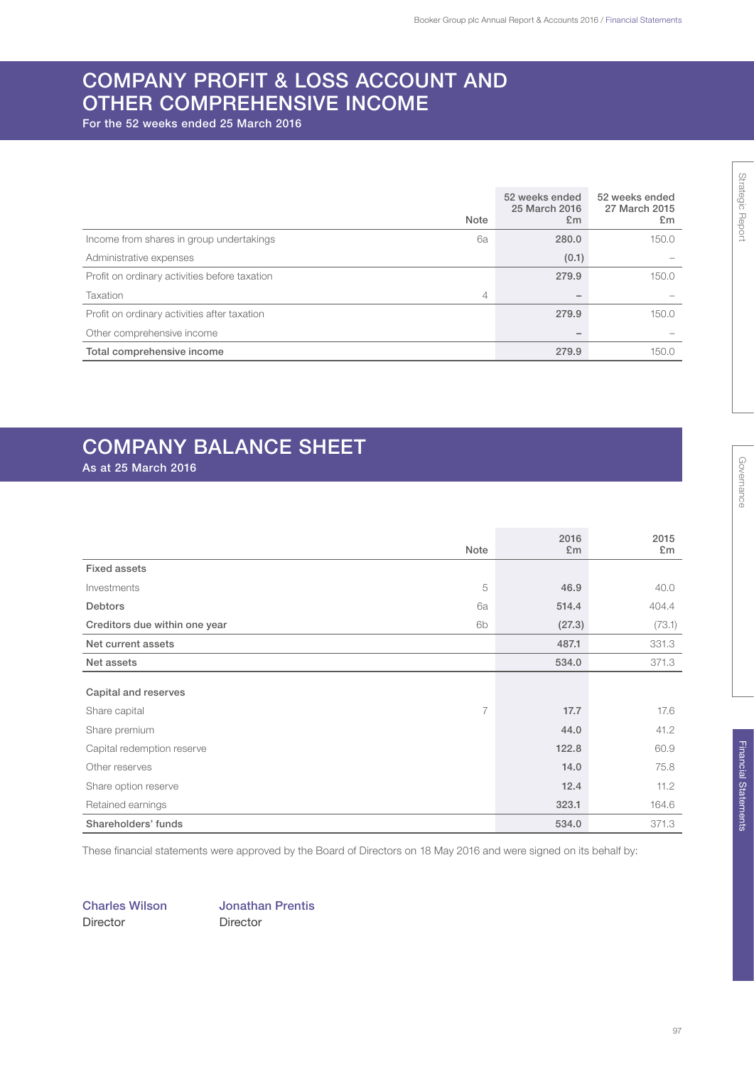# COMPANY PROFIT & LOSS ACCOUNT AND OTHER COMPREHENSIVE INCOME

**For the 52 weeks ended 25 March 2016**

| | Note | 52 weeks ended 25 March 2016 £m | 52 weeks ended 27 March 2015 £m |
|---|---|---|---|
| Income from shares in group undertakings | 6a | **280.0** | 150.0 |
| Administrative expenses | | **(0.1)** | – |
| Profit on ordinary activities before taxation | | **279.9** | 150.0 |
| Taxation | 4 | **–** | – |
| Profit on ordinary activities after taxation | | **279.9** | 150.0 |
| Other comprehensive income | | **–** | – |
| **Total comprehensive income** | | **279.9** | 150.0 |

# COMPANY BALANCE SHEET

**As at 25 March 2016**

| | Note | 2016 £m | 2015 £m |
|---|---|---|---|
| **Fixed assets** | | | |
| Investments | 5 | **46.9** | 40.0 |
| **Debtors** | 6a | **514.4** | 404.4 |
| **Creditors due within one year** | 6b | **(27.3)** | (73.1) |
| **Net current assets** | | **487.1** | 331.3 |
| **Net assets** | | **534.0** | 371.3 |
| **Capital and reserves** | | | |
| Share capital | 7 | **17.7** | 17.6 |
| Share premium | | **44.0** | 41.2 |
| Capital redemption reserve | | **122.8** | 60.9 |
| Other reserves | | **14.0** | 75.8 |
| Share option reserve | | **12.4** | 11.2 |
| Retained earnings | | **323.1** | 164.6 |
| **Shareholders' funds** | | **534.0** | 371.3 |

These financial statements were approved by the Board of Directors on 18 May 2016 and were signed on its behalf by:

**Charles Wilson**
Director

**Jonathan Prentis**
Director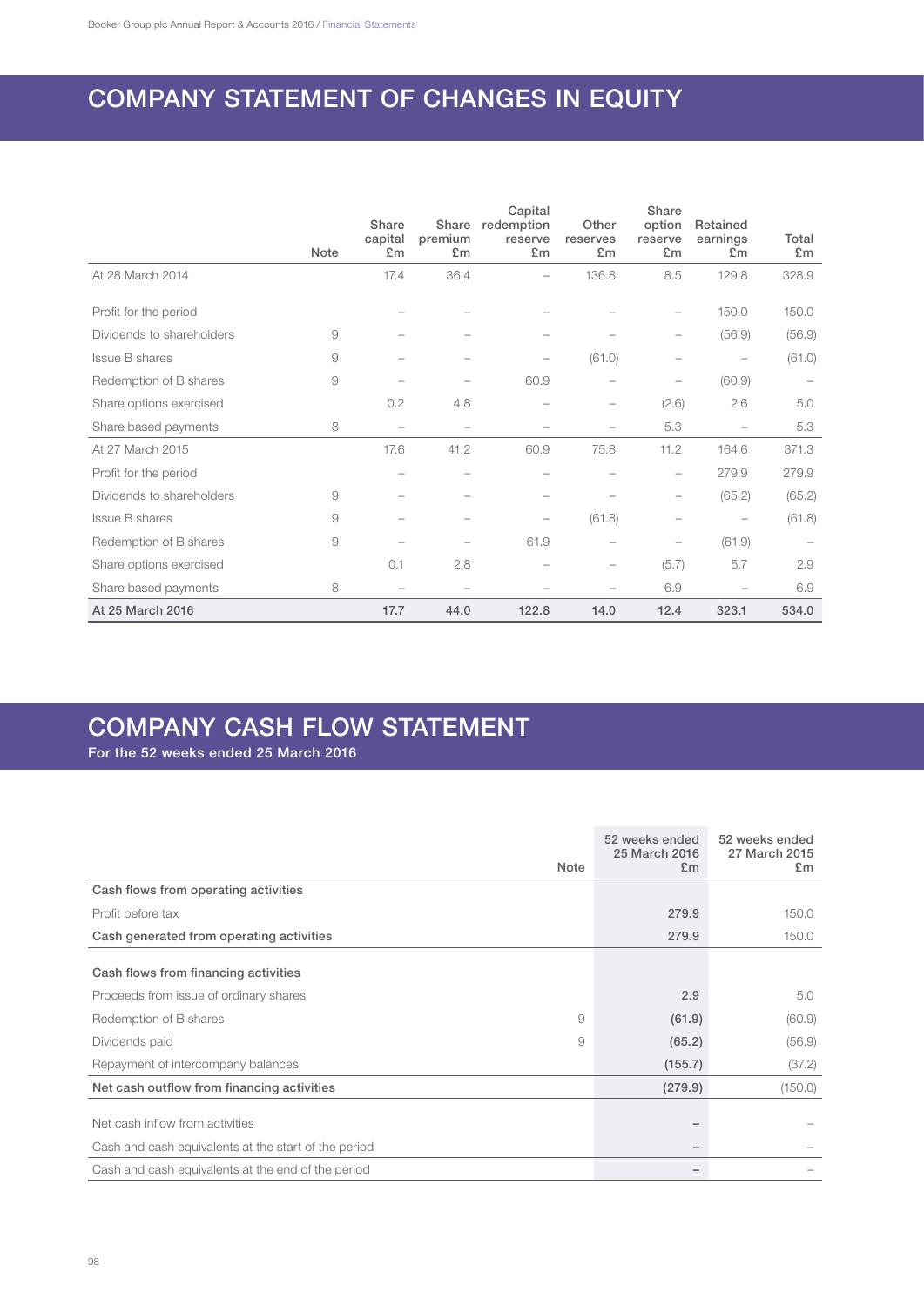# COMPANY STATEMENT OF CHANGES IN EQUITY

| | Note | Share capital £m | Share premium £m | Capital redemption reserve £m | Other reserves £m | Share option reserve £m | Retained earnings £m | Total £m |
|---|---|---|---|---|---|---|---|---|
| At 28 March 2014 | | 17.4 | 36.4 | – | 136.8 | 8.5 | 129.8 | 328.9 |
| Profit for the period | | – | – | – | – | – | 150.0 | 150.0 |
| Dividends to shareholders | 9 | – | – | – | – | – | (56.9) | (56.9) |
| Issue B shares | 9 | – | – | – | (61.0) | – | – | (61.0) |
| Redemption of B shares | 9 | – | – | 60.9 | – | – | (60.9) | – |
| Share options exercised | | 0.2 | 4.8 | – | – | (2.6) | 2.6 | 5.0 |
| Share based payments | 8 | – | – | – | – | 5.3 | – | 5.3 |
| At 27 March 2015 | | 17.6 | 41.2 | 60.9 | 75.8 | 11.2 | 164.6 | 371.3 |
| Profit for the period | | – | – | – | – | – | 279.9 | 279.9 |
| Dividends to shareholders | 9 | – | – | – | – | – | (65.2) | (65.2) |
| Issue B shares | 9 | – | – | – | (61.8) | – | – | (61.8) |
| Redemption of B shares | 9 | – | – | 61.9 | – | – | (61.9) | – |
| Share options exercised | | 0.1 | 2.8 | – | – | (5.7) | 5.7 | 2.9 |
| Share based payments | 8 | – | – | – | – | 6.9 | – | 6.9 |
| **At 25 March 2016** | | **17.7** | **44.0** | **122.8** | **14.0** | **12.4** | **323.1** | **534.0** |

# COMPANY CASH FLOW STATEMENT

**For the 52 weeks ended 25 March 2016**

| | Note | 52 weeks ended 25 March 2016 £m | 52 weeks ended 27 March 2015 £m |
|---|---|---|---|
| **Cash flows from operating activities** | | | |
| Profit before tax | | **279.9** | 150.0 |
| **Cash generated from operating activities** | | **279.9** | 150.0 |
| **Cash flows from financing activities** | | | |
| Proceeds from issue of ordinary shares | | **2.9** | 5.0 |
| Redemption of B shares | 9 | **(61.9)** | (60.9) |
| Dividends paid | 9 | **(65.2)** | (56.9) |
| Repayment of intercompany balances | | **(155.7)** | (37.2) |
| **Net cash outflow from financing activities** | | **(279.9)** | (150.0) |
| Net cash inflow from activities | | **–** | – |
| Cash and cash equivalents at the start of the period | | **–** | – |
| Cash and cash equivalents at the end of the period | | **–** | – |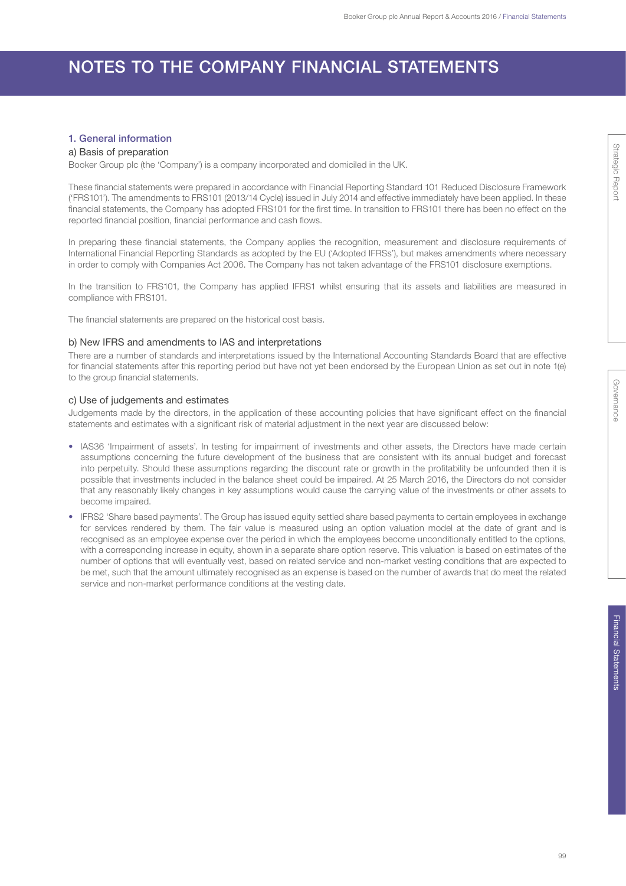# NOTES TO THE COMPANY FINANCIAL STATEMENTS

## 1. General information

### a) Basis of preparation

Booker Group plc (the 'Company') is a company incorporated and domiciled in the UK.

These financial statements were prepared in accordance with Financial Reporting Standard 101 Reduced Disclosure Framework ('FRS101'). The amendments to FRS101 (2013/14 Cycle) issued in July 2014 and effective immediately have been applied. In these financial statements, the Company has adopted FRS101 for the first time. In transition to FRS101 there has been no effect on the reported financial position, financial performance and cash flows.

In preparing these financial statements, the Company applies the recognition, measurement and disclosure requirements of International Financial Reporting Standards as adopted by the EU ('Adopted IFRSs'), but makes amendments where necessary in order to comply with Companies Act 2006. The Company has not taken advantage of the FRS101 disclosure exemptions.

In the transition to FRS101, the Company has applied IFRS1 whilst ensuring that its assets and liabilities are measured in compliance with FRS101.

The financial statements are prepared on the historical cost basis.

### b) New IFRS and amendments to IAS and interpretations

There are a number of standards and interpretations issued by the International Accounting Standards Board that are effective for financial statements after this reporting period but have not yet been endorsed by the European Union as set out in note 1(e) to the group financial statements.

### c) Use of judgements and estimates

Judgements made by the directors, in the application of these accounting policies that have significant effect on the financial statements and estimates with a significant risk of material adjustment in the next year are discussed below:

- IAS36 'Impairment of assets'. In testing for impairment of investments and other assets, the Directors have made certain assumptions concerning the future development of the business that are consistent with its annual budget and forecast into perpetuity. Should these assumptions regarding the discount rate or growth in the profitability be unfounded then it is possible that investments included in the balance sheet could be impaired. At 25 March 2016, the Directors do not consider that any reasonably likely changes in key assumptions would cause the carrying value of the investments or other assets to become impaired.
- IFRS2 'Share based payments'. The Group has issued equity settled share based payments to certain employees in exchange for services rendered by them. The fair value is measured using an option valuation model at the date of grant and is recognised as an employee expense over the period in which the employees become unconditionally entitled to the options, with a corresponding increase in equity, shown in a separate share option reserve. This valuation is based on estimates of the number of options that will eventually vest, based on related service and non-market vesting conditions that are expected to be met, such that the amount ultimately recognised as an expense is based on the number of awards that do meet the related service and non-market performance conditions at the vesting date.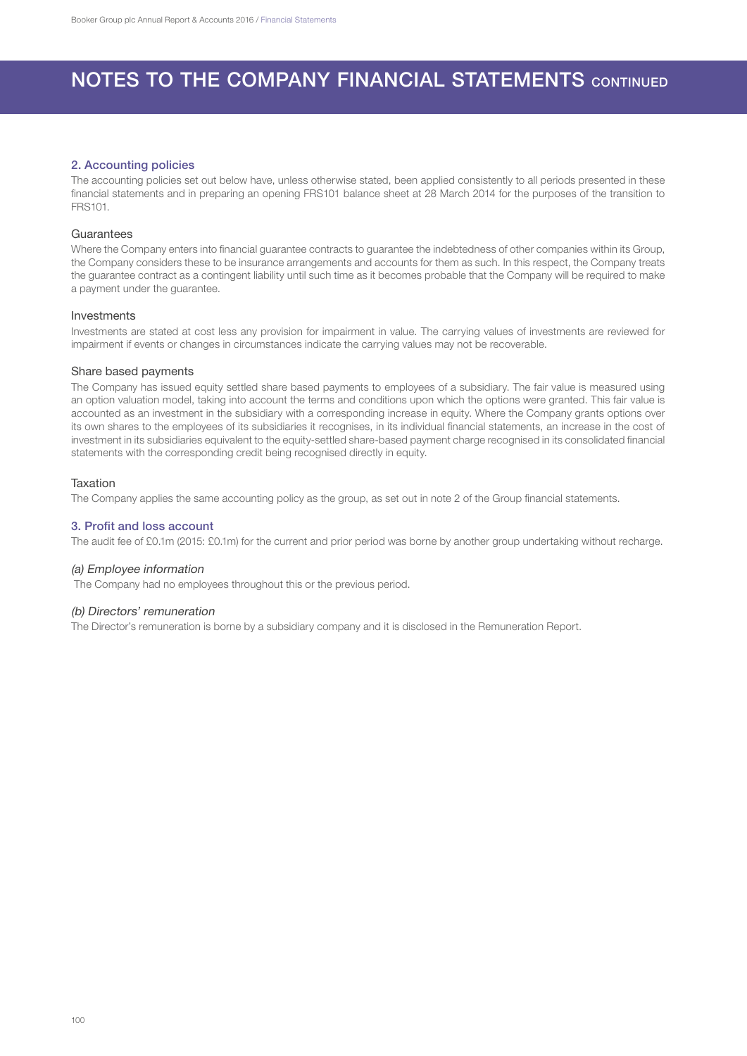# NOTES TO THE COMPANY FINANCIAL STATEMENTS CONTINUED

## 2. Accounting policies

The accounting policies set out below have, unless otherwise stated, been applied consistently to all periods presented in these financial statements and in preparing an opening FRS101 balance sheet at 28 March 2014 for the purposes of the transition to FRS101.

### Guarantees

Where the Company enters into financial guarantee contracts to guarantee the indebtedness of other companies within its Group, the Company considers these to be insurance arrangements and accounts for them as such. In this respect, the Company treats the guarantee contract as a contingent liability until such time as it becomes probable that the Company will be required to make a payment under the guarantee.

### Investments

Investments are stated at cost less any provision for impairment in value. The carrying values of investments are reviewed for impairment if events or changes in circumstances indicate the carrying values may not be recoverable.

### Share based payments

The Company has issued equity settled share based payments to employees of a subsidiary. The fair value is measured using an option valuation model, taking into account the terms and conditions upon which the options were granted. This fair value is accounted as an investment in the subsidiary with a corresponding increase in equity. Where the Company grants options over its own shares to the employees of its subsidiaries it recognises, in its individual financial statements, an increase in the cost of investment in its subsidiaries equivalent to the equity-settled share-based payment charge recognised in its consolidated financial statements with the corresponding credit being recognised directly in equity.

### Taxation

The Company applies the same accounting policy as the group, as set out in note 2 of the Group financial statements.

## 3. Profit and loss account

The audit fee of £0.1m (2015: £0.1m) for the current and prior period was borne by another group undertaking without recharge.

### *(a) Employee information*

The Company had no employees throughout this or the previous period.

### *(b) Directors' remuneration*

The Director's remuneration is borne by a subsidiary company and it is disclosed in the Remuneration Report.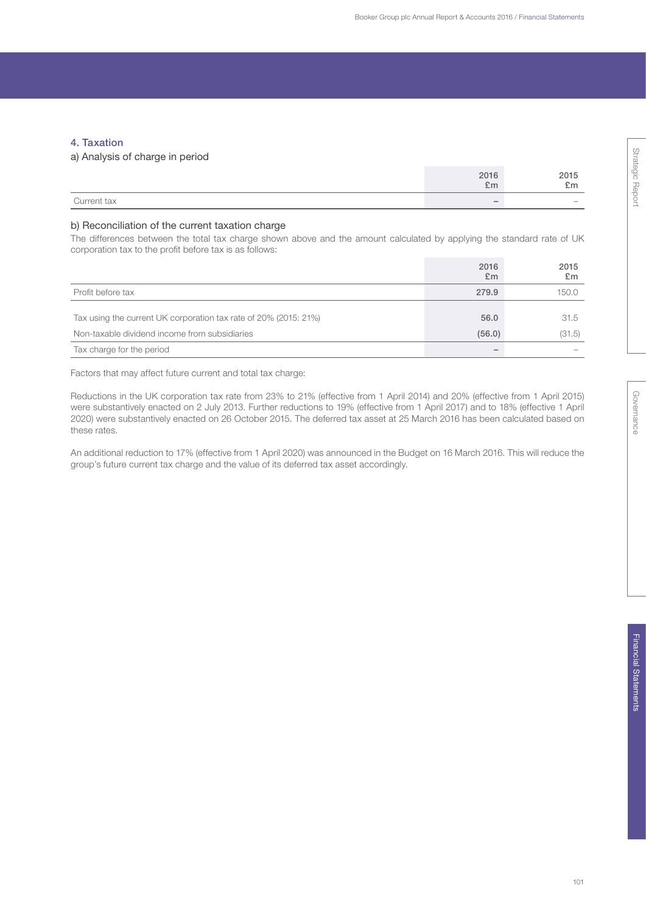## 4. Taxation

### a) Analysis of charge in period

| | 2016 £m | 2015 £m |
|---|---|---|
| Current tax | – | – |

### b) Reconciliation of the current taxation charge

The differences between the total tax charge shown above and the amount calculated by applying the standard rate of UK corporation tax to the profit before tax is as follows:

| | 2016 £m | 2015 £m |
|---|---|---|
| Profit before tax | **279.9** | 150.0 |
| Tax using the current UK corporation tax rate of 20% (2015: 21%) | **56.0** | 31.5 |
| Non-taxable dividend income from subsidiaries | **(56.0)** | (31.5) |
| Tax charge for the period | – | – |

Factors that may affect future current and total tax charge:

Reductions in the UK corporation tax rate from 23% to 21% (effective from 1 April 2014) and 20% (effective from 1 April 2015) were substantively enacted on 2 July 2013. Further reductions to 19% (effective from 1 April 2017) and to 18% (effective 1 April 2020) were substantively enacted on 26 October 2015. The deferred tax asset at 25 March 2016 has been calculated based on these rates.

An additional reduction to 17% (effective from 1 April 2020) was announced in the Budget on 16 March 2016. This will reduce the group's future current tax charge and the value of its deferred tax asset accordingly.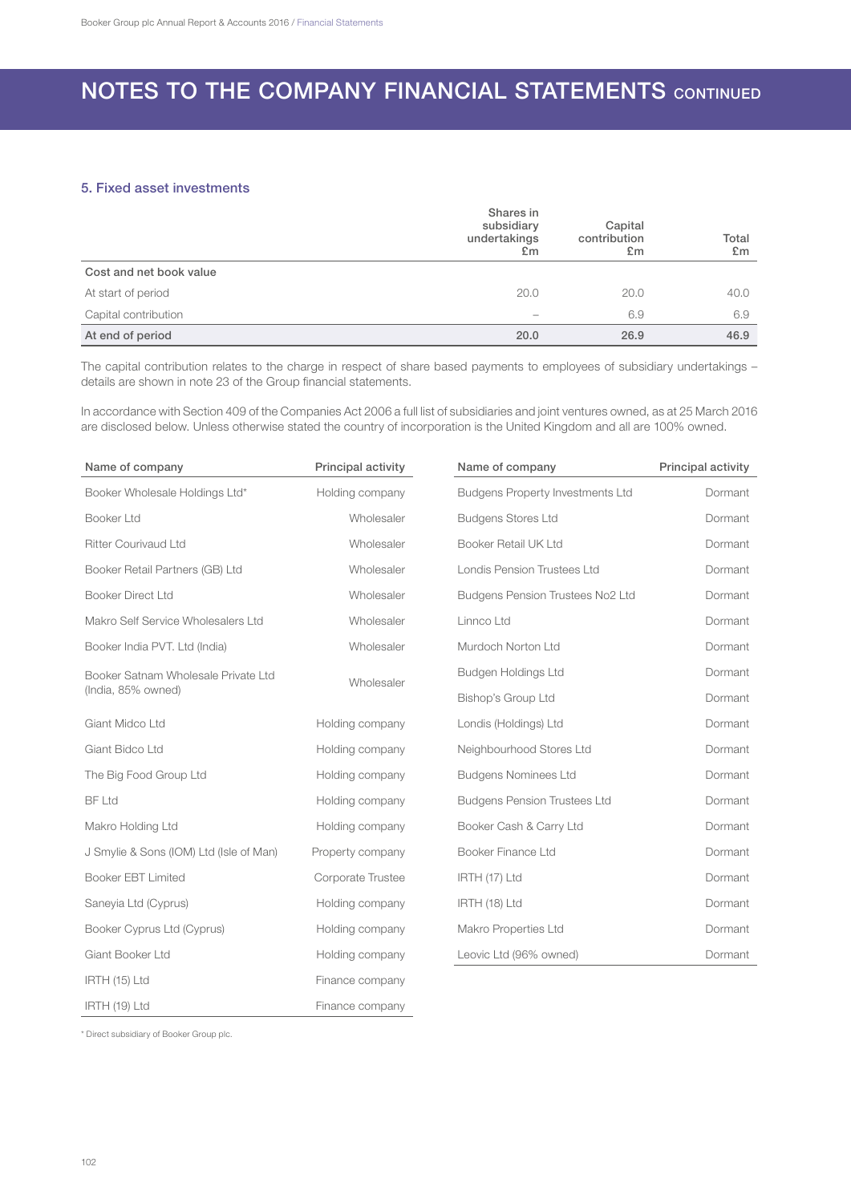# NOTES TO THE COMPANY FINANCIAL STATEMENTS CONTINUED

## 5. Fixed asset investments

| | Shares in subsidiary undertakings £m | Capital contribution £m | Total £m |
|---|---|---|---|
| **Cost and net book value** | | | |
| At start of period | 20.0 | 20.0 | 40.0 |
| Capital contribution | – | 6.9 | 6.9 |
| **At end of period** | **20.0** | **26.9** | **46.9** |

The capital contribution relates to the charge in respect of share based payments to employees of subsidiary undertakings – details are shown in note 23 of the Group financial statements.

In accordance with Section 409 of the Companies Act 2006 a full list of subsidiaries and joint ventures owned, as at 25 March 2016 are disclosed below. Unless otherwise stated the country of incorporation is the United Kingdom and all are 100% owned.

| Name of company | Principal activity |
|---|---|
| Booker Wholesale Holdings Ltd* | Holding company |
| Booker Ltd | Wholesaler |
| Ritter Courivaud Ltd | Wholesaler |
| Booker Retail Partners (GB) Ltd | Wholesaler |
| Booker Direct Ltd | Wholesaler |
| Makro Self Service Wholesalers Ltd | Wholesaler |
| Booker India PVT. Ltd (India) | Wholesaler |
| Booker Satnam Wholesale Private Ltd (India, 85% owned) | Wholesaler |
| Giant Midco Ltd | Holding company |
| Giant Bidco Ltd | Holding company |
| The Big Food Group Ltd | Holding company |
| BF Ltd | Holding company |
| Makro Holding Ltd | Holding company |
| J Smylie & Sons (IOM) Ltd (Isle of Man) | Property company |
| Booker EBT Limited | Corporate Trustee |
| Saneyia Ltd (Cyprus) | Holding company |
| Booker Cyprus Ltd (Cyprus) | Holding company |
| Giant Booker Ltd | Holding company |
| IRTH (15) Ltd | Finance company |
| IRTH (19) Ltd | Finance company |

| Name of company | Principal activity |
|---|---|
| Budgens Property Investments Ltd | Dormant |
| Budgens Stores Ltd | Dormant |
| Booker Retail UK Ltd | Dormant |
| Londis Pension Trustees Ltd | Dormant |
| Budgens Pension Trustees No2 Ltd | Dormant |
| Linnco Ltd | Dormant |
| Murdoch Norton Ltd | Dormant |
| Budgen Holdings Ltd | Dormant |
| Bishop's Group Ltd | Dormant |
| Londis (Holdings) Ltd | Dormant |
| Neighbourhood Stores Ltd | Dormant |
| Budgens Nominees Ltd | Dormant |
| Budgens Pension Trustees Ltd | Dormant |
| Booker Cash & Carry Ltd | Dormant |
| Booker Finance Ltd | Dormant |
| IRTH (17) Ltd | Dormant |
| IRTH (18) Ltd | Dormant |
| Makro Properties Ltd | Dormant |
| Leovic Ltd (96% owned) | Dormant |

* Direct subsidiary of Booker Group plc.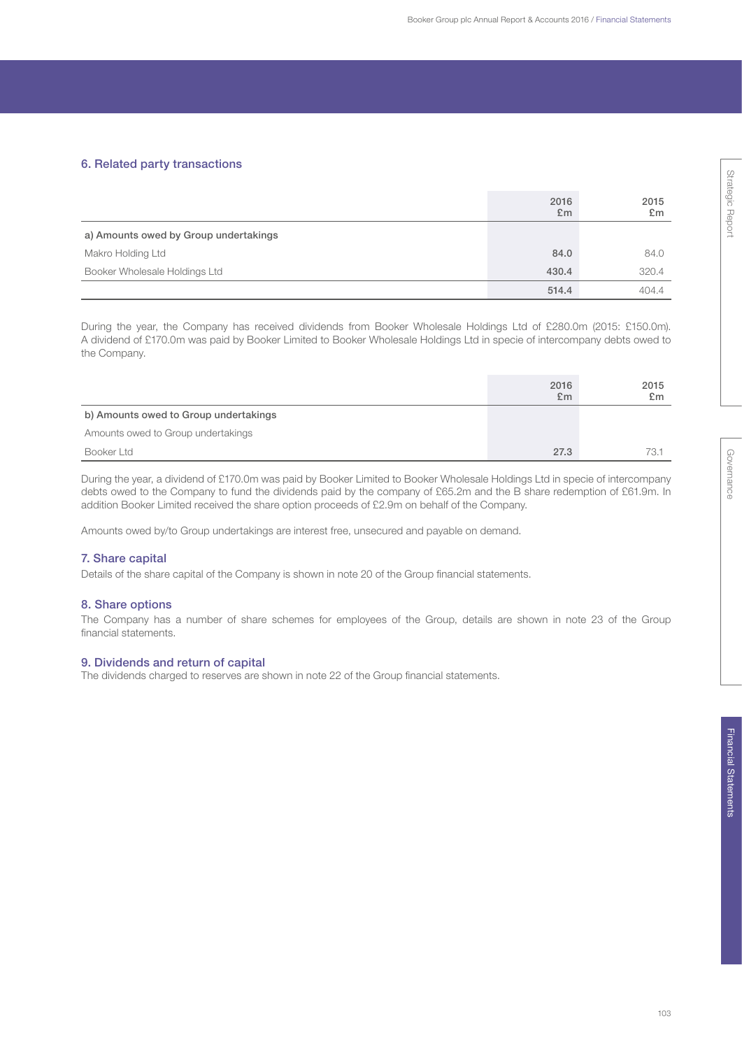## 6. Related party transactions

| | 2016 £m | 2015 £m |
|---|---|---|
| **a) Amounts owed by Group undertakings** | | |
| Makro Holding Ltd | **84.0** | 84.0 |
| Booker Wholesale Holdings Ltd | **430.4** | 320.4 |
| | **514.4** | 404.4 |

During the year, the Company has received dividends from Booker Wholesale Holdings Ltd of £280.0m (2015: £150.0m). A dividend of £170.0m was paid by Booker Limited to Booker Wholesale Holdings Ltd in specie of intercompany debts owed to the Company.

| | 2016 £m | 2015 £m |
|---|---|---|
| **b) Amounts owed to Group undertakings** | | |
| Amounts owed to Group undertakings | | |
| Booker Ltd | **27.3** | 73.1 |

During the year, a dividend of £170.0m was paid by Booker Limited to Booker Wholesale Holdings Ltd in specie of intercompany debts owed to the Company to fund the dividends paid by the company of £65.2m and the B share redemption of £61.9m. In addition Booker Limited received the share option proceeds of £2.9m on behalf of the Company.

Amounts owed by/to Group undertakings are interest free, unsecured and payable on demand.

## 7. Share capital

Details of the share capital of the Company is shown in note 20 of the Group financial statements.

## 8. Share options

The Company has a number of share schemes for employees of the Group, details are shown in note 23 of the Group financial statements.

## 9. Dividends and return of capital

The dividends charged to reserves are shown in note 22 of the Group financial statements.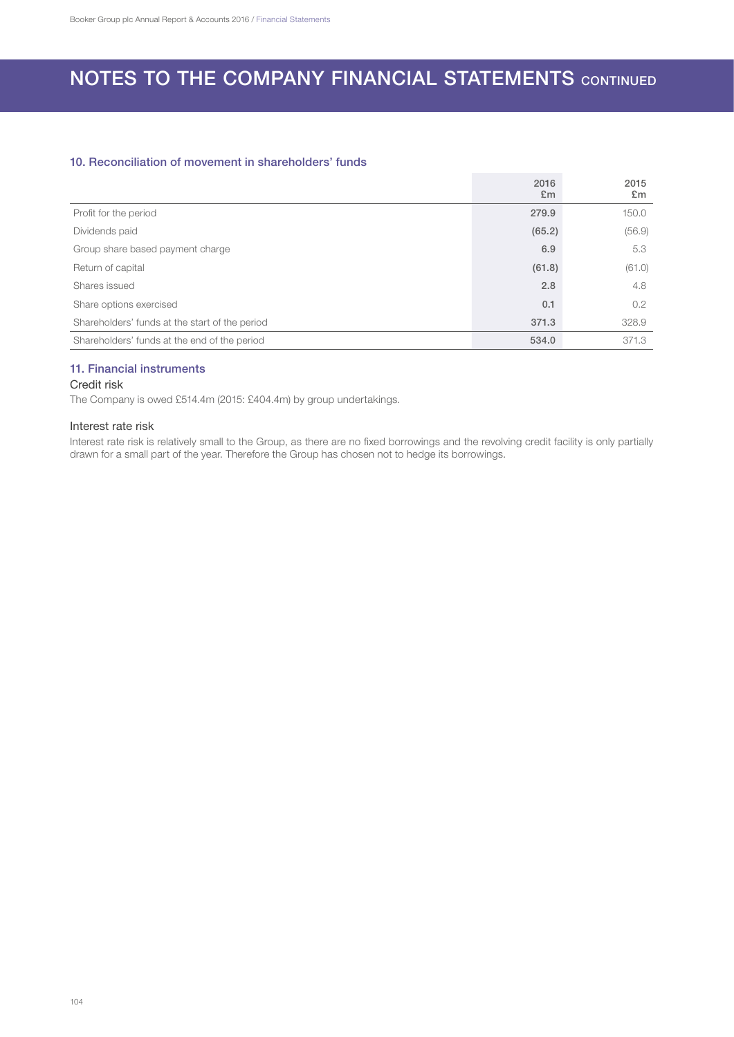# NOTES TO THE COMPANY FINANCIAL STATEMENTS CONTINUED

## 10. Reconciliation of movement in shareholders' funds

| | 2016 £m | 2015 £m |
|---|---|---|
| Profit for the period | **279.9** | 150.0 |
| Dividends paid | **(65.2)** | (56.9) |
| Group share based payment charge | **6.9** | 5.3 |
| Return of capital | **(61.8)** | (61.0) |
| Shares issued | **2.8** | 4.8 |
| Share options exercised | **0.1** | 0.2 |
| Shareholders' funds at the start of the period | **371.3** | 328.9 |
| Shareholders' funds at the end of the period | **534.0** | 371.3 |

## 11. Financial instruments

### Credit risk

The Company is owed £514.4m (2015: £404.4m) by group undertakings.

### Interest rate risk

Interest rate risk is relatively small to the Group, as there are no fixed borrowings and the revolving credit facility is only partially drawn for a small part of the year. Therefore the Group has chosen not to hedge its borrowings.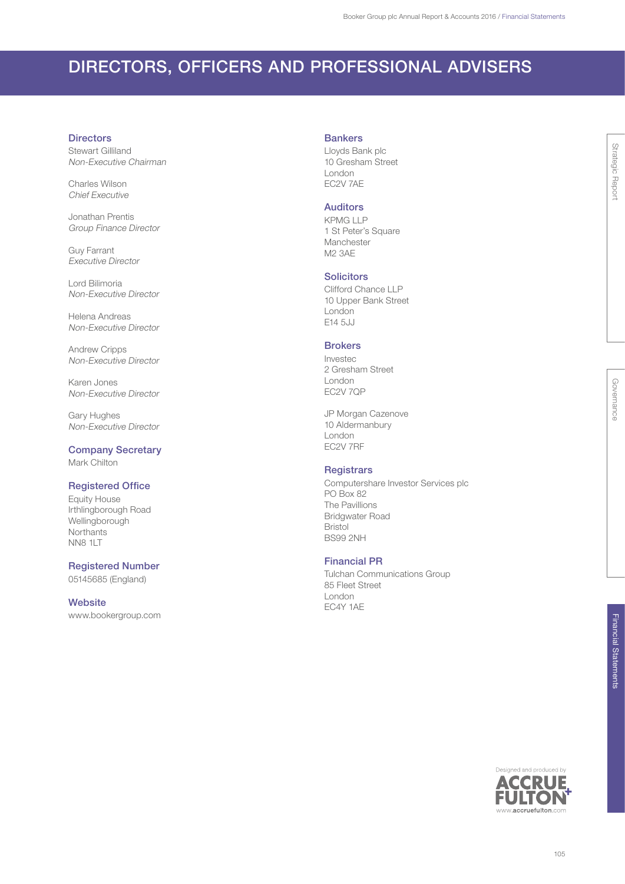# DIRECTORS, OFFICERS AND PROFESSIONAL ADVISERS

## Directors

Stewart Gilliland
*Non-Executive Chairman*

Charles Wilson
*Chief Executive*

Jonathan Prentis
*Group Finance Director*

Guy Farrant
*Executive Director*

Lord Bilimoria
*Non-Executive Director*

Helena Andreas
*Non-Executive Director*

Andrew Cripps
*Non-Executive Director*

Karen Jones
*Non-Executive Director*

Gary Hughes
*Non-Executive Director*

## Company Secretary

Mark Chilton

## Registered Office

Equity House
Irthlingborough Road
Wellingborough
Northants
NN8 1LT

## Registered Number

05145685 (England)

## Website

www.bookergroup.com

## Bankers

Lloyds Bank plc
10 Gresham Street
London
EC2V 7AE

## Auditors

KPMG LLP
1 St Peter's Square
Manchester
M2 3AE

## Solicitors

Clifford Chance LLP
10 Upper Bank Street
London
E14 5JJ

## Brokers

Investec
2 Gresham Street
London
EC2V 7QP

JP Morgan Cazenove
10 Aldermanbury
London
EC2V 7RF

## Registrars

Computershare Investor Services plc
PO Box 82
The Pavillions
Bridgwater Road
Bristol
BS99 2NH

## Financial PR

Tulchan Communications Group
85 Fleet Street
London
EC4Y 1AE

Designed and produced by ACCRUE FULTON www.accruefulton.com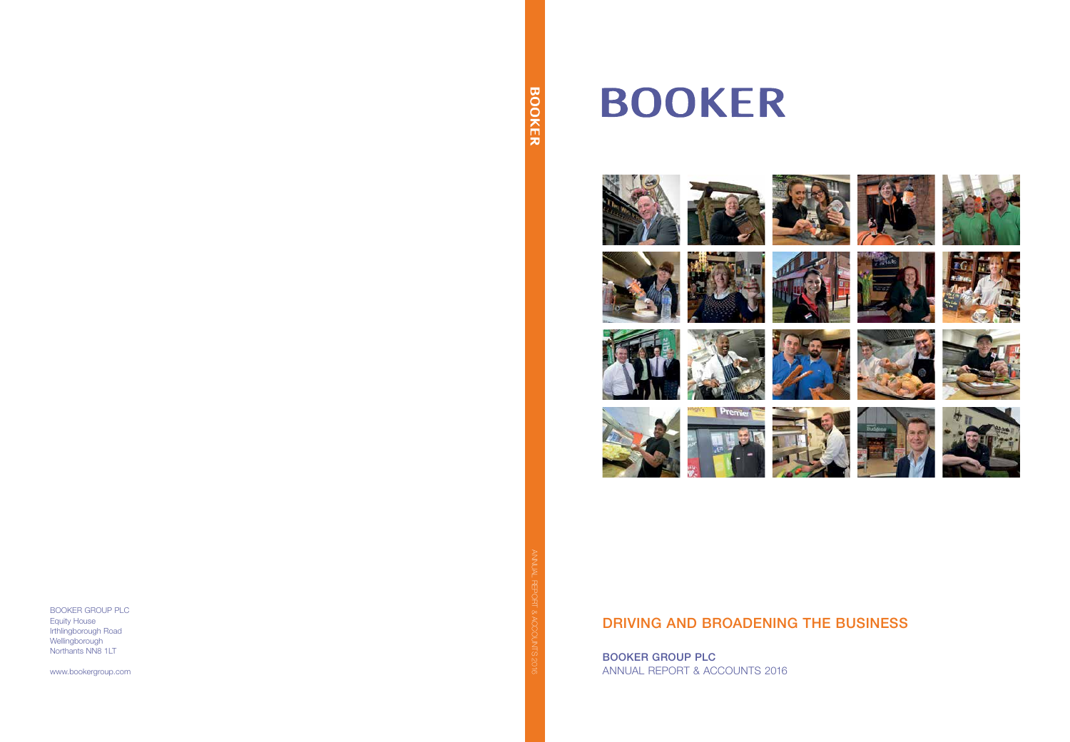BOOKER GROUP PLC
Equity House
Irthlingborough Road
Wellingborough
Northants NN8 1LT

www.bookergroup.com

BOOKER

ANNUAL REPORT & ACCOUNTS 2016

# BOOKER

## DRIVING AND BROADENING THE BUSINESS

**BOOKER GROUP PLC**
ANNUAL REPORT & ACCOUNTS 2016